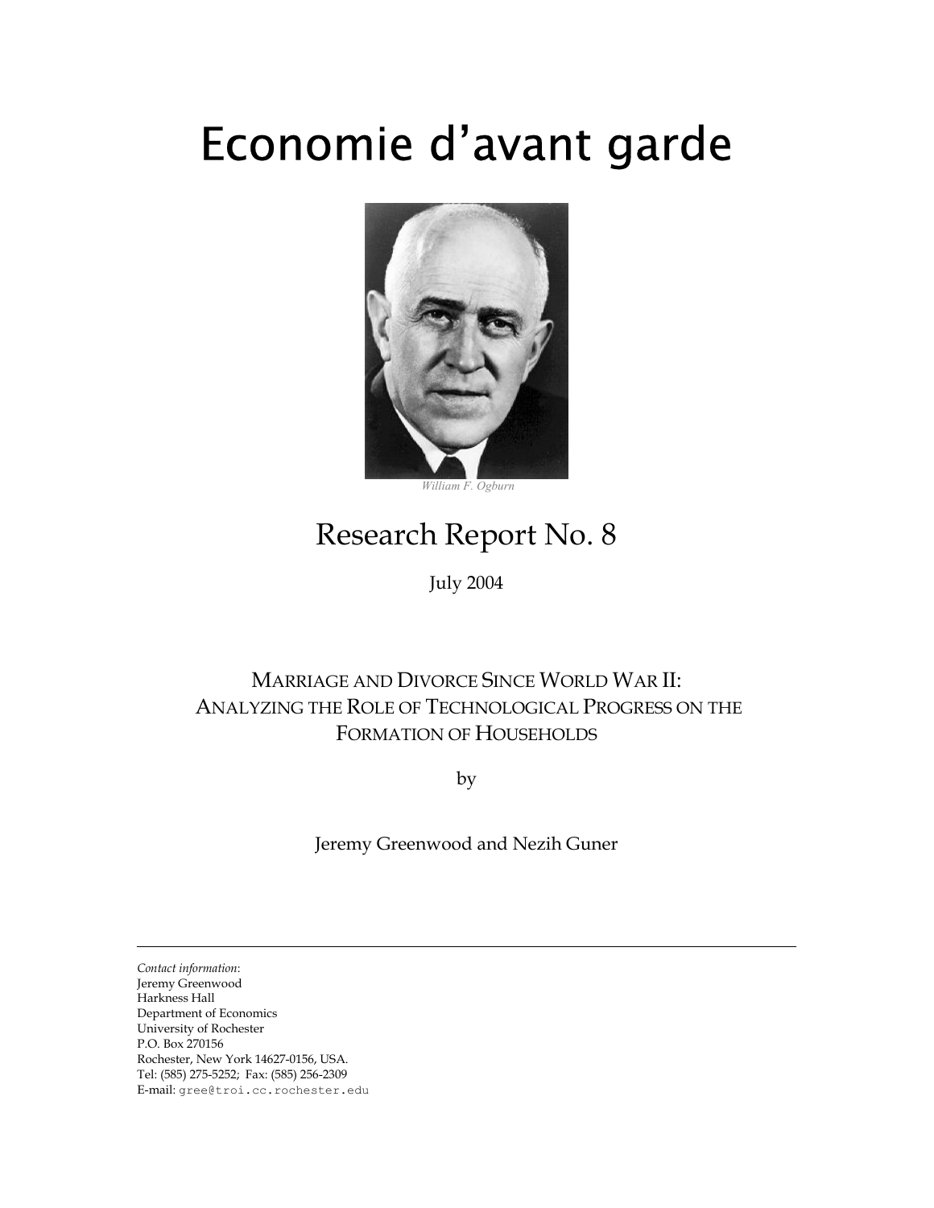# Economie d'avant garde

*William F. Ogburn*

## Research Report No. 8

July 2004

### MARRIAGE AND DIVORCE SINCE WORLD WAR II: ANALYZING THE ROLE OF TECHNOLOGICAL PROGRESS ON THE FORMATION OF HOUSEHOLDS

by

Jeremy Greenwood and Nezih Guner

---

*Contact information*:
Jeremy Greenwood
Harkness Hall
Department of Economics
University of Rochester
P.O. Box 270156
Rochester, New York 14627-0156, USA.
Tel: (585) 275-5252; Fax: (585) 256-2309
E-mail: gree@troi.cc.rochester.edu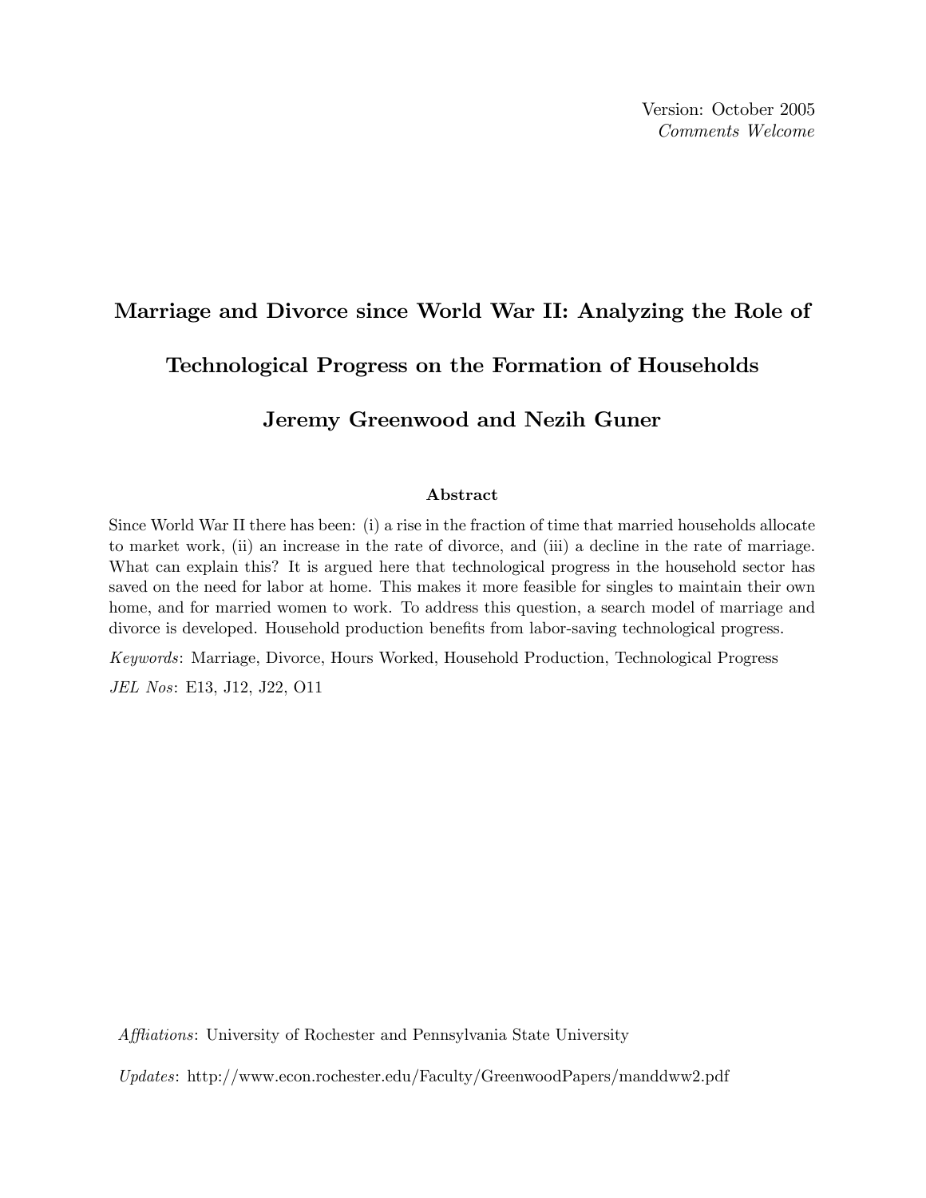Version: October 2005
*Comments Welcome*

# Marriage and Divorce since World War II: Analyzing the Role of Technological Progress on the Formation of Households

## Jeremy Greenwood and Nezih Guner

### Abstract

Since World War II there has been: (i) a rise in the fraction of time that married households allocate to market work, (ii) an increase in the rate of divorce, and (iii) a decline in the rate of marriage. What can explain this? It is argued here that technological progress in the household sector has saved on the need for labor at home. This makes it more feasible for singles to maintain their own home, and for married women to work. To address this question, a search model of marriage and divorce is developed. Household production benefits from labor-saving technological progress.

*Keywords*: Marriage, Divorce, Hours Worked, Household Production, Technological Progress

*JEL Nos*: E13, J12, J22, O11

*Affliations*: University of Rochester and Pennsylvania State University

*Updates*: http://www.econ.rochester.edu/Faculty/GreenwoodPapers/manddww2.pdf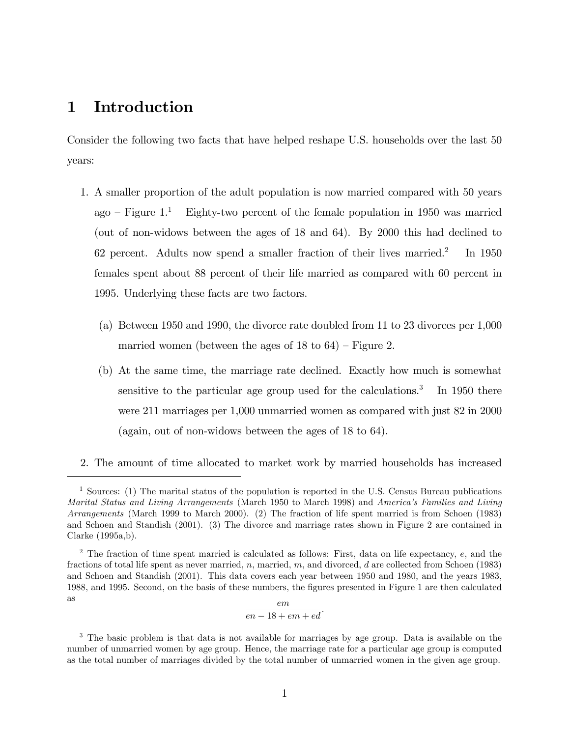# 1 Introduction

Consider the following two facts that have helped reshape U.S. households over the last 50 years:

1. A smaller proportion of the adult population is now married compared with 50 years ago – Figure 1.[1] Eighty-two percent of the female population in 1950 was married (out of non-widows between the ages of 18 and 64). By 2000 this had declined to 62 percent. Adults now spend a smaller fraction of their lives married.[2] In 1950 females spent about 88 percent of their life married as compared with 60 percent in 1995. Underlying these facts are two factors.

    (a) Between 1950 and 1990, the divorce rate doubled from 11 to 23 divorces per 1,000 married women (between the ages of 18 to 64) – Figure 2.

    (b) At the same time, the marriage rate declined. Exactly how much is somewhat sensitive to the particular age group used for the calculations.[3] In 1950 there were 211 marriages per 1,000 unmarried women as compared with just 82 in 2000 (again, out of non-widows between the ages of 18 to 64).

2. The amount of time allocated to market work by married households has increased

---

[1] Sources: (1) The marital status of the population is reported in the U.S. Census Bureau publications *Marital Status and Living Arrangements* (March 1950 to March 1998) and *America's Families and Living Arrangements* (March 1999 to March 2000). (2) The fraction of life spent married is from Schoen (1983) and Schoen and Standish (2001). (3) The divorce and marriage rates shown in Figure 2 are contained in Clarke (1995a,b).

[2] The fraction of time spent married is calculated as follows: First, data on life expectancy, $e$, and the fractions of total life spent as never married, $n$, married, $m$, and divorced, $d$ are collected from Schoen (1983) and Schoen and Standish (2001). This data covers each year between 1950 and 1980, and the years 1983, 1988, and 1995. Second, on the basis of these numbers, the figures presented in Figure 1 are then calculated as

$$\frac{em}{en - 18 + em + ed}.$$

[3] The basic problem is that data is not available for marriages by age group. Data is available on the number of unmarried women by age group. Hence, the marriage rate for a particular age group is computed as the total number of marriages divided by the total number of unmarried women in the given age group.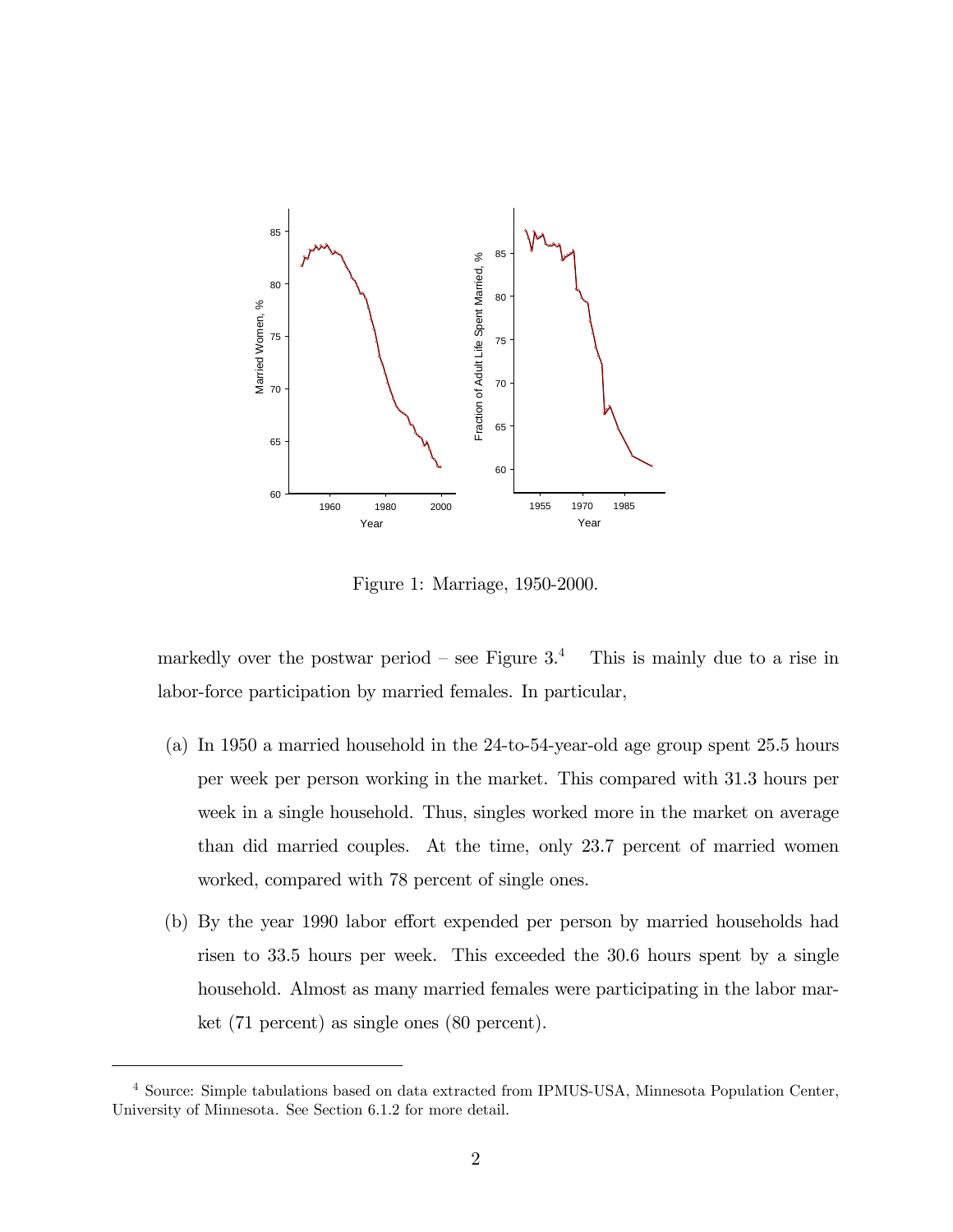Figure 1: Marriage, 1950-2000.

markedly over the postwar period – see Figure 3.[4] This is mainly due to a rise in labor-force participation by married females. In particular,

(a) In 1950 a married household in the 24-to-54-year-old age group spent 25.5 hours per week per person working in the market. This compared with 31.3 hours per week in a single household. Thus, singles worked more in the market on average than did married couples. At the time, only 23.7 percent of married women worked, compared with 78 percent of single ones.

(b) By the year 1990 labor effort expended per person by married households had risen to 33.5 hours per week. This exceeded the 30.6 hours spent by a single household. Almost as many married females were participating in the labor market (71 percent) as single ones (80 percent).

[4] Source: Simple tabulations based on data extracted from IPMUS-USA, Minnesota Population Center, University of Minnesota. See Section 6.1.2 for more detail.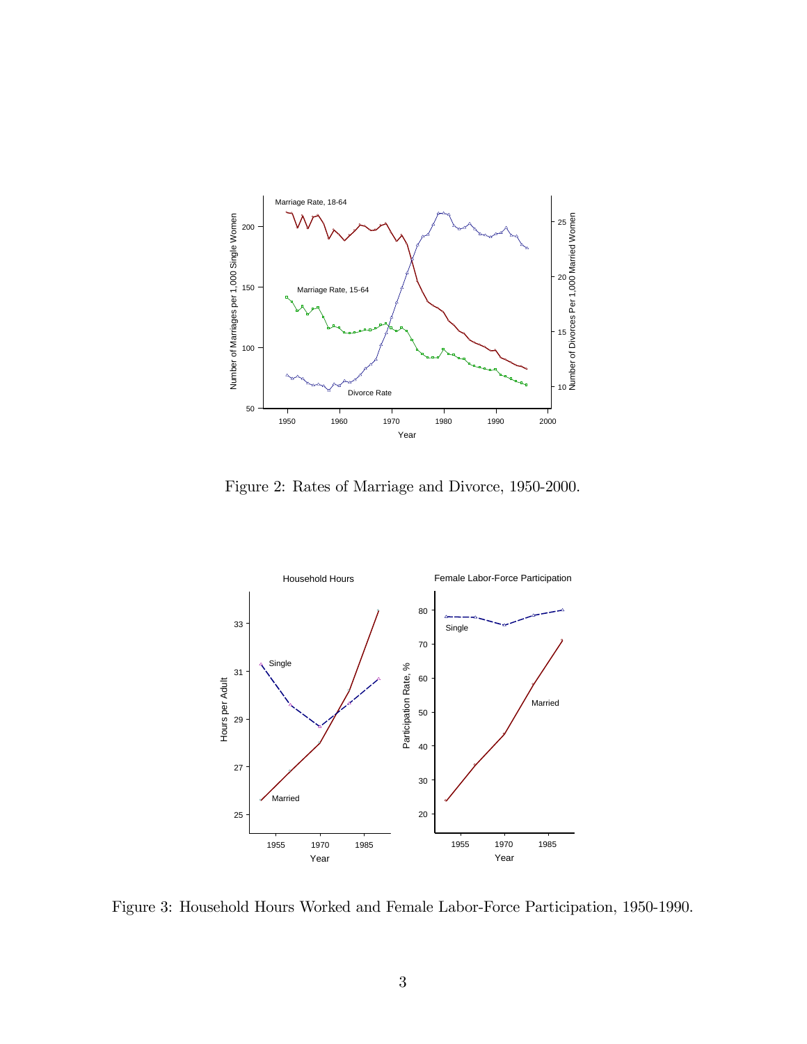Figure 2: Rates of Marriage and Divorce, 1950-2000.

Figure 3: Household Hours Worked and Female Labor-Force Participation, 1950-1990.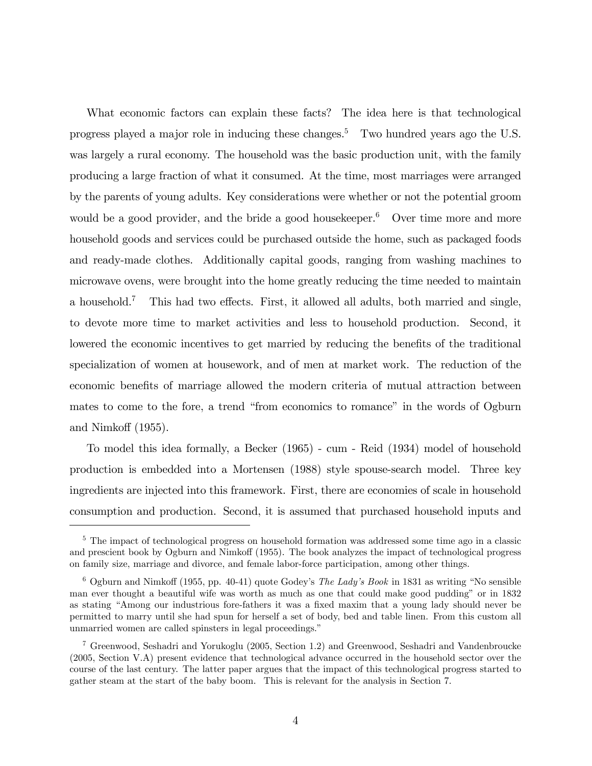What economic factors can explain these facts? The idea here is that technological progress played a major role in inducing these changes.[5] Two hundred years ago the U.S. was largely a rural economy. The household was the basic production unit, with the family producing a large fraction of what it consumed. At the time, most marriages were arranged by the parents of young adults. Key considerations were whether or not the potential groom would be a good provider, and the bride a good housekeeper.[6] Over time more and more household goods and services could be purchased outside the home, such as packaged foods and ready-made clothes. Additionally capital goods, ranging from washing machines to microwave ovens, were brought into the home greatly reducing the time needed to maintain a household.[7] This had two effects. First, it allowed all adults, both married and single, to devote more time to market activities and less to household production. Second, it lowered the economic incentives to get married by reducing the benefits of the traditional specialization of women at housework, and of men at market work. The reduction of the economic benefits of marriage allowed the modern criteria of mutual attraction between mates to come to the fore, a trend "from economics to romance" in the words of Ogburn and Nimkoff (1955).

To model this idea formally, a Becker (1965) - cum - Reid (1934) model of household production is embedded into a Mortensen (1988) style spouse-search model. Three key ingredients are injected into this framework. First, there are economies of scale in household consumption and production. Second, it is assumed that purchased household inputs and

---

[5] The impact of technological progress on household formation was addressed some time ago in a classic and prescient book by Ogburn and Nimkoff (1955). The book analyzes the impact of technological progress on family size, marriage and divorce, and female labor-force participation, among other things.

[6] Ogburn and Nimkoff (1955, pp. 40-41) quote Godey's *The Lady's Book* in 1831 as writing "No sensible man ever thought a beautiful wife was worth as much as one that could make good pudding" or in 1832 as stating "Among our industrious fore-fathers it was a fixed maxim that a young lady should never be permitted to marry until she had spun for herself a set of body, bed and table linen. From this custom all unmarried women are called spinsters in legal proceedings."

[7] Greenwood, Seshadri and Yorukoglu (2005, Section 1.2) and Greenwood, Seshadri and Vandenbroucke (2005, Section V.A) present evidence that technological advance occurred in the household sector over the course of the last century. The latter paper argues that the impact of this technological progress started to gather steam at the start of the baby boom. This is relevant for the analysis in Section 7.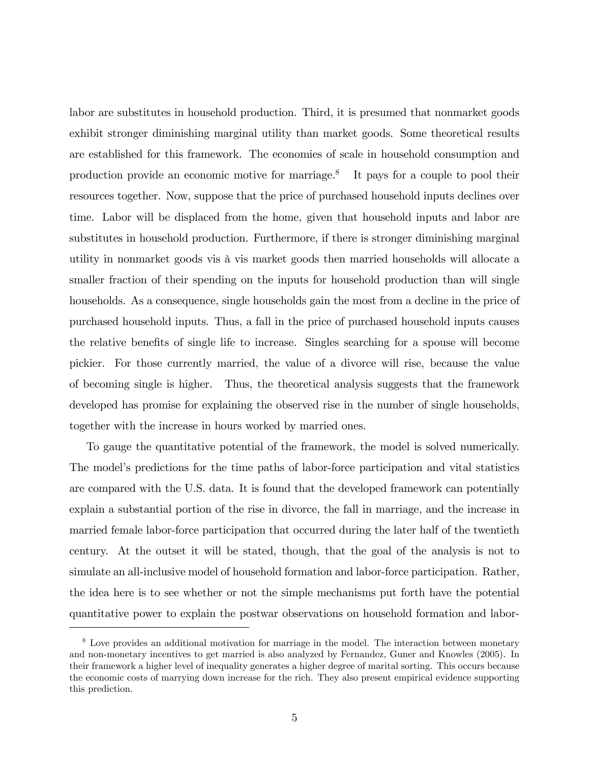labor are substitutes in household production. Third, it is presumed that nonmarket goods exhibit stronger diminishing marginal utility than market goods. Some theoretical results are established for this framework. The economies of scale in household consumption and production provide an economic motive for marriage.[8] It pays for a couple to pool their resources together. Now, suppose that the price of purchased household inputs declines over time. Labor will be displaced from the home, given that household inputs and labor are substitutes in household production. Furthermore, if there is stronger diminishing marginal utility in nonmarket goods vis à vis market goods then married households will allocate a smaller fraction of their spending on the inputs for household production than will single households. As a consequence, single households gain the most from a decline in the price of purchased household inputs. Thus, a fall in the price of purchased household inputs causes the relative benefits of single life to increase. Singles searching for a spouse will become pickier. For those currently married, the value of a divorce will rise, because the value of becoming single is higher. Thus, the theoretical analysis suggests that the framework developed has promise for explaining the observed rise in the number of single households, together with the increase in hours worked by married ones.

To gauge the quantitative potential of the framework, the model is solved numerically. The model's predictions for the time paths of labor-force participation and vital statistics are compared with the U.S. data. It is found that the developed framework can potentially explain a substantial portion of the rise in divorce, the fall in marriage, and the increase in married female labor-force participation that occurred during the later half of the twentieth century. At the outset it will be stated, though, that the goal of the analysis is not to simulate an all-inclusive model of household formation and labor-force participation. Rather, the idea here is to see whether or not the simple mechanisms put forth have the potential quantitative power to explain the postwar observations on household formation and labor-

[8] Love provides an additional motivation for marriage in the model. The interaction between monetary and non-monetary incentives to get married is also analyzed by Fernandez, Guner and Knowles (2005). In their framework a higher level of inequality generates a higher degree of marital sorting. This occurs because the economic costs of marrying down increase for the rich. They also present empirical evidence supporting this prediction.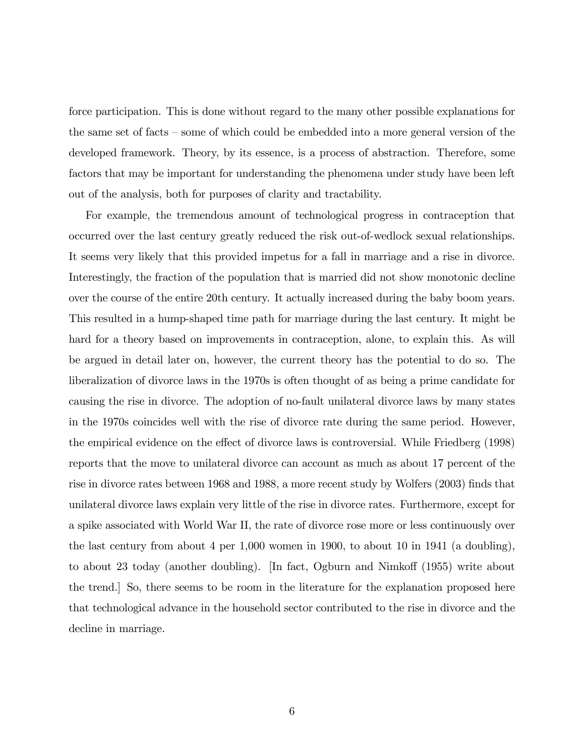force participation. This is done without regard to the many other possible explanations for the same set of facts – some of which could be embedded into a more general version of the developed framework. Theory, by its essence, is a process of abstraction. Therefore, some factors that may be important for understanding the phenomena under study have been left out of the analysis, both for purposes of clarity and tractability.

For example, the tremendous amount of technological progress in contraception that occurred over the last century greatly reduced the risk out-of-wedlock sexual relationships. It seems very likely that this provided impetus for a fall in marriage and a rise in divorce. Interestingly, the fraction of the population that is married did not show monotonic decline over the course of the entire 20th century. It actually increased during the baby boom years. This resulted in a hump-shaped time path for marriage during the last century. It might be hard for a theory based on improvements in contraception, alone, to explain this. As will be argued in detail later on, however, the current theory has the potential to do so. The liberalization of divorce laws in the 1970s is often thought of as being a prime candidate for causing the rise in divorce. The adoption of no-fault unilateral divorce laws by many states in the 1970s coincides well with the rise of divorce rate during the same period. However, the empirical evidence on the effect of divorce laws is controversial. While Friedberg (1998) reports that the move to unilateral divorce can account as much as about 17 percent of the rise in divorce rates between 1968 and 1988, a more recent study by Wolfers (2003) finds that unilateral divorce laws explain very little of the rise in divorce rates. Furthermore, except for a spike associated with World War II, the rate of divorce rose more or less continuously over the last century from about 4 per 1,000 women in 1900, to about 10 in 1941 (a doubling), to about 23 today (another doubling). [In fact, Ogburn and Nimkoff (1955) write about the trend.] So, there seems to be room in the literature for the explanation proposed here that technological advance in the household sector contributed to the rise in divorce and the decline in marriage.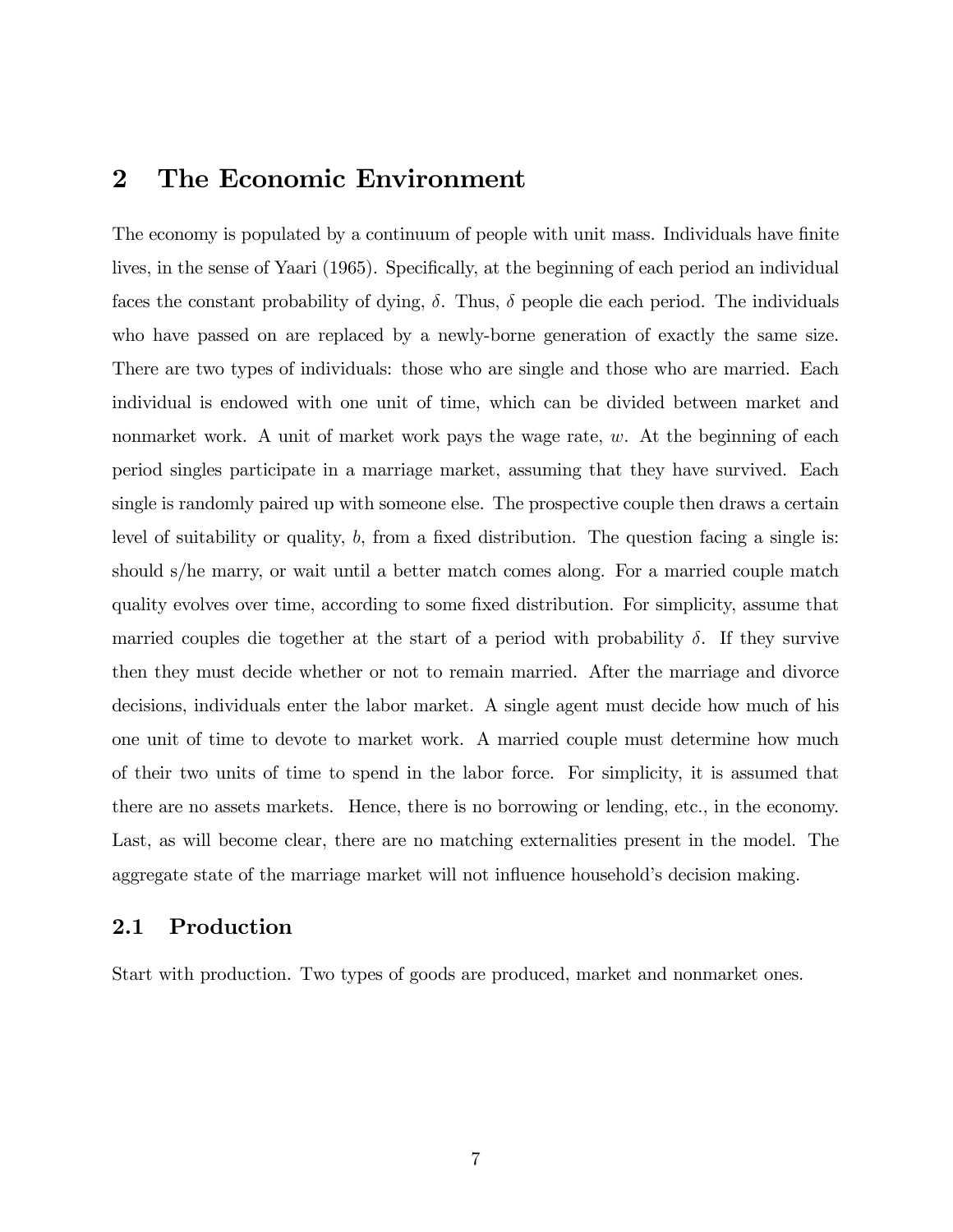## 2 The Economic Environment

The economy is populated by a continuum of people with unit mass. Individuals have finite lives, in the sense of Yaari (1965). Specifically, at the beginning of each period an individual faces the constant probability of dying, $\delta$. Thus, $\delta$ people die each period. The individuals who have passed on are replaced by a newly-borne generation of exactly the same size. There are two types of individuals: those who are single and those who are married. Each individual is endowed with one unit of time, which can be divided between market and nonmarket work. A unit of market work pays the wage rate, $w$. At the beginning of each period singles participate in a marriage market, assuming that they have survived. Each single is randomly paired up with someone else. The prospective couple then draws a certain level of suitability or quality, $b$, from a fixed distribution. The question facing a single is: should s/he marry, or wait until a better match comes along. For a married couple match quality evolves over time, according to some fixed distribution. For simplicity, assume that married couples die together at the start of a period with probability $\delta$. If they survive then they must decide whether or not to remain married. After the marriage and divorce decisions, individuals enter the labor market. A single agent must decide how much of his one unit of time to devote to market work. A married couple must determine how much of their two units of time to spend in the labor force. For simplicity, it is assumed that there are no assets markets. Hence, there is no borrowing or lending, etc., in the economy. Last, as will become clear, there are no matching externalities present in the model. The aggregate state of the marriage market will not influence household's decision making.

### 2.1 Production

Start with production. Two types of goods are produced, market and nonmarket ones.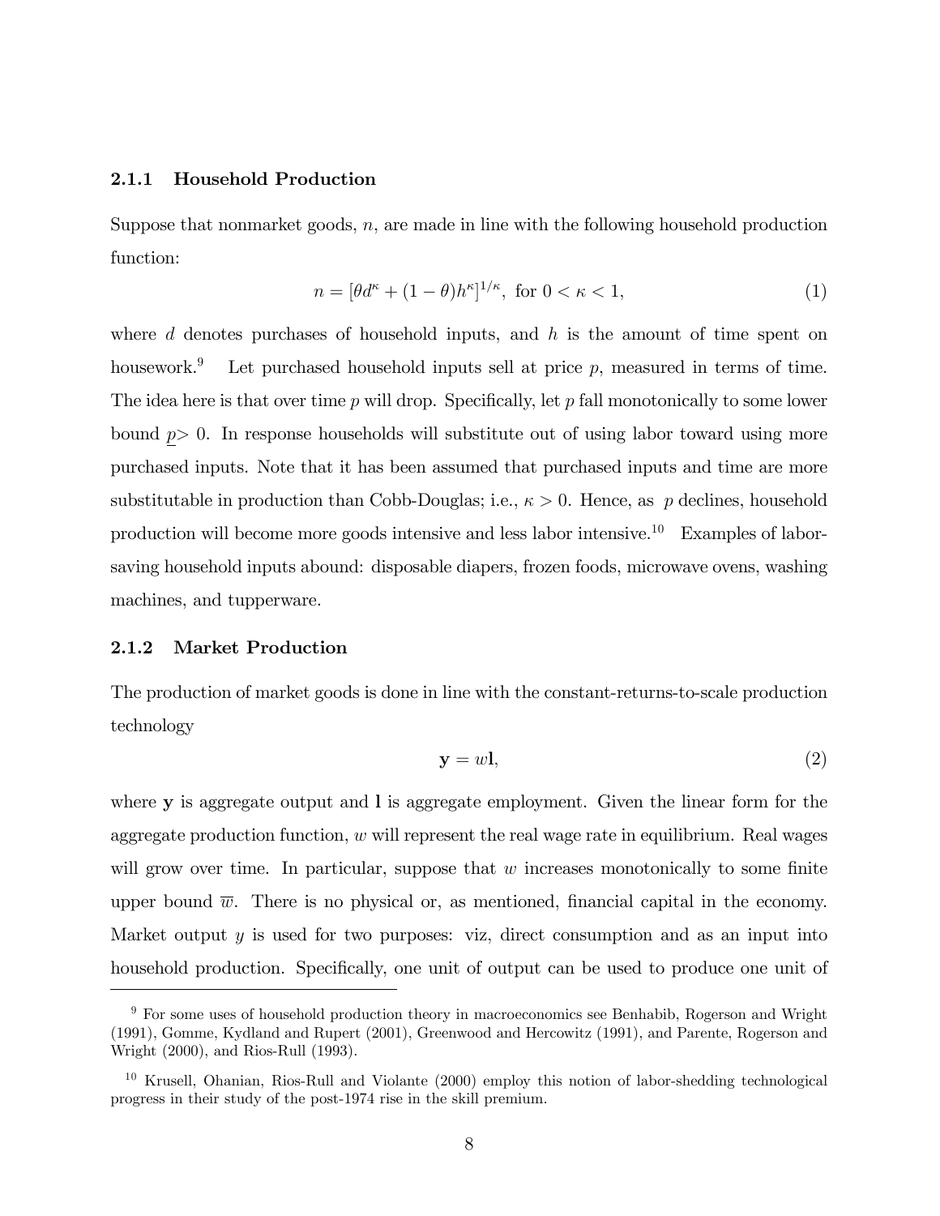### 2.1.1 Household Production

Suppose that nonmarket goods, $n$, are made in line with the following household production function:

$$n = [\theta d^{\kappa} + (1-\theta)h^{\kappa}]^{1/\kappa}, \text{ for } 0 < \kappa < 1, \tag{1}$$

where $d$ denotes purchases of household inputs, and $h$ is the amount of time spent on housework.[9] Let purchased household inputs sell at price $p$, measured in terms of time. The idea here is that over time $p$ will drop. Specifically, let $p$ fall monotonically to some lower bound $\underline{p} > 0$. In response households will substitute out of using labor toward using more purchased inputs. Note that it has been assumed that purchased inputs and time are more substitutable in production than Cobb-Douglas; i.e., $\kappa > 0$. Hence, as $p$ declines, household production will become more goods intensive and less labor intensive.[10] Examples of labor-saving household inputs abound: disposable diapers, frozen foods, microwave ovens, washing machines, and tupperware.

### 2.1.2 Market Production

The production of market goods is done in line with the constant-returns-to-scale production technology

$$\mathbf{y} = w\mathbf{l}, \tag{2}$$

where $\mathbf{y}$ is aggregate output and $\mathbf{l}$ is aggregate employment. Given the linear form for the aggregate production function, $w$ will represent the real wage rate in equilibrium. Real wages will grow over time. In particular, suppose that $w$ increases monotonically to some finite upper bound $\overline{w}$. There is no physical or, as mentioned, financial capital in the economy. Market output $y$ is used for two purposes: viz, direct consumption and as an input into household production. Specifically, one unit of output can be used to produce one unit of

---

[9] For some uses of household production theory in macroeconomics see Benhabib, Rogerson and Wright (1991), Gomme, Kydland and Rupert (2001), Greenwood and Hercowitz (1991), and Parente, Rogerson and Wright (2000), and Rios-Rull (1993).

[10] Krusell, Ohanian, Rios-Rull and Violante (2000) employ this notion of labor-shedding technological progress in their study of the post-1974 rise in the skill premium.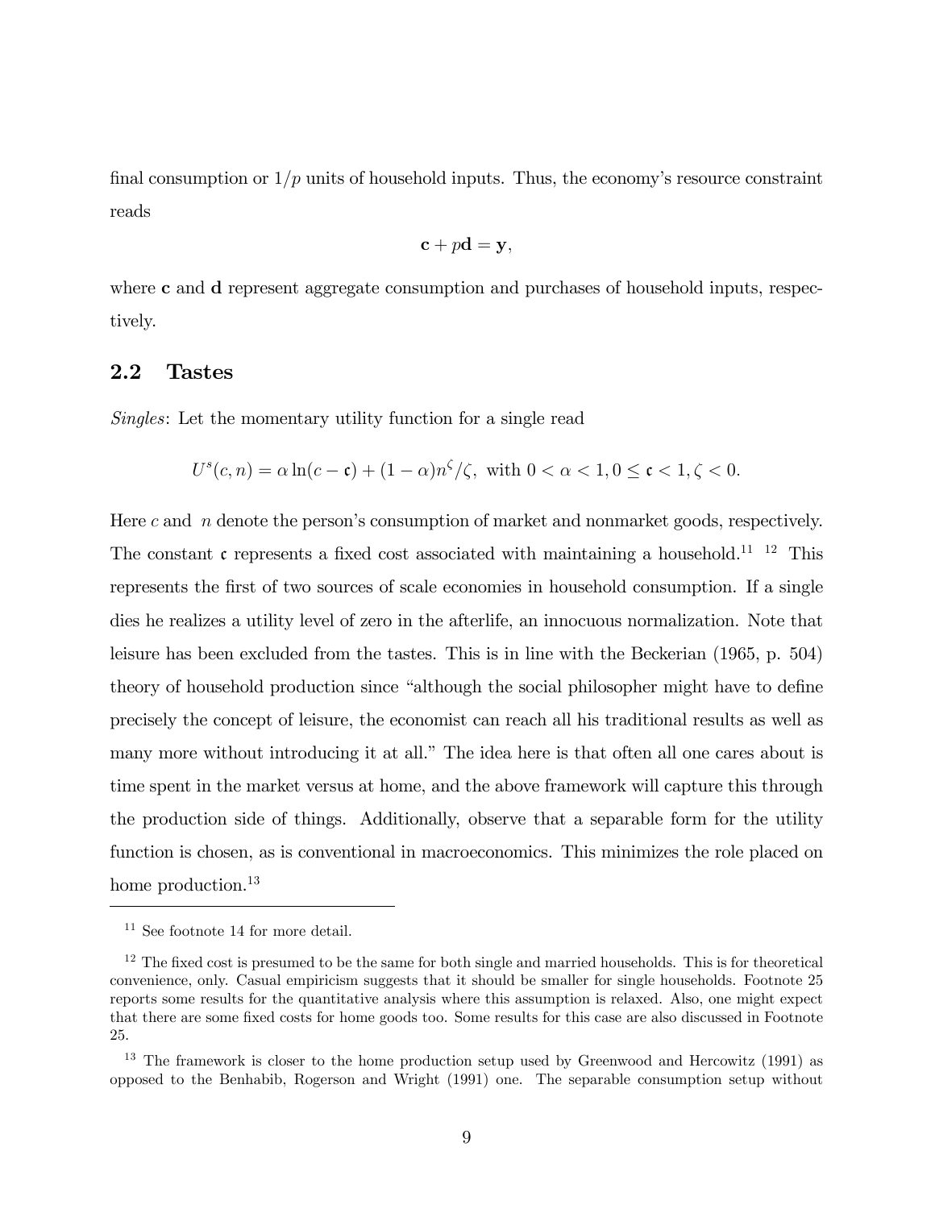final consumption or $1/p$ units of household inputs. Thus, the economy's resource constraint reads

$$\mathbf{c} + p\mathbf{d} = \mathbf{y},$$

where $\mathbf{c}$ and $\mathbf{d}$ represent aggregate consumption and purchases of household inputs, respectively.

## 2.2 Tastes

*Singles*: Let the momentary utility function for a single read

$$U^s(c, n) = \alpha \ln(c - \mathfrak{c}) + (1 - \alpha)n^{\zeta}/\zeta, \text{ with } 0 < \alpha < 1, 0 \leq \mathfrak{c} < 1, \zeta < 0.$$

Here $c$ and $n$ denote the person's consumption of market and nonmarket goods, respectively. The constant $\mathfrak{c}$ represents a fixed cost associated with maintaining a household.[11] [12] This represents the first of two sources of scale economies in household consumption. If a single dies he realizes a utility level of zero in the afterlife, an innocuous normalization. Note that leisure has been excluded from the tastes. This is in line with the Beckerian (1965, p. 504) theory of household production since "although the social philosopher might have to define precisely the concept of leisure, the economist can reach all his traditional results as well as many more without introducing it at all." The idea here is that often all one cares about is time spent in the market versus at home, and the above framework will capture this through the production side of things. Additionally, observe that a separable form for the utility function is chosen, as is conventional in macroeconomics. This minimizes the role placed on home production.[13]

---

[11] See footnote 14 for more detail.

[12] The fixed cost is presumed to be the same for both single and married households. This is for theoretical convenience, only. Casual empiricism suggests that it should be smaller for single households. Footnote 25 reports some results for the quantitative analysis where this assumption is relaxed. Also, one might expect that there are some fixed costs for home goods too. Some results for this case are also discussed in Footnote 25.

[13] The framework is closer to the home production setup used by Greenwood and Hercowitz (1991) as opposed to the Benhabib, Rogerson and Wright (1991) one. The separable consumption setup without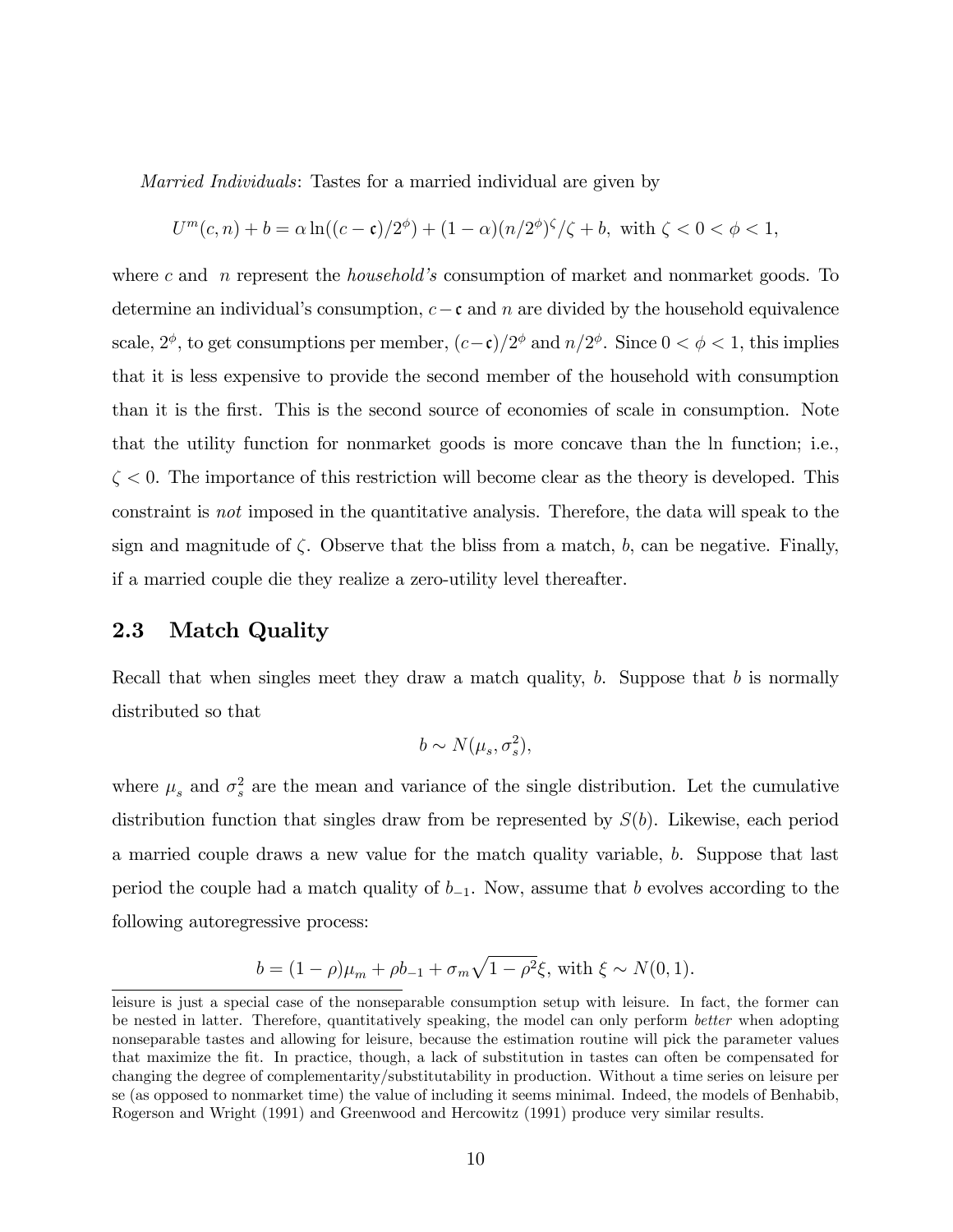*Married Individuals*: Tastes for a married individual are given by

$$U^m(c, n) + b = \alpha \ln((c - \mathfrak{c})/2^{\phi}) + (1 - \alpha)(n/2^{\phi})^{\zeta}/\zeta + b, \text{ with } \zeta < 0 < \phi < 1,$$

where $c$ and $n$ represent the *household's* consumption of market and nonmarket goods. To determine an individual's consumption, $c - \mathfrak{c}$ and $n$ are divided by the household equivalence scale, $2^{\phi}$, to get consumptions per member, $(c - \mathfrak{c})/2^{\phi}$ and $n/2^{\phi}$. Since $0 < \phi < 1$, this implies that it is less expensive to provide the second member of the household with consumption than it is the first. This is the second source of economies of scale in consumption. Note that the utility function for nonmarket goods is more concave than the ln function; i.e., $\zeta < 0$. The importance of this restriction will become clear as the theory is developed. This constraint is *not* imposed in the quantitative analysis. Therefore, the data will speak to the sign and magnitude of $\zeta$. Observe that the bliss from a match, $b$, can be negative. Finally, if a married couple die they realize a zero-utility level thereafter.

## 2.3 Match Quality

Recall that when singles meet they draw a match quality, $b$. Suppose that $b$ is normally distributed so that

$$b \sim N(\mu_s, \sigma_s^2),$$

where $\mu_s$ and $\sigma_s^2$ are the mean and variance of the single distribution. Let the cumulative distribution function that singles draw from be represented by $S(b)$. Likewise, each period a married couple draws a new value for the match quality variable, $b$. Suppose that last period the couple had a match quality of $b_{-1}$. Now, assume that $b$ evolves according to the following autoregressive process:

$$b = (1 - \rho)\mu_m + \rho b_{-1} + \sigma_m \sqrt{1 - \rho^2} \xi, \text{ with } \xi \sim N(0, 1).$$

leisure is just a special case of the nonseparable consumption setup with leisure. In fact, the former can be nested in latter. Therefore, quantitatively speaking, the model can only perform *better* when adopting nonseparable tastes and allowing for leisure, because the estimation routine will pick the parameter values that maximize the fit. In practice, though, a lack of substitution in tastes can often be compensated for changing the degree of complementarity/substitutability in production. Without a time series on leisure per se (as opposed to nonmarket time) the value of including it seems minimal. Indeed, the models of Benhabib, Rogerson and Wright (1991) and Greenwood and Hercowitz (1991) produce very similar results.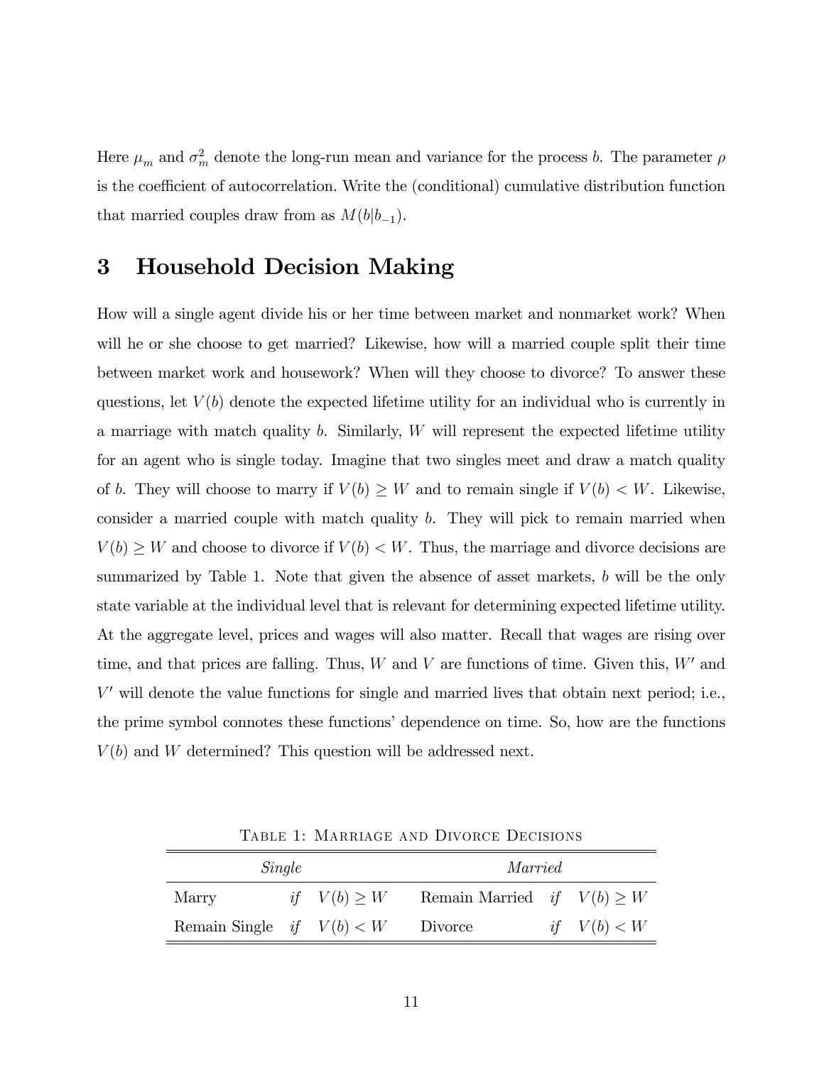Here $\mu_m$ and $\sigma_m^2$ denote the long-run mean and variance for the process $b$. The parameter $\rho$ is the coefficient of autocorrelation. Write the (conditional) cumulative distribution function that married couples draw from as $M(b|b_{-1})$.

# 3 Household Decision Making

How will a single agent divide his or her time between market and nonmarket work? When will he or she choose to get married? Likewise, how will a married couple split their time between market work and housework? When will they choose to divorce? To answer these questions, let $V(b)$ denote the expected lifetime utility for an individual who is currently in a marriage with match quality $b$. Similarly, $W$ will represent the expected lifetime utility for an agent who is single today. Imagine that two singles meet and draw a match quality of $b$. They will choose to marry if $V(b) \geq W$ and to remain single if $V(b) < W$. Likewise, consider a married couple with match quality $b$. They will pick to remain married when $V(b) \geq W$ and choose to divorce if $V(b) < W$. Thus, the marriage and divorce decisions are summarized by Table 1. Note that given the absence of asset markets, $b$ will be the only state variable at the individual level that is relevant for determining expected lifetime utility. At the aggregate level, prices and wages will also matter. Recall that wages are rising over time, and that prices are falling. Thus, $W$ and $V$ are functions of time. Given this, $W'$ and $V'$ will denote the value functions for single and married lives that obtain next period; i.e., the prime symbol connotes these functions' dependence on time. So, how are the functions $V(b)$ and $W$ determined? This question will be addressed next.

Table 1: Marriage and Divorce Decisions

| *Single* | | | *Married* | | |
|---|---|---|---|---|---|
| Marry | *if* | $V(b) \geq W$ | Remain Married | *if* | $V(b) \geq W$ |
| Remain Single | *if* | $V(b) < W$ | Divorce | *if* | $V(b) < W$ |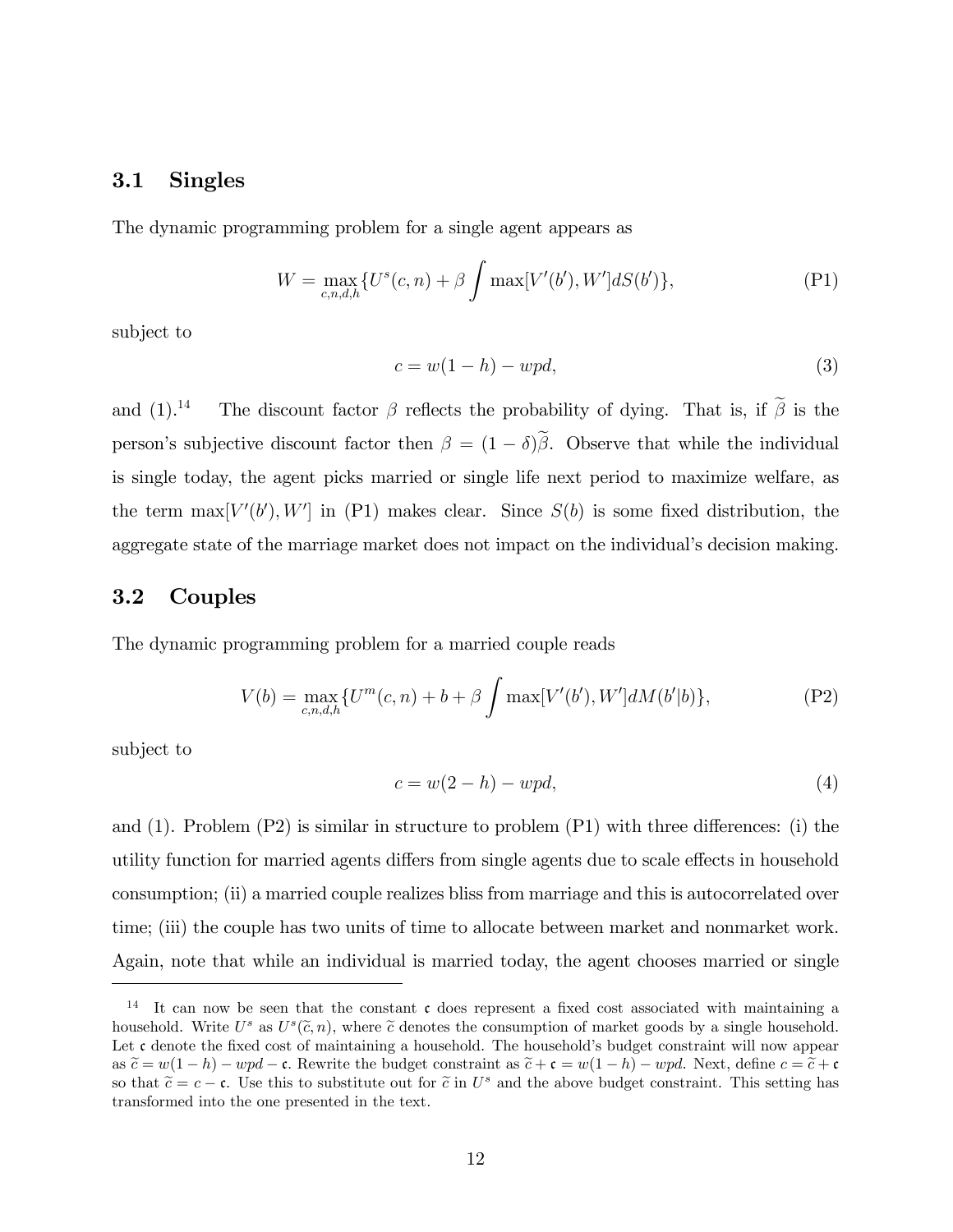### 3.1 Singles

The dynamic programming problem for a single agent appears as

$$W = \max_{c,n,d,h} \{U^s(c,n) + \beta \int \max[V'(b'), W'] dS(b')\}, \tag{P1}$$

subject to

$$c = w(1-h) - wpd, \tag{3}$$

and (1).[14] The discount factor $\beta$ reflects the probability of dying. That is, if $\widetilde{\beta}$ is the person's subjective discount factor then $\beta = (1-\delta)\widetilde{\beta}$. Observe that while the individual is single today, the agent picks married or single life next period to maximize welfare, as the term $\max[V'(b'), W']$ in (P1) makes clear. Since $S(b)$ is some fixed distribution, the aggregate state of the marriage market does not impact on the individual's decision making.

### 3.2 Couples

The dynamic programming problem for a married couple reads

$$V(b) = \max_{c,n,d,h} \{U^m(c,n) + b + \beta \int \max[V'(b'), W'] dM(b'|b)\}, \tag{P2}$$

subject to

$$c = w(2-h) - wpd, \tag{4}$$

and (1). Problem (P2) is similar in structure to problem (P1) with three differences: (i) the utility function for married agents differs from single agents due to scale effects in household consumption; (ii) a married couple realizes bliss from marriage and this is autocorrelated over time; (iii) the couple has two units of time to allocate between market and nonmarket work. Again, note that while an individual is married today, the agent chooses married or single

[14] It can now be seen that the constant $\mathfrak{c}$ does represent a fixed cost associated with maintaining a household. Write $U^s$ as $U^s(\widetilde{c}, n)$, where $\widetilde{c}$ denotes the consumption of market goods by a single household. Let $\mathfrak{c}$ denote the fixed cost of maintaining a household. The household's budget constraint will now appear as $\widetilde{c} = w(1-h) - wpd - \mathfrak{c}$. Rewrite the budget constraint as $\widetilde{c} + \mathfrak{c} = w(1-h) - wpd$. Next, define $c = \widetilde{c} + \mathfrak{c}$ so that $\widetilde{c} = c - \mathfrak{c}$. Use this to substitute out for $\widetilde{c}$ in $U^s$ and the above budget constraint. This setting has transformed into the one presented in the text.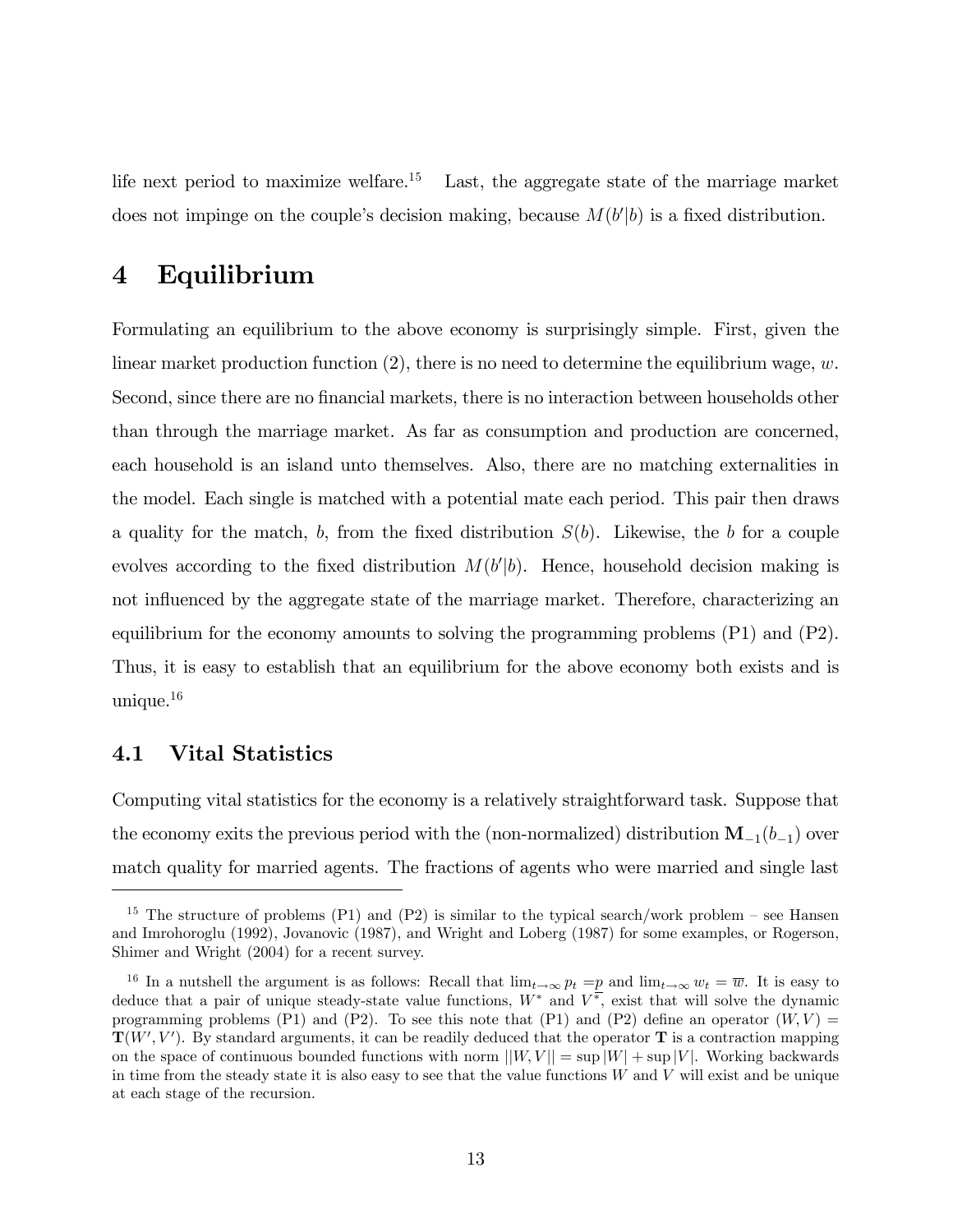life next period to maximize welfare.[15] Last, the aggregate state of the marriage market does not impinge on the couple's decision making, because $M(b'|b)$ is a fixed distribution.

# 4 Equilibrium

Formulating an equilibrium to the above economy is surprisingly simple. First, given the linear market production function (2), there is no need to determine the equilibrium wage, $w$. Second, since there are no financial markets, there is no interaction between households other than through the marriage market. As far as consumption and production are concerned, each household is an island unto themselves. Also, there are no matching externalities in the model. Each single is matched with a potential mate each period. This pair then draws a quality for the match, $b$, from the fixed distribution $S(b)$. Likewise, the $b$ for a couple evolves according to the fixed distribution $M(b'|b)$. Hence, household decision making is not influenced by the aggregate state of the marriage market. Therefore, characterizing an equilibrium for the economy amounts to solving the programming problems (P1) and (P2). Thus, it is easy to establish that an equilibrium for the above economy both exists and is unique.[16]

## 4.1 Vital Statistics

Computing vital statistics for the economy is a relatively straightforward task. Suppose that the economy exits the previous period with the (non-normalized) distribution $\mathbf{M}_{-1}(b_{-1})$ over match quality for married agents. The fractions of agents who were married and single last

---

[15] The structure of problems (P1) and (P2) is similar to the typical search/work problem – see Hansen and Imrohoroglu (1992), Jovanovic (1987), and Wright and Loberg (1987) for some examples, or Rogerson, Shimer and Wright (2004) for a recent survey.

[16] In a nutshell the argument is as follows: Recall that $\lim_{t\to\infty} p_t = \underline{p}$ and $\lim_{t\to\infty} w_t = \overline{w}$. It is easy to deduce that a pair of unique steady-state value functions, $W^*$ and $V^*$, exist that will solve the dynamic programming problems (P1) and (P2). To see this note that (P1) and (P2) define an operator $(W, V) = \mathbf{T}(W', V')$. By standard arguments, it can be readily deduced that the operator $\mathbf{T}$ is a contraction mapping on the space of continuous bounded functions with norm $||W, V|| = \sup|W| + \sup|V|$. Working backwards in time from the steady state it is also easy to see that the value functions $W$ and $V$ will exist and be unique at each stage of the recursion.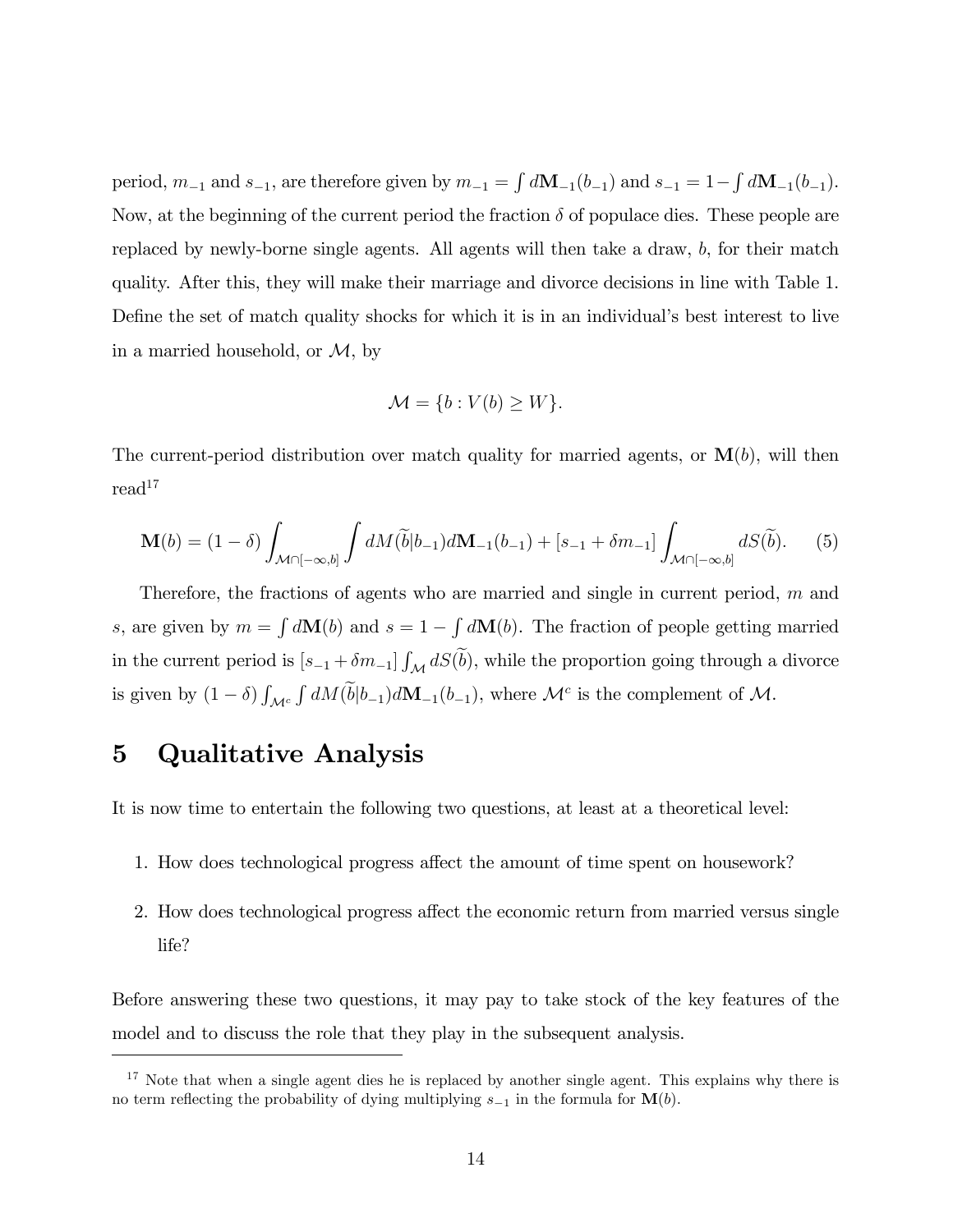period, $m_{-1}$ and $s_{-1}$, are therefore given by $m_{-1} = \int d\mathbf{M}_{-1}(b_{-1})$ and $s_{-1} = 1 - \int d\mathbf{M}_{-1}(b_{-1})$. Now, at the beginning of the current period the fraction $\delta$ of populace dies. These people are replaced by newly-borne single agents. All agents will then take a draw, $b$, for their match quality. After this, they will make their marriage and divorce decisions in line with Table 1. Define the set of match quality shocks for which it is in an individual's best interest to live in a married household, or $\mathcal{M}$, by

$$\mathcal{M} = \{b : V(b) \geq W\}.$$

The current-period distribution over match quality for married agents, or $\mathbf{M}(b)$, will then read[17]

$$\mathbf{M}(b) = (1-\delta) \int_{\mathcal{M} \cap [-\infty, b]} \int dM(\widetilde{b}|b_{-1}) d\mathbf{M}_{-1}(b_{-1}) + [s_{-1} + \delta m_{-1}] \int_{\mathcal{M} \cap [-\infty, b]} dS(\widetilde{b}). \qquad (5)$$

Therefore, the fractions of agents who are married and single in current period, $m$ and $s$, are given by $m = \int d\mathbf{M}(b)$ and $s = 1 - \int d\mathbf{M}(b)$. The fraction of people getting married in the current period is $[s_{-1} + \delta m_{-1}] \int_{\mathcal{M}} dS(\widetilde{b})$, while the proportion going through a divorce is given by $(1-\delta) \int_{\mathcal{M}^c} \int dM(\widetilde{b}|b_{-1}) d\mathbf{M}_{-1}(b_{-1})$, where $\mathcal{M}^c$ is the complement of $\mathcal{M}$.

# 5 Qualitative Analysis

It is now time to entertain the following two questions, at least at a theoretical level:

1. How does technological progress affect the amount of time spent on housework?
2. How does technological progress affect the economic return from married versus single life?

Before answering these two questions, it may pay to take stock of the key features of the model and to discuss the role that they play in the subsequent analysis.

[17] Note that when a single agent dies he is replaced by another single agent. This explains why there is no term reflecting the probability of dying multiplying $s_{-1}$ in the formula for $\mathbf{M}(b)$.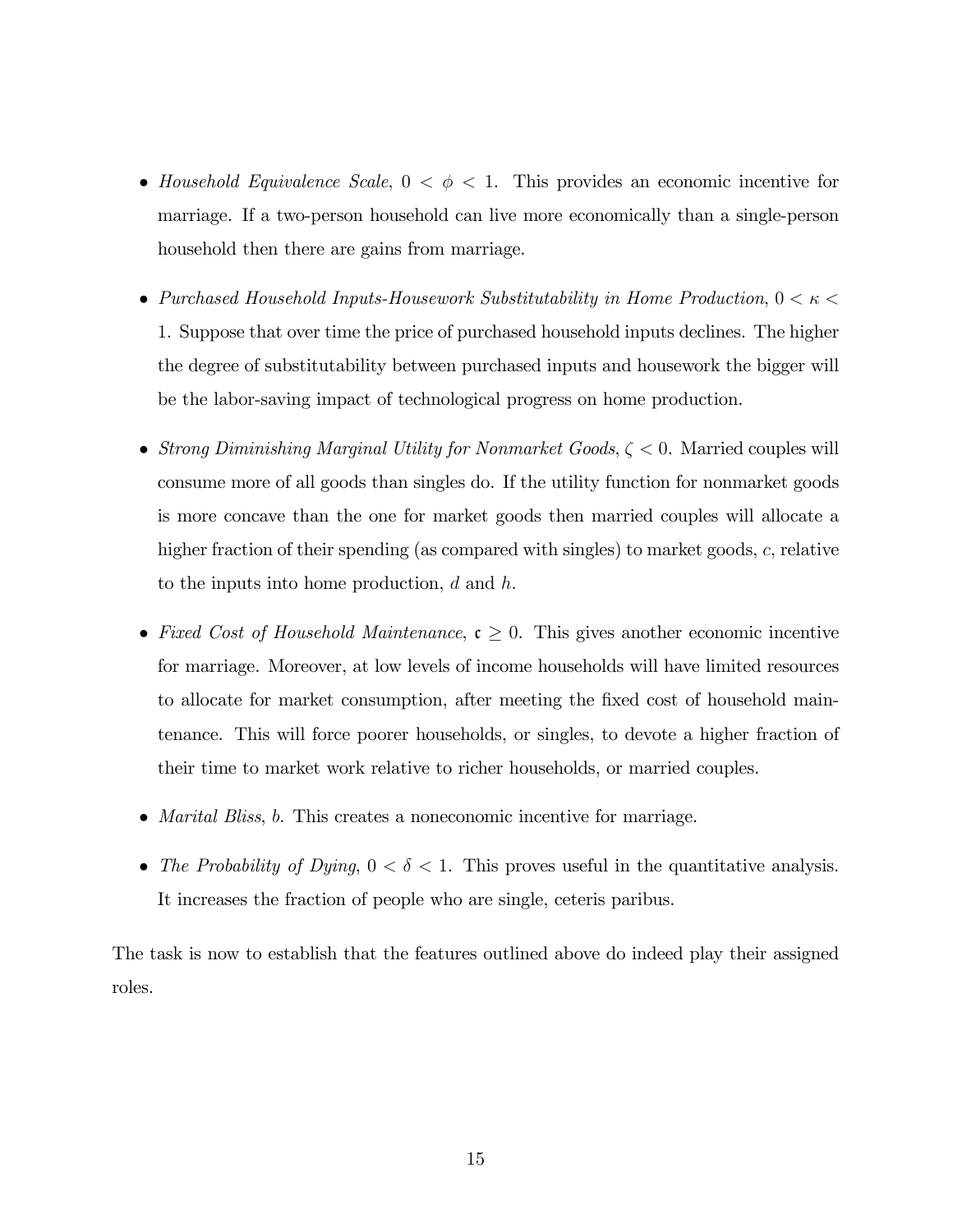- *Household Equivalence Scale*, $0 < \phi < 1$. This provides an economic incentive for marriage. If a two-person household can live more economically than a single-person household then there are gains from marriage.

- *Purchased Household Inputs-Housework Substitutability in Home Production*, $0 < \kappa < 1$. Suppose that over time the price of purchased household inputs declines. The higher the degree of substitutability between purchased inputs and housework the bigger will be the labor-saving impact of technological progress on home production.

- *Strong Diminishing Marginal Utility for Nonmarket Goods*, $\zeta < 0$. Married couples will consume more of all goods than singles do. If the utility function for nonmarket goods is more concave than the one for market goods then married couples will allocate a higher fraction of their spending (as compared with singles) to market goods, $c$, relative to the inputs into home production, $d$ and $h$.

- *Fixed Cost of Household Maintenance*, $\mathfrak{c} \geq 0$. This gives another economic incentive for marriage. Moreover, at low levels of income households will have limited resources to allocate for market consumption, after meeting the fixed cost of household maintenance. This will force poorer households, or singles, to devote a higher fraction of their time to market work relative to richer households, or married couples.

- *Marital Bliss*, $b$. This creates a noneconomic incentive for marriage.

- *The Probability of Dying*, $0 < \delta < 1$. This proves useful in the quantitative analysis. It increases the fraction of people who are single, ceteris paribus.

The task is now to establish that the features outlined above do indeed play their assigned roles.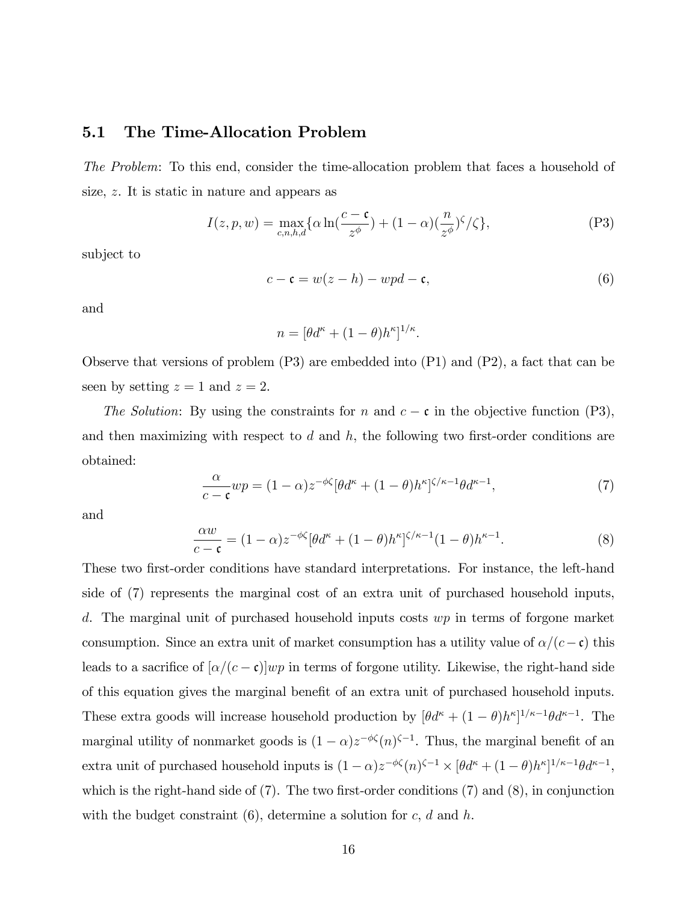## 5.1 The Time-Allocation Problem

*The Problem*: To this end, consider the time-allocation problem that faces a household of size, $z$. It is static in nature and appears as

$$I(z,p,w) = \max_{c,n,h,d}\{\alpha \ln(\frac{c-\mathfrak{c}}{z^{\phi}}) + (1-\alpha)(\frac{n}{z^{\phi}})^{\zeta}/\zeta\}, \tag{P3}$$

subject to

$$c - \mathfrak{c} = w(z-h) - wpd - \mathfrak{c}, \tag{6}$$

and

$$n = [\theta d^{\kappa} + (1-\theta)h^{\kappa}]^{1/\kappa}.$$

Observe that versions of problem (P3) are embedded into (P1) and (P2), a fact that can be seen by setting $z = 1$ and $z = 2$.

*The Solution*: By using the constraints for $n$ and $c - \mathfrak{c}$ in the objective function (P3), and then maximizing with respect to $d$ and $h$, the following two first-order conditions are obtained:

$$\frac{\alpha}{c-\mathfrak{c}}wp = (1-\alpha)z^{-\phi\zeta}[\theta d^{\kappa} + (1-\theta)h^{\kappa}]^{\zeta/\kappa-1}\theta d^{\kappa-1}, \tag{7}$$

and

$$\frac{\alpha w}{c-\mathfrak{c}} = (1-\alpha)z^{-\phi\zeta}[\theta d^{\kappa} + (1-\theta)h^{\kappa}]^{\zeta/\kappa-1}(1-\theta)h^{\kappa-1}. \tag{8}$$

These two first-order conditions have standard interpretations. For instance, the left-hand side of (7) represents the marginal cost of an extra unit of purchased household inputs, $d$. The marginal unit of purchased household inputs costs $wp$ in terms of forgone market consumption. Since an extra unit of market consumption has a utility value of $\alpha/(c-\mathfrak{c})$ this leads to a sacrifice of $[\alpha/(c-\mathfrak{c})]wp$ in terms of forgone utility. Likewise, the right-hand side of this equation gives the marginal benefit of an extra unit of purchased household inputs. These extra goods will increase household production by $[\theta d^{\kappa} + (1-\theta)h^{\kappa}]^{1/\kappa-1}\theta d^{\kappa-1}$. The marginal utility of nonmarket goods is $(1-\alpha)z^{-\phi\zeta}(n)^{\zeta-1}$. Thus, the marginal benefit of an extra unit of purchased household inputs is $(1-\alpha)z^{-\phi\zeta}(n)^{\zeta-1} \times [\theta d^{\kappa} + (1-\theta)h^{\kappa}]^{1/\kappa-1}\theta d^{\kappa-1}$, which is the right-hand side of (7). The two first-order conditions (7) and (8), in conjunction with the budget constraint (6), determine a solution for $c$, $d$ and $h$.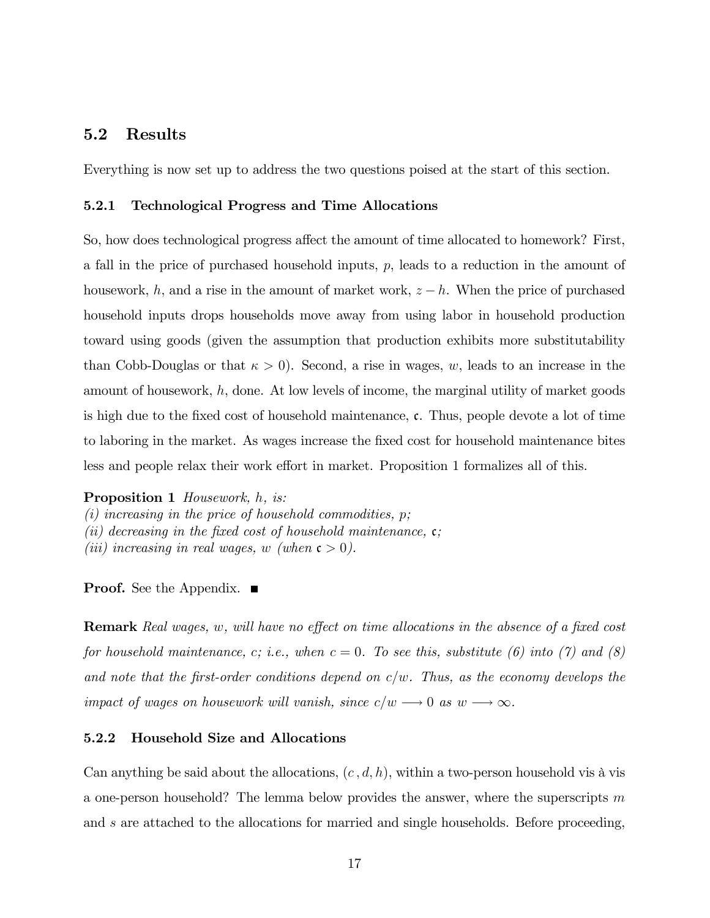## 5.2 Results

Everything is now set up to address the two questions poised at the start of this section.

### 5.2.1 Technological Progress and Time Allocations

So, how does technological progress affect the amount of time allocated to homework? First, a fall in the price of purchased household inputs, $p$, leads to a reduction in the amount of housework, $h$, and a rise in the amount of market work, $z - h$. When the price of purchased household inputs drops households move away from using labor in household production toward using goods (given the assumption that production exhibits more substitutability than Cobb-Douglas or that $\kappa > 0$). Second, a rise in wages, $w$, leads to an increase in the amount of housework, $h$, done. At low levels of income, the marginal utility of market goods is high due to the fixed cost of household maintenance, $\mathfrak{c}$. Thus, people devote a lot of time to laboring in the market. As wages increase the fixed cost for household maintenance bites less and people relax their work effort in market. Proposition 1 formalizes all of this.

**Proposition 1** *Housework, $h$, is:*
*(i) increasing in the price of household commodities, $p$;*
*(ii) decreasing in the fixed cost of household maintenance, $\mathfrak{c}$;*
*(iii) increasing in real wages, $w$ (when $\mathfrak{c} > 0$).*

**Proof.** See the Appendix. ■

**Remark** *Real wages, $w$, will have no effect on time allocations in the absence of a fixed cost for household maintenance, $c$; i.e., when $c = 0$. To see this, substitute (6) into (7) and (8) and note that the first-order conditions depend on $c/w$. Thus, as the economy develops the impact of wages on housework will vanish, since $c/w \longrightarrow 0$ as $w \longrightarrow \infty$.*

### 5.2.2 Household Size and Allocations

Can anything be said about the allocations, $(c, d, h)$, within a two-person household vis à vis a one-person household? The lemma below provides the answer, where the superscripts $m$ and $s$ are attached to the allocations for married and single households. Before proceeding,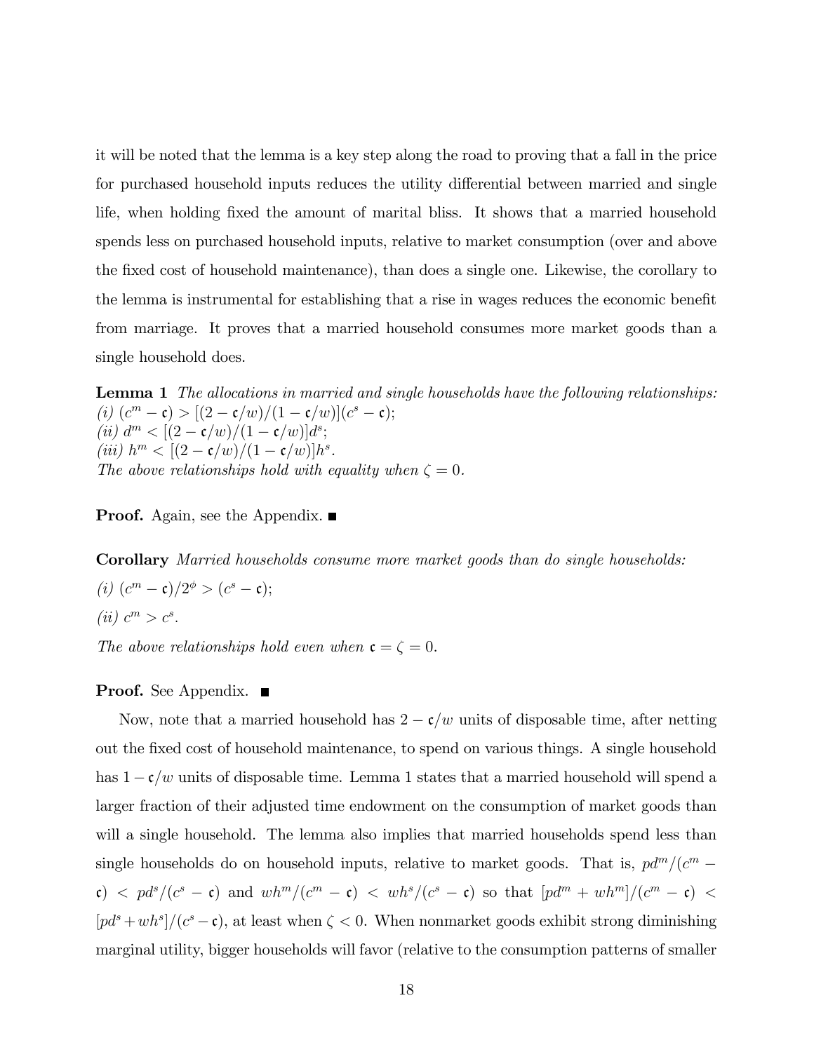it will be noted that the lemma is a key step along the road to proving that a fall in the price for purchased household inputs reduces the utility differential between married and single life, when holding fixed the amount of marital bliss. It shows that a married household spends less on purchased household inputs, relative to market consumption (over and above the fixed cost of household maintenance), than does a single one. Likewise, the corollary to the lemma is instrumental for establishing that a rise in wages reduces the economic benefit from marriage. It proves that a married household consumes more market goods than a single household does.

**Lemma 1** *The allocations in married and single households have the following relationships:*
*(i)* $(c^m - \mathfrak{c}) > [(2 - \mathfrak{c}/w)/(1 - \mathfrak{c}/w)](c^s - \mathfrak{c})$;
*(ii)* $d^m < [(2 - \mathfrak{c}/w)/(1 - \mathfrak{c}/w)]d^s$;
*(iii)* $h^m < [(2 - \mathfrak{c}/w)/(1 - \mathfrak{c}/w)]h^s$.
*The above relationships hold with equality when* $\zeta = 0$*.*

**Proof.** Again, see the Appendix. ■

**Corollary** *Married households consume more market goods than do single households:*
*(i)* $(c^m - \mathfrak{c})/2^{\phi} > (c^s - \mathfrak{c})$;
*(ii)* $c^m > c^s$.
*The above relationships hold even when* $\mathfrak{c} = \zeta = 0$*.*

**Proof.** See Appendix. ■

Now, note that a married household has $2 - \mathfrak{c}/w$ units of disposable time, after netting out the fixed cost of household maintenance, to spend on various things. A single household has $1 - \mathfrak{c}/w$ units of disposable time. Lemma 1 states that a married household will spend a larger fraction of their adjusted time endowment on the consumption of market goods than will a single household. The lemma also implies that married households spend less than single households do on household inputs, relative to market goods. That is, $pd^m/(c^m - \mathfrak{c}) < pd^s/(c^s - \mathfrak{c})$ and $wh^m/(c^m - \mathfrak{c}) < wh^s/(c^s - \mathfrak{c})$ so that $[pd^m + wh^m]/(c^m - \mathfrak{c}) < [pd^s + wh^s]/(c^s - \mathfrak{c})$, at least when $\zeta < 0$. When nonmarket goods exhibit strong diminishing marginal utility, bigger households will favor (relative to the consumption patterns of smaller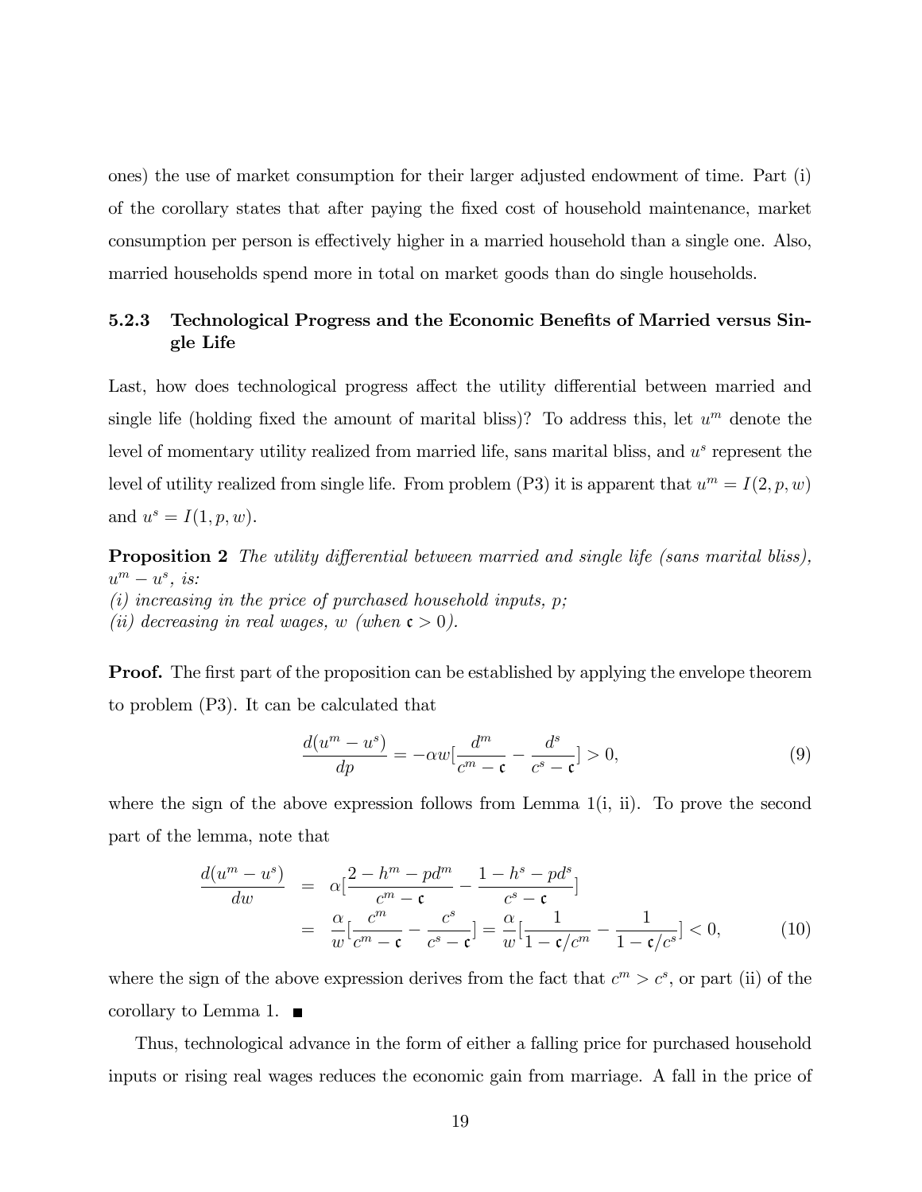ones) the use of market consumption for their larger adjusted endowment of time. Part (i) of the corollary states that after paying the fixed cost of household maintenance, market consumption per person is effectively higher in a married household than a single one. Also, married households spend more in total on market goods than do single households.

### 5.2.3 Technological Progress and the Economic Benefits of Married versus Single Life

Last, how does technological progress affect the utility differential between married and single life (holding fixed the amount of marital bliss)? To address this, let $u^m$ denote the level of momentary utility realized from married life, sans marital bliss, and $u^s$ represent the level of utility realized from single life. From problem (P3) it is apparent that $u^m = I(2, p, w)$ and $u^s = I(1, p, w)$.

**Proposition 2** *The utility differential between married and single life (sans marital bliss), $u^m - u^s$, is:*
*(i) increasing in the price of purchased household inputs, $p$;*
*(ii) decreasing in real wages, $w$ (when $\mathfrak{c} > 0$).*

**Proof.** The first part of the proposition can be established by applying the envelope theorem to problem (P3). It can be calculated that

$$\frac{d(u^m - u^s)}{dp} = -\alpha w[\frac{d^m}{c^m - \mathfrak{c}} - \frac{d^s}{c^s - \mathfrak{c}}] > 0, \tag{9}$$

where the sign of the above expression follows from Lemma 1(i, ii). To prove the second part of the lemma, note that

$$\begin{aligned} \frac{d(u^m - u^s)}{dw} &= \alpha[\frac{2 - h^m - pd^m}{c^m - \mathfrak{c}} - \frac{1 - h^s - pd^s}{c^s - \mathfrak{c}}] \\ &= \frac{\alpha}{w}[\frac{c^m}{c^m - \mathfrak{c}} - \frac{c^s}{c^s - \mathfrak{c}}] = \frac{\alpha}{w}[\frac{1}{1 - \mathfrak{c}/c^m} - \frac{1}{1 - \mathfrak{c}/c^s}] < 0, \end{aligned} \tag{10}$$

where the sign of the above expression derives from the fact that $c^m > c^s$, or part (ii) of the corollary to Lemma 1. ■

Thus, technological advance in the form of either a falling price for purchased household inputs or rising real wages reduces the economic gain from marriage. A fall in the price of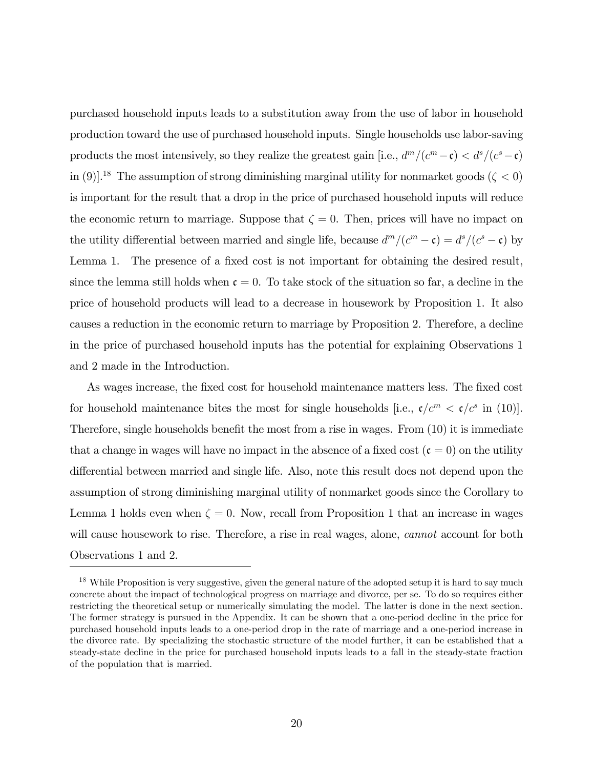purchased household inputs leads to a substitution away from the use of labor in household production toward the use of purchased household inputs. Single households use labor-saving products the most intensively, so they realize the greatest gain [i.e., $d^m/(c^m - \mathfrak{c}) < d^s/(c^s - \mathfrak{c})$ in (9)].[18] The assumption of strong diminishing marginal utility for nonmarket goods ($\zeta < 0$) is important for the result that a drop in the price of purchased household inputs will reduce the economic return to marriage. Suppose that $\zeta = 0$. Then, prices will have no impact on the utility differential between married and single life, because $d^m/(c^m - \mathfrak{c}) = d^s/(c^s - \mathfrak{c})$ by Lemma 1. The presence of a fixed cost is not important for obtaining the desired result, since the lemma still holds when $\mathfrak{c} = 0$. To take stock of the situation so far, a decline in the price of household products will lead to a decrease in housework by Proposition 1. It also causes a reduction in the economic return to marriage by Proposition 2. Therefore, a decline in the price of purchased household inputs has the potential for explaining Observations 1 and 2 made in the Introduction.

As wages increase, the fixed cost for household maintenance matters less. The fixed cost for household maintenance bites the most for single households [i.e., $\mathfrak{c}/c^m < \mathfrak{c}/c^s$ in (10)]. Therefore, single households benefit the most from a rise in wages. From (10) it is immediate that a change in wages will have no impact in the absence of a fixed cost ($\mathfrak{c} = 0$) on the utility differential between married and single life. Also, note this result does not depend upon the assumption of strong diminishing marginal utility of nonmarket goods since the Corollary to Lemma 1 holds even when $\zeta = 0$. Now, recall from Proposition 1 that an increase in wages will cause housework to rise. Therefore, a rise in real wages, alone, *cannot* account for both Observations 1 and 2.

[18] While Proposition is very suggestive, given the general nature of the adopted setup it is hard to say much concrete about the impact of technological progress on marriage and divorce, per se. To do so requires either restricting the theoretical setup or numerically simulating the model. The latter is done in the next section. The former strategy is pursued in the Appendix. It can be shown that a one-period decline in the price for purchased household inputs leads to a one-period drop in the rate of marriage and a one-period increase in the divorce rate. By specializing the stochastic structure of the model further, it can be established that a steady-state decline in the price for purchased household inputs leads to a fall in the steady-state fraction of the population that is married.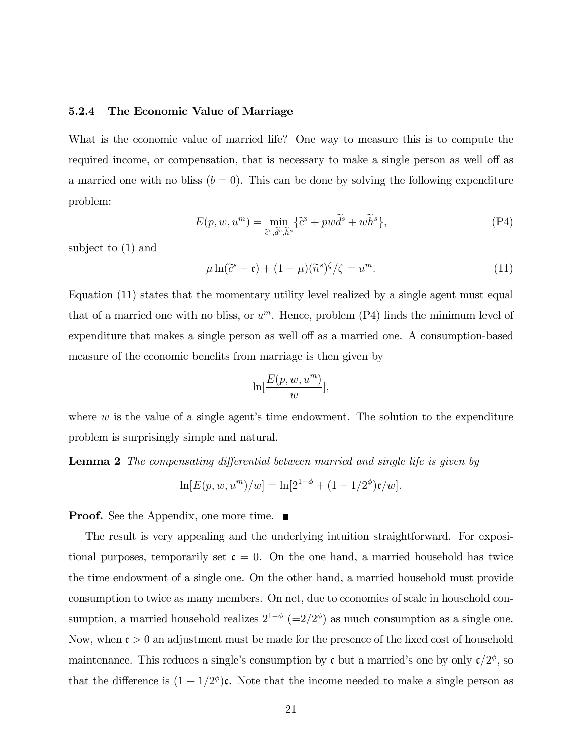### 5.2.4 The Economic Value of Marriage

What is the economic value of married life? One way to measure this is to compute the required income, or compensation, that is necessary to make a single person as well off as a married one with no bliss ($b = 0$). This can be done by solving the following expenditure problem:

$$E(p, w, u^m) = \min_{\widetilde{c}^s, \widetilde{d}^s, \widetilde{h}^s} \{\widetilde{c}^s + pw\widetilde{d}^s + w\widetilde{h}^s\}, \tag{P4}$$

subject to (1) and

$$\mu \ln(\widetilde{c}^s - \mathfrak{c}) + (1 - \mu)(\widetilde{n}^s)^\zeta/\zeta = u^m. \tag{11}$$

Equation (11) states that the momentary utility level realized by a single agent must equal that of a married one with no bliss, or $u^m$. Hence, problem (P4) finds the minimum level of expenditure that makes a single person as well off as a married one. A consumption-based measure of the economic benefits from marriage is then given by

$$\ln[\frac{E(p, w, u^m)}{w}],$$

where $w$ is the value of a single agent's time endowment. The solution to the expenditure problem is surprisingly simple and natural.

**Lemma 2** *The compensating differential between married and single life is given by*

$$\ln[E(p, w, u^m)/w] = \ln[2^{1-\phi} + (1 - 1/2^\phi)\mathfrak{c}/w].$$

**Proof.** See the Appendix, one more time. ■

The result is very appealing and the underlying intuition straightforward. For expositional purposes, temporarily set $\mathfrak{c} = 0$. On the one hand, a married household has twice the time endowment of a single one. On the other hand, a married household must provide consumption to twice as many members. On net, due to economies of scale in household consumption, a married household realizes $2^{1-\phi}$ ($=2/2^\phi$) as much consumption as a single one. Now, when $\mathfrak{c} > 0$ an adjustment must be made for the presence of the fixed cost of household maintenance. This reduces a single's consumption by $\mathfrak{c}$ but a married's one by only $\mathfrak{c}/2^\phi$, so that the difference is $(1 - 1/2^\phi)\mathfrak{c}$. Note that the income needed to make a single person as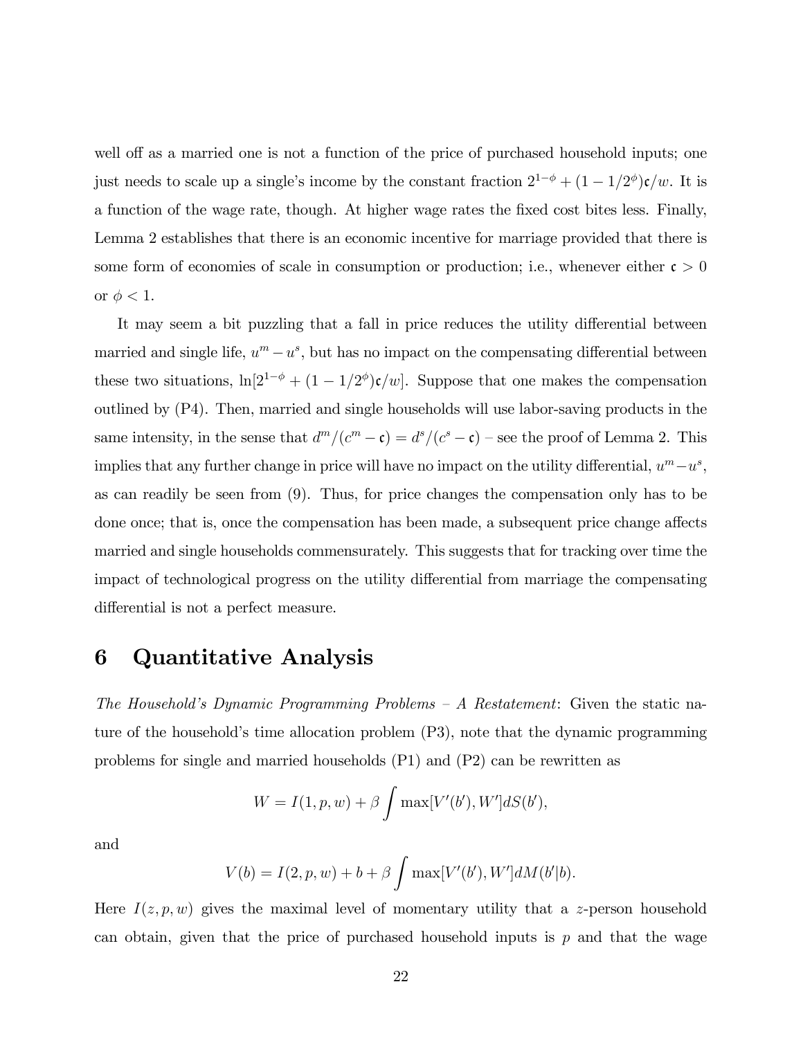well off as a married one is not a function of the price of purchased household inputs; one just needs to scale up a single's income by the constant fraction $2^{1-\phi} + (1 - 1/2^{\phi})\mathfrak{c}/w$. It is a function of the wage rate, though. At higher wage rates the fixed cost bites less. Finally, Lemma 2 establishes that there is an economic incentive for marriage provided that there is some form of economies of scale in consumption or production; i.e., whenever either $\mathfrak{c} > 0$ or $\phi < 1$.

It may seem a bit puzzling that a fall in price reduces the utility differential between married and single life, $u^m - u^s$, but has no impact on the compensating differential between these two situations, $\ln[2^{1-\phi} + (1 - 1/2^{\phi})\mathfrak{c}/w]$. Suppose that one makes the compensation outlined by (P4). Then, married and single households will use labor-saving products in the same intensity, in the sense that $d^m/(c^m - \mathfrak{c}) = d^s/(c^s - \mathfrak{c})$ – see the proof of Lemma 2. This implies that any further change in price will have no impact on the utility differential, $u^m - u^s$, as can readily be seen from (9). Thus, for price changes the compensation only has to be done once; that is, once the compensation has been made, a subsequent price change affects married and single households commensurately. This suggests that for tracking over time the impact of technological progress on the utility differential from marriage the compensating differential is not a perfect measure.

# 6 Quantitative Analysis

*The Household's Dynamic Programming Problems – A Restatement*: Given the static nature of the household's time allocation problem (P3), note that the dynamic programming problems for single and married households (P1) and (P2) can be rewritten as

$$W = I(1, p, w) + \beta \int \max[V'(b'), W'] dS(b'),$$

and

$$V(b) = I(2, p, w) + b + \beta \int \max[V'(b'), W'] dM(b'|b).$$

Here $I(z, p, w)$ gives the maximal level of momentary utility that a $z$-person household can obtain, given that the price of purchased household inputs is $p$ and that the wage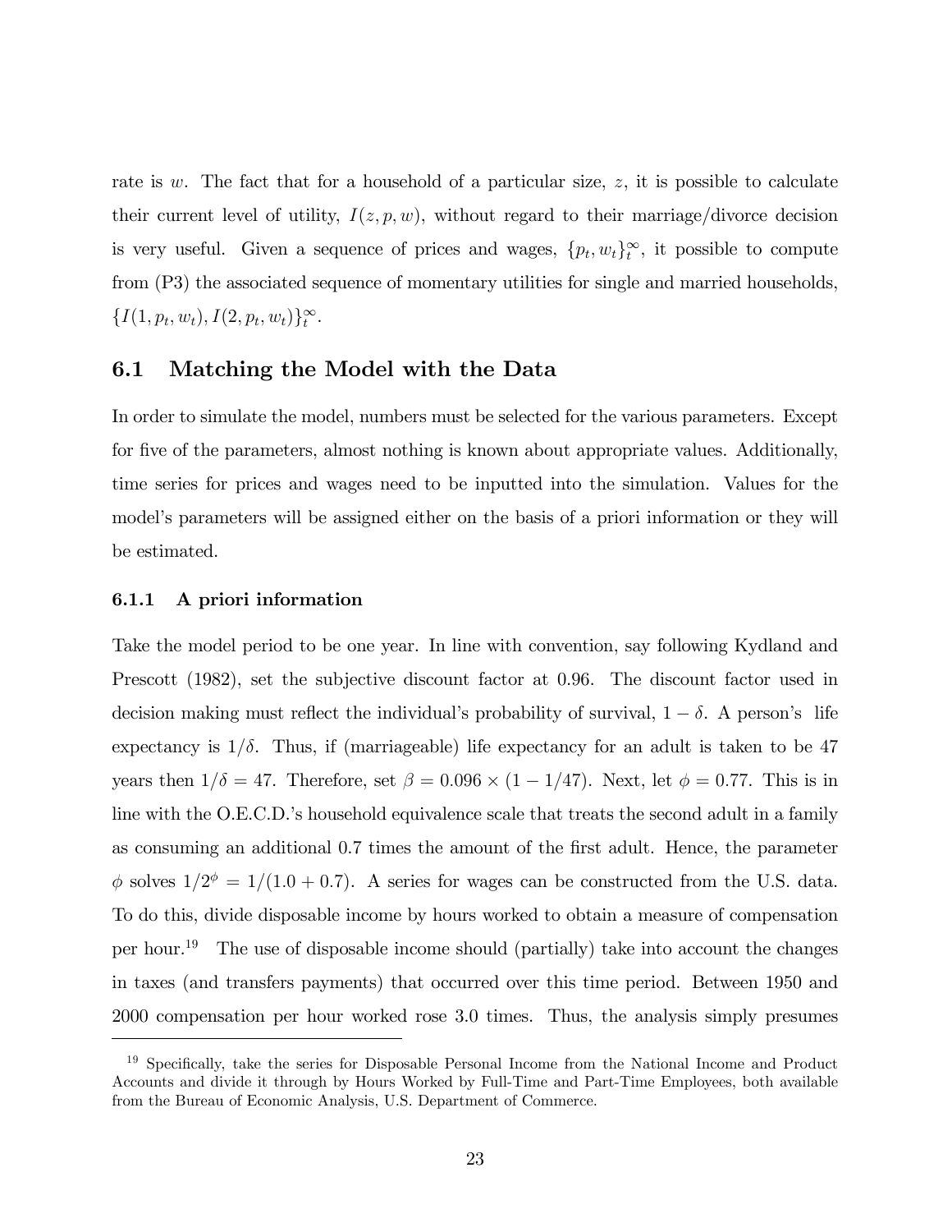rate is $w$. The fact that for a household of a particular size, $z$, it is possible to calculate their current level of utility, $I(z, p, w)$, without regard to their marriage/divorce decision is very useful. Given a sequence of prices and wages, $\{p_t, w_t\}_t^{\infty}$, it possible to compute from (P3) the associated sequence of momentary utilities for single and married households, $\{I(1, p_t, w_t), I(2, p_t, w_t)\}_t^{\infty}$.

## 6.1 Matching the Model with the Data

In order to simulate the model, numbers must be selected for the various parameters. Except for five of the parameters, almost nothing is known about appropriate values. Additionally, time series for prices and wages need to be inputted into the simulation. Values for the model's parameters will be assigned either on the basis of a priori information or they will be estimated.

### 6.1.1 A priori information

Take the model period to be one year. In line with convention, say following Kydland and Prescott (1982), set the subjective discount factor at 0.96. The discount factor used in decision making must reflect the individual's probability of survival, $1 - \delta$. A person's life expectancy is $1/\delta$. Thus, if (marriageable) life expectancy for an adult is taken to be 47 years then $1/\delta = 47$. Therefore, set $\beta = 0.096 \times (1 - 1/47)$. Next, let $\phi = 0.77$. This is in line with the O.E.C.D.'s household equivalence scale that treats the second adult in a family as consuming an additional 0.7 times the amount of the first adult. Hence, the parameter $\phi$ solves $1/2^{\phi} = 1/(1.0 + 0.7)$. A series for wages can be constructed from the U.S. data. To do this, divide disposable income by hours worked to obtain a measure of compensation per hour.[19] The use of disposable income should (partially) take into account the changes in taxes (and transfers payments) that occurred over this time period. Between 1950 and 2000 compensation per hour worked rose 3.0 times. Thus, the analysis simply presumes

[19] Specifically, take the series for Disposable Personal Income from the National Income and Product Accounts and divide it through by Hours Worked by Full-Time and Part-Time Employees, both available from the Bureau of Economic Analysis, U.S. Department of Commerce.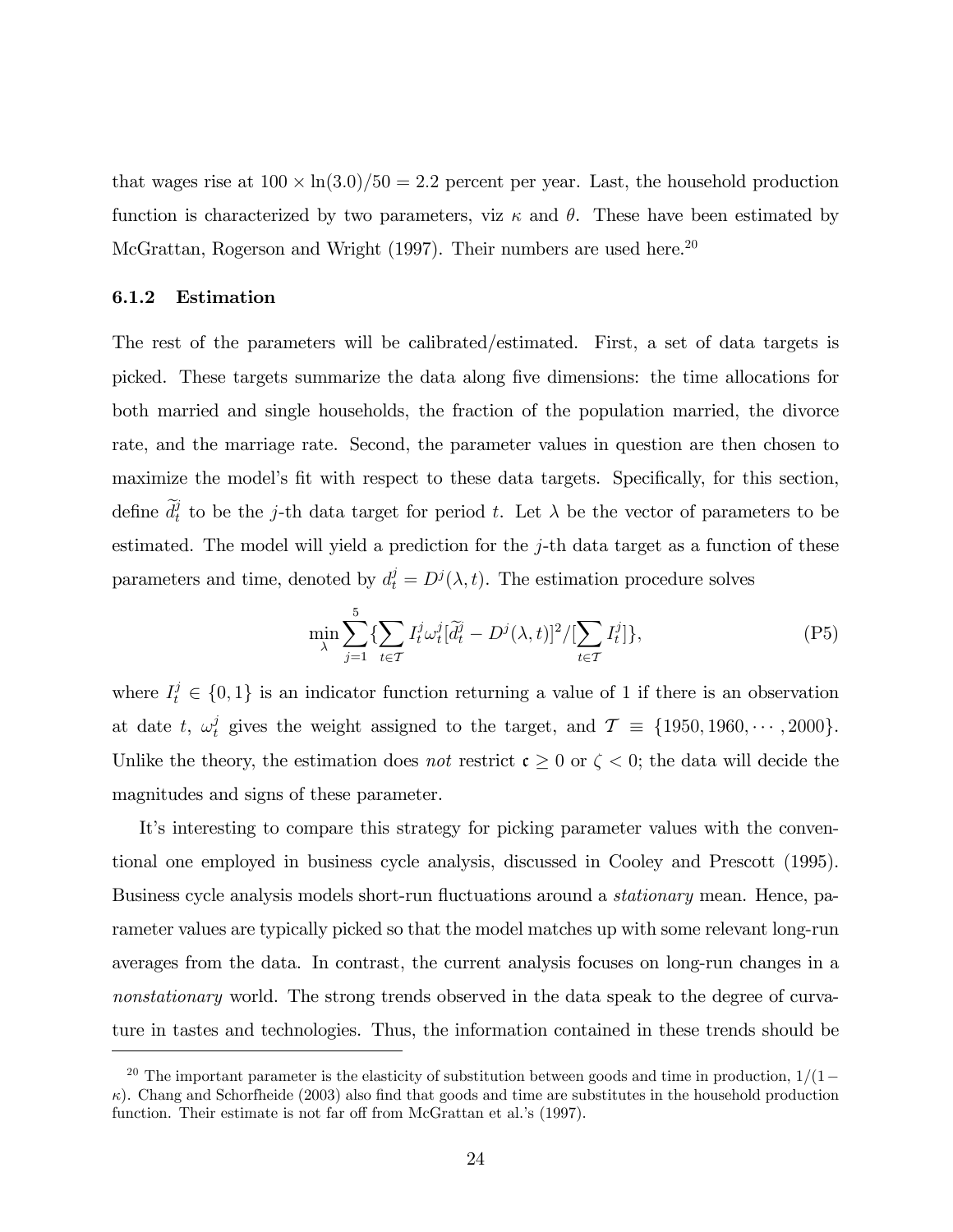that wages rise at $100 \times \ln(3.0)/50 = 2.2$ percent per year. Last, the household production function is characterized by two parameters, viz $\kappa$ and $\theta$. These have been estimated by McGrattan, Rogerson and Wright (1997). Their numbers are used here.[20]

### 6.1.2 Estimation

The rest of the parameters will be calibrated/estimated. First, a set of data targets is picked. These targets summarize the data along five dimensions: the time allocations for both married and single households, the fraction of the population married, the divorce rate, and the marriage rate. Second, the parameter values in question are then chosen to maximize the model's fit with respect to these data targets. Specifically, for this section, define $\widetilde{d}_t^j$ to be the $j$-th data target for period $t$. Let $\lambda$ be the vector of parameters to be estimated. The model will yield a prediction for the $j$-th data target as a function of these parameters and time, denoted by $d_t^j = D^j(\lambda, t)$. The estimation procedure solves

$$\min_{\lambda} \sum_{j=1}^{5} \{ \sum_{t \in \mathcal{T}} I_t^j \omega_t^j [\widetilde{d}_t^j - D^j(\lambda, t)]^2 / [\sum_{t \in \mathcal{T}} I_t^j] \}, \tag{P5}$$

where $I_t^j \in \{0, 1\}$ is an indicator function returning a value of 1 if there is an observation at date $t$, $\omega_t^j$ gives the weight assigned to the target, and $\mathcal{T} \equiv \{1950, 1960, \cdots, 2000\}$. Unlike the theory, the estimation does *not* restrict $\mathfrak{c} \geq 0$ or $\zeta < 0$; the data will decide the magnitudes and signs of these parameter.

It's interesting to compare this strategy for picking parameter values with the conventional one employed in business cycle analysis, discussed in Cooley and Prescott (1995). Business cycle analysis models short-run fluctuations around a *stationary* mean. Hence, parameter values are typically picked so that the model matches up with some relevant long-run averages from the data. In contrast, the current analysis focuses on long-run changes in a *nonstationary* world. The strong trends observed in the data speak to the degree of curvature in tastes and technologies. Thus, the information contained in these trends should be

[20] The important parameter is the elasticity of substitution between goods and time in production, $1/(1-\kappa)$. Chang and Schorfheide (2003) also find that goods and time are substitutes in the household production function. Their estimate is not far off from McGrattan et al.'s (1997).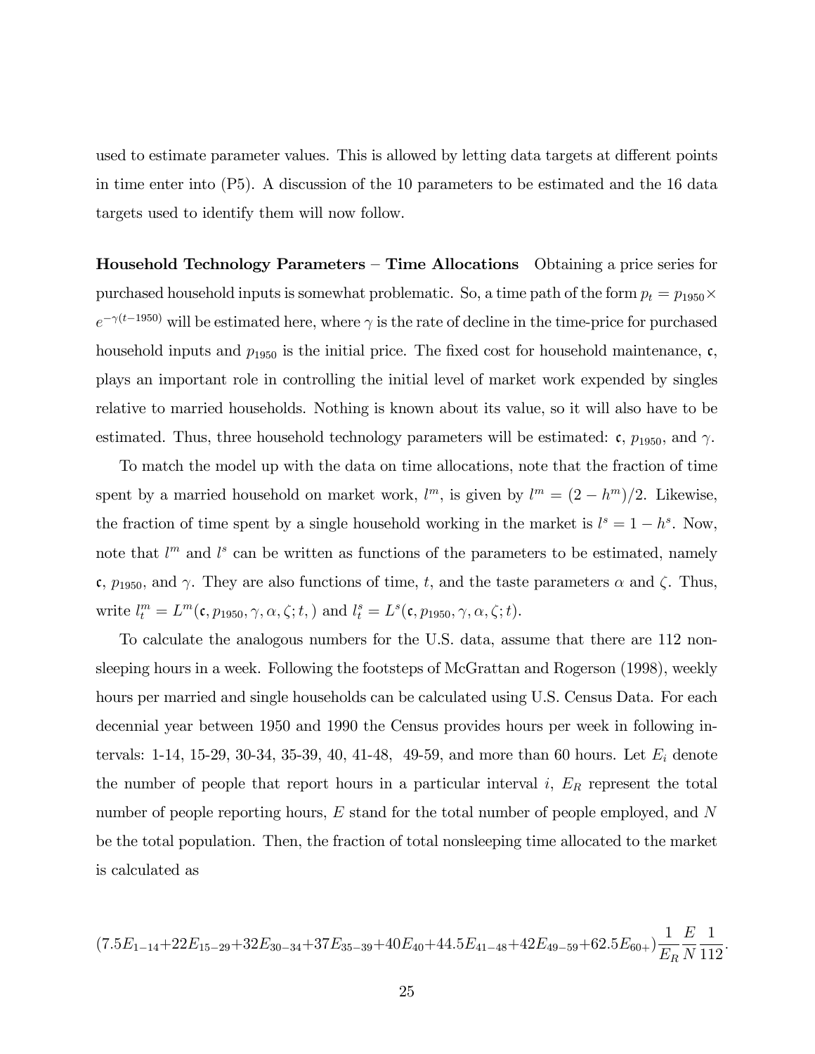used to estimate parameter values. This is allowed by letting data targets at different points in time enter into (P5). A discussion of the 10 parameters to be estimated and the 16 data targets used to identify them will now follow.

**Household Technology Parameters – Time Allocations** Obtaining a price series for purchased household inputs is somewhat problematic. So, a time path of the form $p_t = p_{1950} \times e^{-\gamma(t-1950)}$ will be estimated here, where $\gamma$ is the rate of decline in the time-price for purchased household inputs and $p_{1950}$ is the initial price. The fixed cost for household maintenance, $\mathfrak{c}$, plays an important role in controlling the initial level of market work expended by singles relative to married households. Nothing is known about its value, so it will also have to be estimated. Thus, three household technology parameters will be estimated: $\mathfrak{c}$, $p_{1950}$, and $\gamma$.

To match the model up with the data on time allocations, note that the fraction of time spent by a married household on market work, $l^m$, is given by $l^m = (2 - h^m)/2$. Likewise, the fraction of time spent by a single household working in the market is $l^s = 1 - h^s$. Now, note that $l^m$ and $l^s$ can be written as functions of the parameters to be estimated, namely $\mathfrak{c}$, $p_{1950}$, and $\gamma$. They are also functions of time, $t$, and the taste parameters $\alpha$ and $\zeta$. Thus, write $l_t^m = L^m(\mathfrak{c}, p_{1950}, \gamma, \alpha, \zeta; t, )$ and $l_t^s = L^s(\mathfrak{c}, p_{1950}, \gamma, \alpha, \zeta; t)$.

To calculate the analogous numbers for the U.S. data, assume that there are 112 nonsleeping hours in a week. Following the footsteps of McGrattan and Rogerson (1998), weekly hours per married and single households can be calculated using U.S. Census Data. For each decennial year between 1950 and 1990 the Census provides hours per week in following intervals: 1-14, 15-29, 30-34, 35-39, 40, 41-48, 49-59, and more than 60 hours. Let $E_i$ denote the number of people that report hours in a particular interval $i$, $E_R$ represent the total number of people reporting hours, $E$ stand for the total number of people employed, and $N$ be the total population. Then, the fraction of total nonsleeping time allocated to the market is calculated as

$$(7.5E_{1-14} + 22E_{15-29} + 32E_{30-34} + 37E_{35-39} + 40E_{40} + 44.5E_{41-48} + 42E_{49-59} + 62.5E_{60+})\frac{1}{E_R}\frac{E}{N}\frac{1}{112}.$$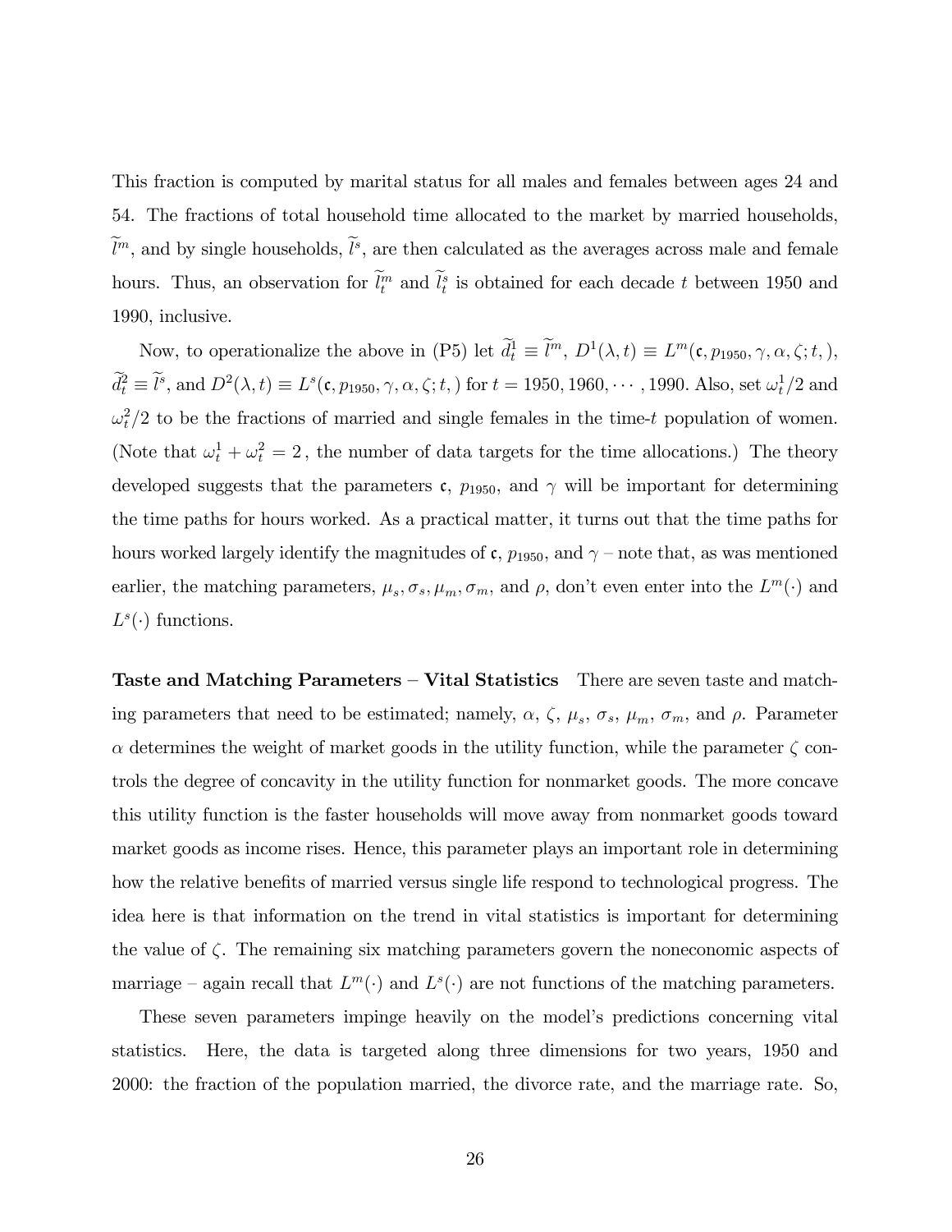This fraction is computed by marital status for all males and females between ages 24 and 54. The fractions of total household time allocated to the market by married households, $\widetilde{l}^m$, and by single households, $\widetilde{l}^s$, are then calculated as the averages across male and female hours. Thus, an observation for $\widetilde{l}^m_t$ and $\widetilde{l}^s_t$ is obtained for each decade $t$ between 1950 and 1990, inclusive.

Now, to operationalize the above in (P5) let $\widetilde{d}^1_t \equiv \widetilde{l}^m$, $D^1(\lambda, t) \equiv L^m(\mathfrak{c}, p_{1950}, \gamma, \alpha, \zeta; t, )$, $\widetilde{d}^2_t \equiv \widetilde{l}^s$, and $D^2(\lambda, t) \equiv L^s(\mathfrak{c}, p_{1950}, \gamma, \alpha, \zeta; t, )$ for $t = 1950, 1960, \cdots, 1990$. Also, set $\omega^1_t/2$ and $\omega^2_t/2$ to be the fractions of married and single females in the time-$t$ population of women. (Note that $\omega^1_t + \omega^2_t = 2$, the number of data targets for the time allocations.) The theory developed suggests that the parameters $\mathfrak{c}$, $p_{1950}$, and $\gamma$ will be important for determining the time paths for hours worked. As a practical matter, it turns out that the time paths for hours worked largely identify the magnitudes of $\mathfrak{c}$, $p_{1950}$, and $\gamma$ – note that, as was mentioned earlier, the matching parameters, $\mu_s, \sigma_s, \mu_m, \sigma_m$, and $\rho$, don't even enter into the $L^m(\cdot)$ and $L^s(\cdot)$ functions.

**Taste and Matching Parameters – Vital Statistics** There are seven taste and matching parameters that need to be estimated; namely, $\alpha$, $\zeta$, $\mu_s$, $\sigma_s$, $\mu_m$, $\sigma_m$, and $\rho$. Parameter $\alpha$ determines the weight of market goods in the utility function, while the parameter $\zeta$ controls the degree of concavity in the utility function for nonmarket goods. The more concave this utility function is the faster households will move away from nonmarket goods toward market goods as income rises. Hence, this parameter plays an important role in determining how the relative benefits of married versus single life respond to technological progress. The idea here is that information on the trend in vital statistics is important for determining the value of $\zeta$. The remaining six matching parameters govern the noneconomic aspects of marriage – again recall that $L^m(\cdot)$ and $L^s(\cdot)$ are not functions of the matching parameters.

These seven parameters impinge heavily on the model's predictions concerning vital statistics. Here, the data is targeted along three dimensions for two years, 1950 and 2000: the fraction of the population married, the divorce rate, and the marriage rate. So,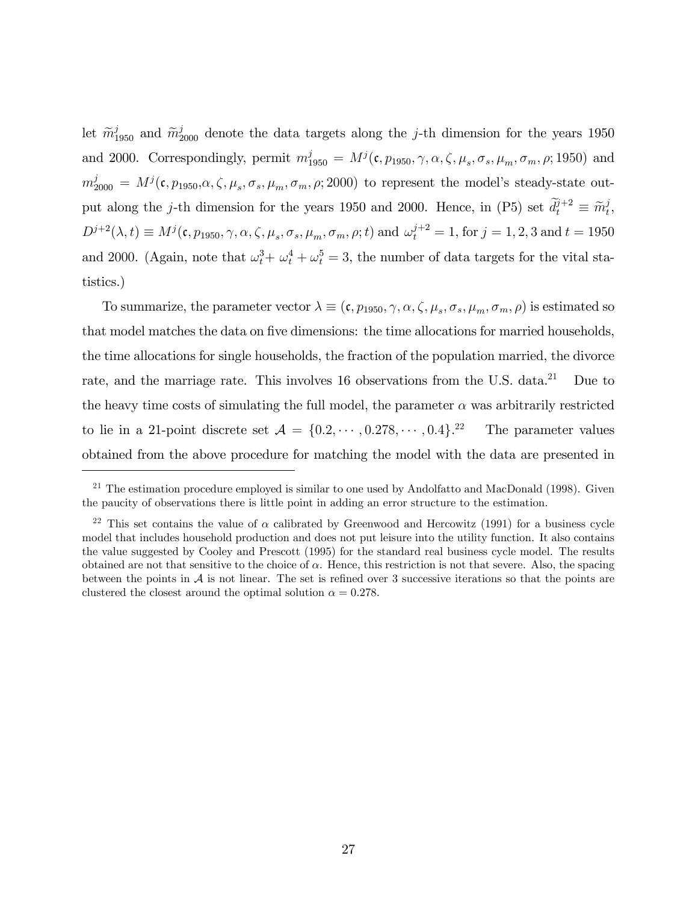let $\widetilde{m}^j_{1950}$ and $\widetilde{m}^j_{2000}$ denote the data targets along the $j$-th dimension for the years 1950 and 2000. Correspondingly, permit $m^j_{1950} = M^j(\mathfrak{c}, p_{1950}, \gamma, \alpha, \zeta, \mu_s, \sigma_s, \mu_m, \sigma_m, \rho; 1950)$ and $m^j_{2000} = M^j(\mathfrak{c}, p_{1950}, \alpha, \zeta, \mu_s, \sigma_s, \mu_m, \sigma_m, \rho; 2000)$ to represent the model's steady-state output along the $j$-th dimension for the years 1950 and 2000. Hence, in (P5) set $\widetilde{d}^{j+2}_t \equiv \widetilde{m}^j_t$, $D^{j+2}(\lambda, t) \equiv M^j(\mathfrak{c}, p_{1950}, \gamma, \alpha, \zeta, \mu_s, \sigma_s, \mu_m, \sigma_m, \rho; t)$ and $\omega^{j+2}_t = 1$, for $j = 1, 2, 3$ and $t = 1950$ and 2000. (Again, note that $\omega^3_t + \omega^4_t + \omega^5_t = 3$, the number of data targets for the vital statistics.)

To summarize, the parameter vector $\lambda \equiv (\mathfrak{c}, p_{1950}, \gamma, \alpha, \zeta, \mu_s, \sigma_s, \mu_m, \sigma_m, \rho)$ is estimated so that model matches the data on five dimensions: the time allocations for married households, the time allocations for single households, the fraction of the population married, the divorce rate, and the marriage rate. This involves 16 observations from the U.S. data.[21] Due to the heavy time costs of simulating the full model, the parameter $\alpha$ was arbitrarily restricted to lie in a 21-point discrete set $\mathcal{A} = \{0.2, \cdots, 0.278, \cdots, 0.4\}$.[22] The parameter values obtained from the above procedure for matching the model with the data are presented in

[21] The estimation procedure employed is similar to one used by Andolfatto and MacDonald (1998). Given the paucity of observations there is little point in adding an error structure to the estimation.

[22] This set contains the value of $\alpha$ calibrated by Greenwood and Hercowitz (1991) for a business cycle model that includes household production and does not put leisure into the utility function. It also contains the value suggested by Cooley and Prescott (1995) for the standard real business cycle model. The results obtained are not that sensitive to the choice of $\alpha$. Hence, this restriction is not that severe. Also, the spacing between the points in $\mathcal{A}$ is not linear. The set is refined over 3 successive iterations so that the points are clustered the closest around the optimal solution $\alpha = 0.278$.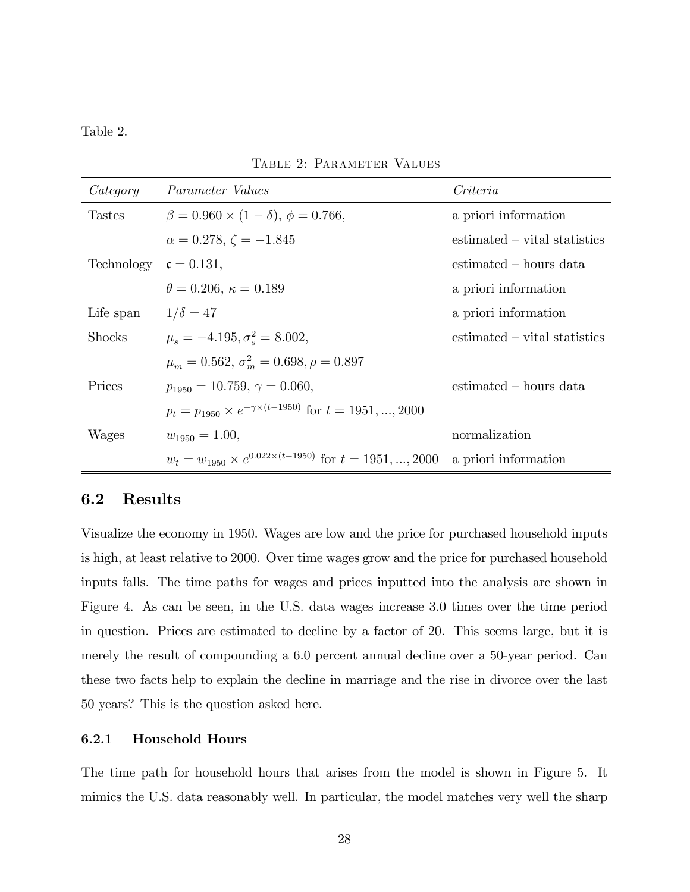Table 2.

Table 2: Parameter Values

| *Category* | *Parameter Values* | *Criteria* |
|---|---|---|
| Tastes | $\beta = 0.960 \times (1 - \delta)$, $\phi = 0.766$, | a priori information |
| | $\alpha = 0.278$, $\zeta = -1.845$ | estimated – vital statistics |
| Technology | $\mathfrak{c} = 0.131$, | estimated – hours data |
| | $\theta = 0.206$, $\kappa = 0.189$ | a priori information |
| Life span | $1/\delta = 47$ | a priori information |
| Shocks | $\mu_s = -4.195, \sigma_s^2 = 8.002$, | estimated – vital statistics |
| | $\mu_m = 0.562$, $\sigma_m^2 = 0.698, \rho = 0.897$ | |
| Prices | $p_{1950} = 10.759$, $\gamma = 0.060$, | estimated – hours data |
| | $p_t = p_{1950} \times e^{-\gamma \times (t-1950)}$ for $t = 1951, ..., 2000$ | |
| Wages | $w_{1950} = 1.00$, | normalization |
| | $w_t = w_{1950} \times e^{0.022 \times (t-1950)}$ for $t = 1951, ..., 2000$ | a priori information |

## 6.2 Results

Visualize the economy in 1950. Wages are low and the price for purchased household inputs is high, at least relative to 2000. Over time wages grow and the price for purchased household inputs falls. The time paths for wages and prices inputted into the analysis are shown in Figure 4. As can be seen, in the U.S. data wages increase 3.0 times over the time period in question. Prices are estimated to decline by a factor of 20. This seems large, but it is merely the result of compounding a 6.0 percent annual decline over a 50-year period. Can these two facts help to explain the decline in marriage and the rise in divorce over the last 50 years? This is the question asked here.

### 6.2.1 Household Hours

The time path for household hours that arises from the model is shown in Figure 5. It mimics the U.S. data reasonably well. In particular, the model matches very well the sharp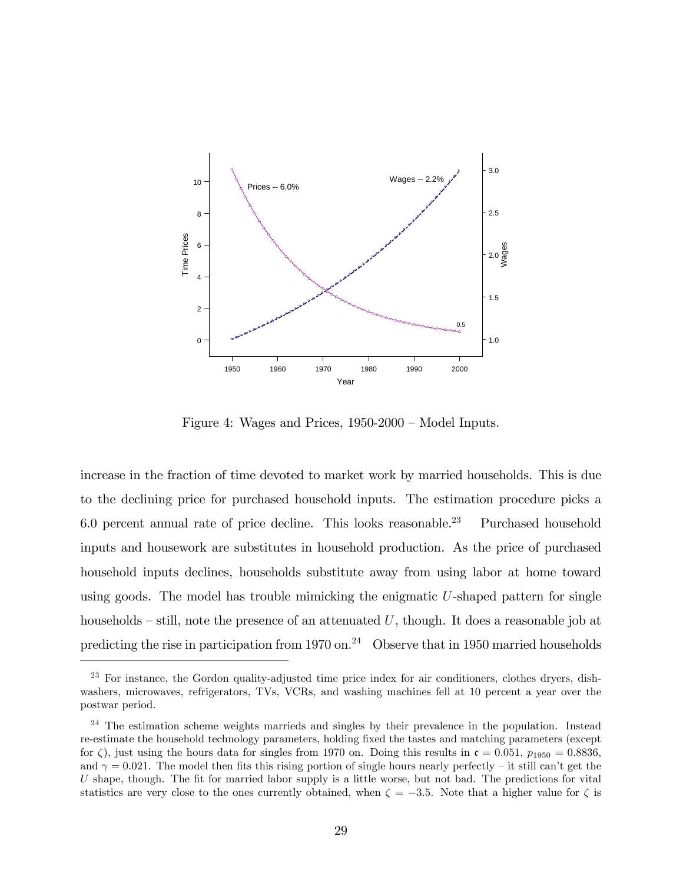Figure 4: Wages and Prices, 1950-2000 – Model Inputs.

increase in the fraction of time devoted to market work by married households. This is due to the declining price for purchased household inputs. The estimation procedure picks a 6.0 percent annual rate of price decline. This looks reasonable.[23] Purchased household inputs and housework are substitutes in household production. As the price of purchased household inputs declines, households substitute away from using labor at home toward using goods. The model has trouble mimicking the enigmatic $U$-shaped pattern for single households – still, note the presence of an attenuated $U$, though. It does a reasonable job at predicting the rise in participation from 1970 on.[24] Observe that in 1950 married households

[23] For instance, the Gordon quality-adjusted time price index for air conditioners, clothes dryers, dishwashers, microwaves, refrigerators, TVs, VCRs, and washing machines fell at 10 percent a year over the postwar period.

[24] The estimation scheme weights marrieds and singles by their prevalence in the population. Instead re-estimate the household technology parameters, holding fixed the tastes and matching parameters (except for $\zeta$), just using the hours data for singles from 1970 on. Doing this results in $\mathfrak{c} = 0.051$, $p_{1950} = 0.8836$, and $\gamma = 0.021$. The model then fits this rising portion of single hours nearly perfectly – it still can't get the $U$ shape, though. The fit for married labor supply is a little worse, but not bad. The predictions for vital statistics are very close to the ones currently obtained, when $\zeta = -3.5$. Note that a higher value for $\zeta$ is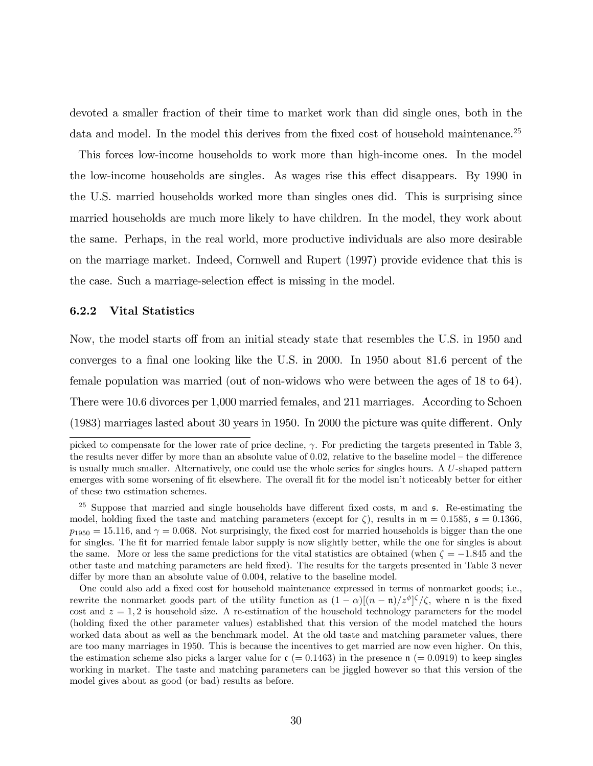devoted a smaller fraction of their time to market work than did single ones, both in the data and model. In the model this derives from the fixed cost of household maintenance.[25]

This forces low-income households to work more than high-income ones. In the model the low-income households are singles. As wages rise this effect disappears. By 1990 in the U.S. married households worked more than singles ones did. This is surprising since married households are much more likely to have children. In the model, they work about the same. Perhaps, in the real world, more productive individuals are also more desirable on the marriage market. Indeed, Cornwell and Rupert (1997) provide evidence that this is the case. Such a marriage-selection effect is missing in the model.

### 6.2.2 Vital Statistics

Now, the model starts off from an initial steady state that resembles the U.S. in 1950 and converges to a final one looking like the U.S. in 2000. In 1950 about 81.6 percent of the female population was married (out of non-widows who were between the ages of 18 to 64). There were 10.6 divorces per 1,000 married females, and 211 marriages. According to Schoen (1983) marriages lasted about 30 years in 1950. In 2000 the picture was quite different. Only

---

picked to compensate for the lower rate of price decline, $\gamma$. For predicting the targets presented in Table 3, the results never differ by more than an absolute value of 0.02, relative to the baseline model – the difference is usually much smaller. Alternatively, one could use the whole series for singles hours. A $U$-shaped pattern emerges with some worsening of fit elsewhere. The overall fit for the model isn't noticeably better for either of these two estimation schemes.

[25] Suppose that married and single households have different fixed costs, $\mathfrak{m}$ and $\mathfrak{s}$. Re-estimating the model, holding fixed the taste and matching parameters (except for $\zeta$), results in $\mathfrak{m} = 0.1585$, $\mathfrak{s} = 0.1366$, $p_{1950} = 15.116$, and $\gamma = 0.068$. Not surprisingly, the fixed cost for married households is bigger than the one for singles. The fit for married female labor supply is now slightly better, while the one for singles is about the same. More or less the same predictions for the vital statistics are obtained (when $\zeta = -1.845$ and the other taste and matching parameters are held fixed). The results for the targets presented in Table 3 never differ by more than an absolute value of 0.004, relative to the baseline model.

One could also add a fixed cost for household maintenance expressed in terms of nonmarket goods; i.e., rewrite the nonmarket goods part of the utility function as $(1-\alpha)[(n-\mathfrak{n})/z^{\phi}]^{\zeta}/\zeta$, where $\mathfrak{n}$ is the fixed cost and $z = 1, 2$ is household size. A re-estimation of the household technology parameters for the model (holding fixed the other parameter values) established that this version of the model matched the hours worked data about as well as the benchmark model. At the old taste and matching parameter values, there are too many marriages in 1950. This is because the incentives to get married are now even higher. On this, the estimation scheme also picks a larger value for $\mathfrak{c}$ $(= 0.1463)$ in the presence $\mathfrak{n}$ $(= 0.0919)$ to keep singles working in market. The taste and matching parameters can be jiggled however so that this version of the model gives about as good (or bad) results as before.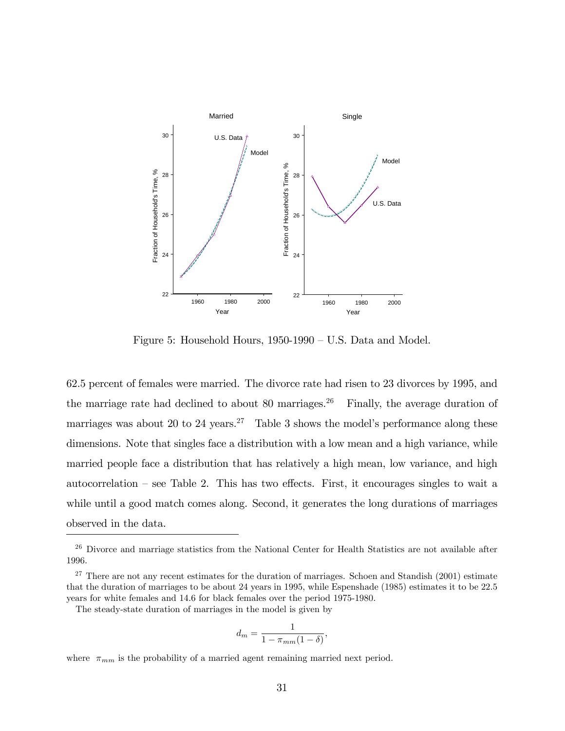Figure 5: Household Hours, 1950-1990 – U.S. Data and Model.

62.5 percent of females were married. The divorce rate had risen to 23 divorces by 1995, and the marriage rate had declined to about 80 marriages.[26] Finally, the average duration of marriages was about 20 to 24 years.[27] Table 3 shows the model's performance along these dimensions. Note that singles face a distribution with a low mean and a high variance, while married people face a distribution that has relatively a high mean, low variance, and high autocorrelation – see Table 2. This has two effects. First, it encourages singles to wait a while until a good match comes along. Second, it generates the long durations of marriages observed in the data.

[26] Divorce and marriage statistics from the National Center for Health Statistics are not available after 1996.

[27] There are not any recent estimates for the duration of marriages. Schoen and Standish (2001) estimate that the duration of marriages to be about 24 years in 1995, while Espenshade (1985) estimates it to be 22.5 years for white females and 14.6 for black females over the period 1975-1980.

The steady-state duration of marriages in the model is given by

$$d_m = \frac{1}{1 - \pi_{mm}(1 - \delta)},$$

where $\pi_{mm}$ is the probability of a married agent remaining married next period.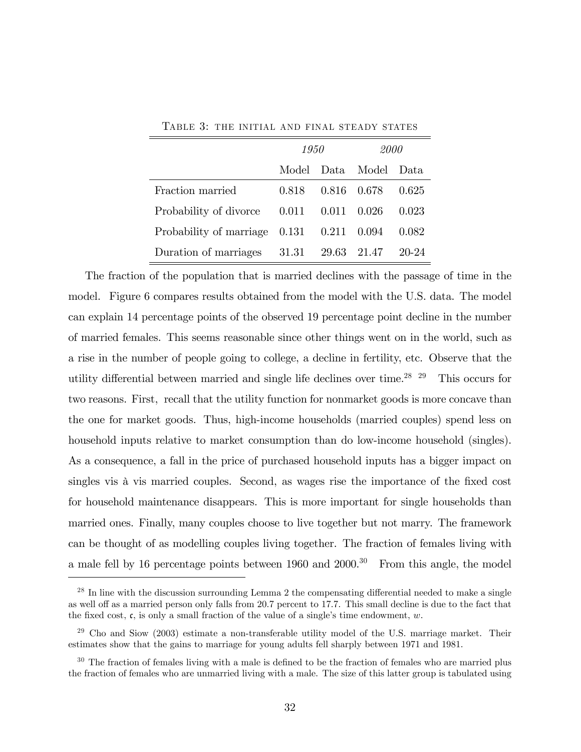Table 3: the initial and final steady states

| | *1950* | | *2000* | |
|---|---|---|---|---|
| | Model | Data | Model | Data |
| Fraction married | 0.818 | 0.816 | 0.678 | 0.625 |
| Probability of divorce | 0.011 | 0.011 | 0.026 | 0.023 |
| Probability of marriage | 0.131 | 0.211 | 0.094 | 0.082 |
| Duration of marriages | 31.31 | 29.63 | 21.47 | 20-24 |

The fraction of the population that is married declines with the passage of time in the model. Figure 6 compares results obtained from the model with the U.S. data. The model can explain 14 percentage points of the observed 19 percentage point decline in the number of married females. This seems reasonable since other things went on in the world, such as a rise in the number of people going to college, a decline in fertility, etc. Observe that the utility differential between married and single life declines over time.[28] [29] This occurs for two reasons. First, recall that the utility function for nonmarket goods is more concave than the one for market goods. Thus, high-income households (married couples) spend less on household inputs relative to market consumption than do low-income household (singles). As a consequence, a fall in the price of purchased household inputs has a bigger impact on singles vis à vis married couples. Second, as wages rise the importance of the fixed cost for household maintenance disappears. This is more important for single households than married ones. Finally, many couples choose to live together but not marry. The framework can be thought of as modelling couples living together. The fraction of females living with a male fell by 16 percentage points between 1960 and 2000.[30] From this angle, the model

[28] In line with the discussion surrounding Lemma 2 the compensating differential needed to make a single as well off as a married person only falls from 20.7 percent to 17.7. This small decline is due to the fact that the fixed cost, $\mathfrak{c}$, is only a small fraction of the value of a single's time endowment, $w$.

[29] Cho and Siow (2003) estimate a non-transferable utility model of the U.S. marriage market. Their estimates show that the gains to marriage for young adults fell sharply between 1971 and 1981.

[30] The fraction of females living with a male is defined to be the fraction of females who are married plus the fraction of females who are unmarried living with a male. The size of this latter group is tabulated using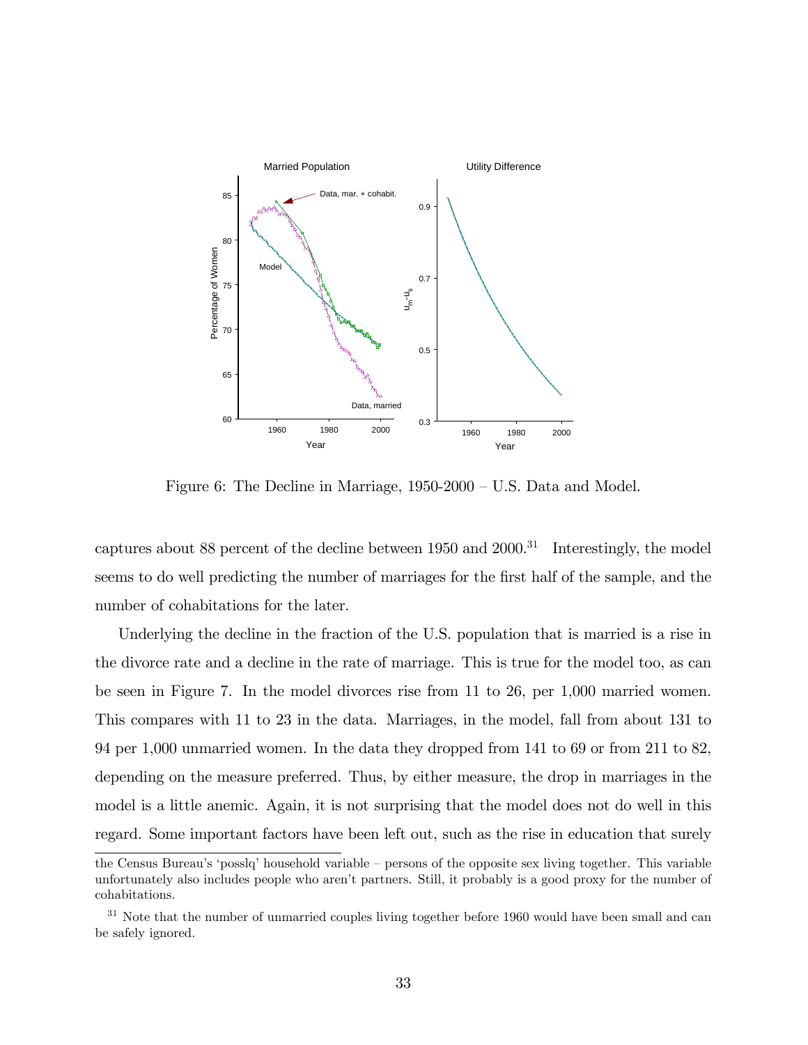Figure 6: The Decline in Marriage, 1950-2000 – U.S. Data and Model.

captures about 88 percent of the decline between 1950 and 2000.[31] Interestingly, the model seems to do well predicting the number of marriages for the first half of the sample, and the number of cohabitations for the later.

Underlying the decline in the fraction of the U.S. population that is married is a rise in the divorce rate and a decline in the rate of marriage. This is true for the model too, as can be seen in Figure 7. In the model divorces rise from 11 to 26, per 1,000 married women. This compares with 11 to 23 in the data. Marriages, in the model, fall from about 131 to 94 per 1,000 unmarried women. In the data they dropped from 141 to 69 or from 211 to 82, depending on the measure preferred. Thus, by either measure, the drop in marriages in the model is a little anemic. Again, it is not surprising that the model does not do well in this regard. Some important factors have been left out, such as the rise in education that surely

the Census Bureau's 'posslq' household variable – persons of the opposite sex living together. This variable unfortunately also includes people who aren't partners. Still, it probably is a good proxy for the number of cohabitations.

[31] Note that the number of unmarried couples living together before 1960 would have been small and can be safely ignored.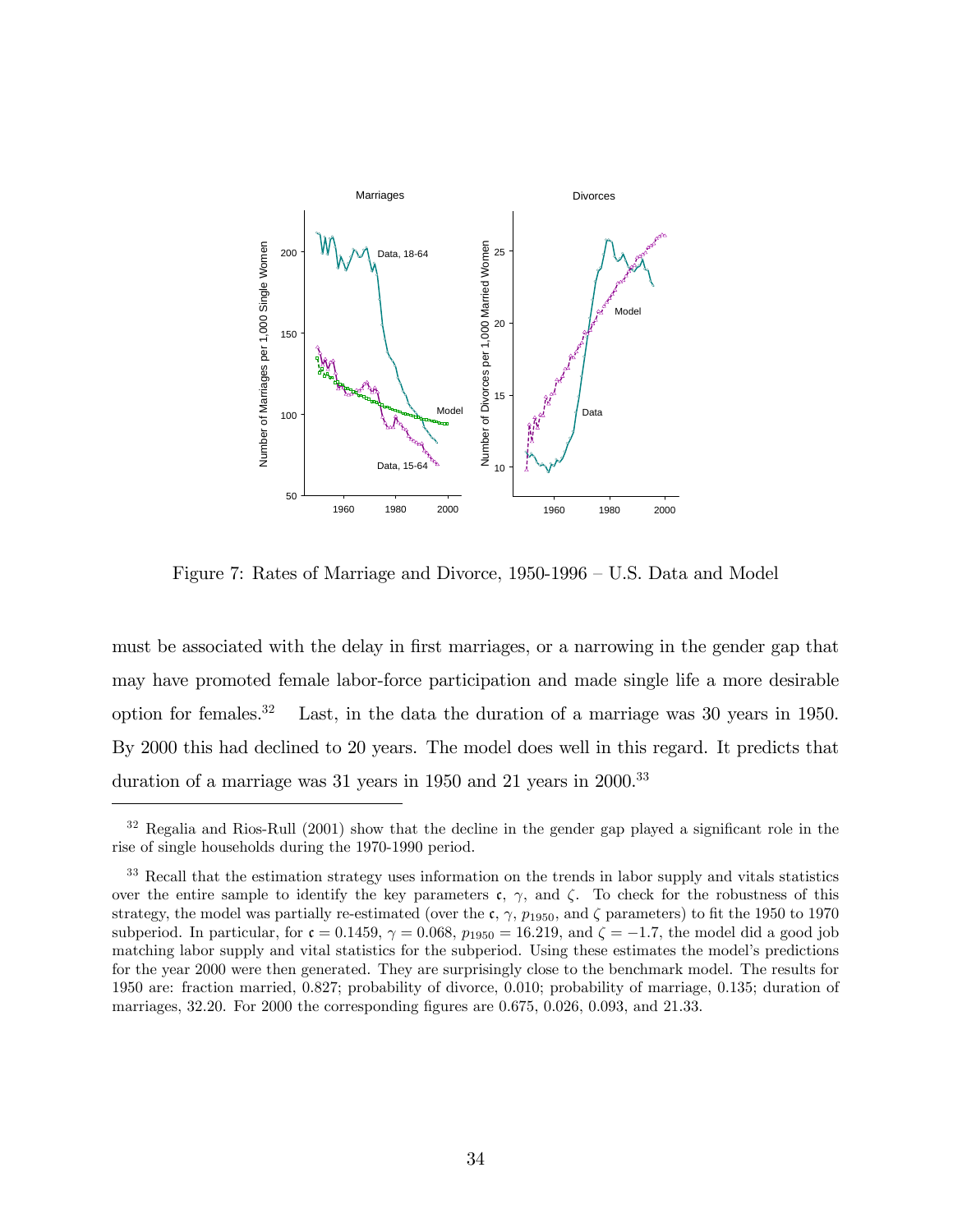Figure 7: Rates of Marriage and Divorce, 1950-1996 – U.S. Data and Model

must be associated with the delay in first marriages, or a narrowing in the gender gap that may have promoted female labor-force participation and made single life a more desirable option for females.[32] Last, in the data the duration of a marriage was 30 years in 1950. By 2000 this had declined to 20 years. The model does well in this regard. It predicts that duration of a marriage was 31 years in 1950 and 21 years in 2000.[33]

---

[32] Regalia and Rios-Rull (2001) show that the decline in the gender gap played a significant role in the rise of single households during the 1970-1990 period.

[33] Recall that the estimation strategy uses information on the trends in labor supply and vitals statistics over the entire sample to identify the key parameters $\mathfrak{c}$, $\gamma$, and $\zeta$. To check for the robustness of this strategy, the model was partially re-estimated (over the $\mathfrak{c}$, $\gamma$, $p_{1950}$, and $\zeta$ parameters) to fit the 1950 to 1970 subperiod. In particular, for $\mathfrak{c} = 0.1459$, $\gamma = 0.068$, $p_{1950} = 16.219$, and $\zeta = -1.7$, the model did a good job matching labor supply and vital statistics for the subperiod. Using these estimates the model's predictions for the year 2000 were then generated. They are surprisingly close to the benchmark model. The results for 1950 are: fraction married, 0.827; probability of divorce, 0.010; probability of marriage, 0.135; duration of marriages, 32.20. For 2000 the corresponding figures are 0.675, 0.026, 0.093, and 21.33.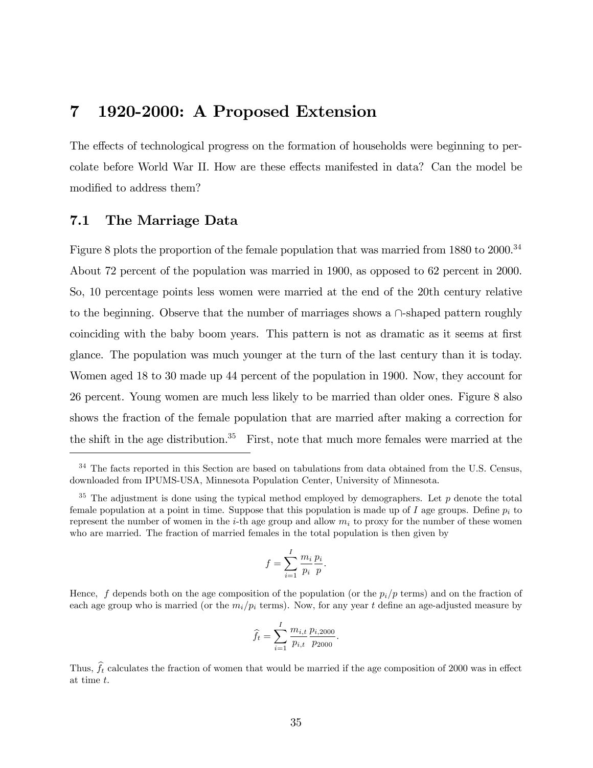# 7 1920-2000: A Proposed Extension

The effects of technological progress on the formation of households were beginning to percolate before World War II. How are these effects manifested in data? Can the model be modified to address them?

## 7.1 The Marriage Data

Figure 8 plots the proportion of the female population that was married from 1880 to 2000.[34] About 72 percent of the population was married in 1900, as opposed to 62 percent in 2000. So, 10 percentage points less women were married at the end of the 20th century relative to the beginning. Observe that the number of marriages shows a $\cap$-shaped pattern roughly coinciding with the baby boom years. This pattern is not as dramatic as it seems at first glance. The population was much younger at the turn of the last century than it is today. Women aged 18 to 30 made up 44 percent of the population in 1900. Now, they account for 26 percent. Young women are much less likely to be married than older ones. Figure 8 also shows the fraction of the female population that are married after making a correction for the shift in the age distribution.[35] First, note that much more females were married at the

---

[34] The facts reported in this Section are based on tabulations from data obtained from the U.S. Census, downloaded from IPUMS-USA, Minnesota Population Center, University of Minnesota.

[35] The adjustment is done using the typical method employed by demographers. Let $p$ denote the total female population at a point in time. Suppose that this population is made up of $I$ age groups. Define $p_i$ to represent the number of women in the $i$-th age group and allow $m_i$ to proxy for the number of these women who are married. The fraction of married females in the total population is then given by

$$f = \sum_{i=1}^{I} \frac{m_i}{p_i} \frac{p_i}{p}.$$

Hence, $f$ depends both on the age composition of the population (or the $p_i/p$ terms) and on the fraction of each age group who is married (or the $m_i/p_i$ terms). Now, for any year $t$ define an age-adjusted measure by

$$\widehat{f}_t = \sum_{i=1}^{I} \frac{m_{i,t}}{p_{i,t}} \frac{p_{i,2000}}{p_{2000}}.$$

Thus, $\widehat{f}_t$ calculates the fraction of women that would be married if the age composition of 2000 was in effect at time $t$.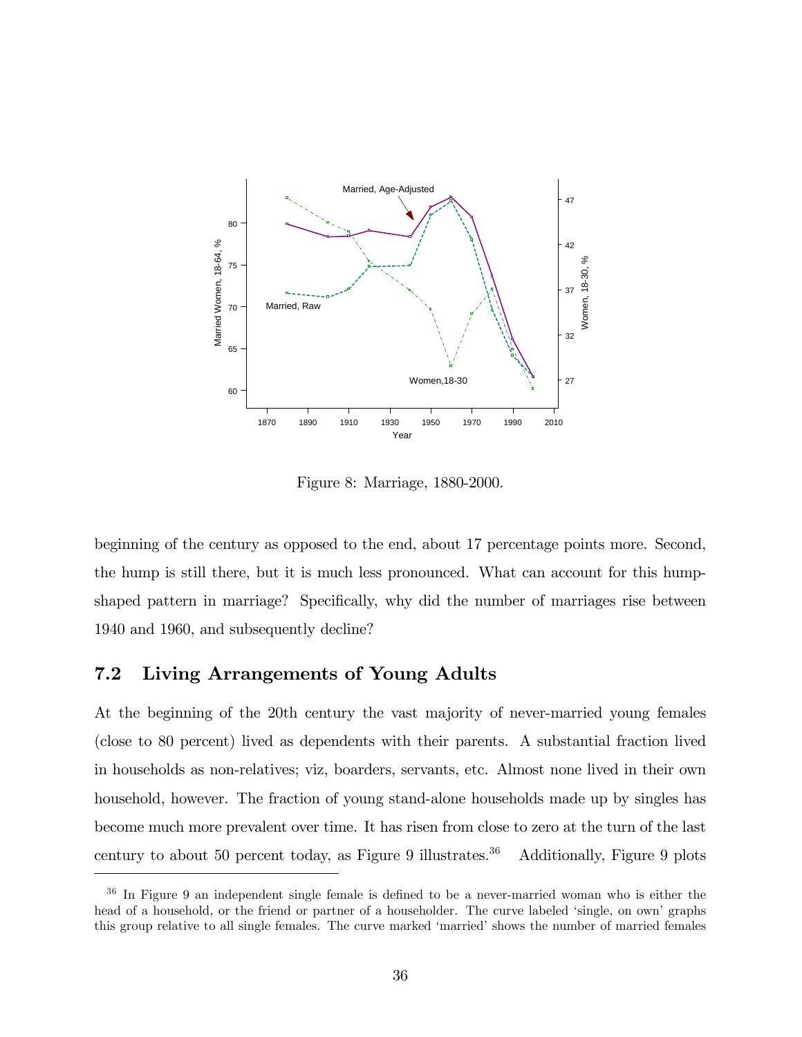Figure 8: Marriage, 1880-2000.

beginning of the century as opposed to the end, about 17 percentage points more. Second, the hump is still there, but it is much less pronounced. What can account for this hump-shaped pattern in marriage? Specifically, why did the number of marriages rise between 1940 and 1960, and subsequently decline?

## 7.2 Living Arrangements of Young Adults

At the beginning of the 20th century the vast majority of never-married young females (close to 80 percent) lived as dependents with their parents. A substantial fraction lived in households as non-relatives; viz, boarders, servants, etc. Almost none lived in their own household, however. The fraction of young stand-alone households made up by singles has become much more prevalent over time. It has risen from close to zero at the turn of the last century to about 50 percent today, as Figure 9 illustrates.[36] Additionally, Figure 9 plots

[36] In Figure 9 an independent single female is defined to be a never-married woman who is either the head of a household, or the friend or partner of a householder. The curve labeled 'single, on own' graphs this group relative to all single females. The curve marked 'married' shows the number of married females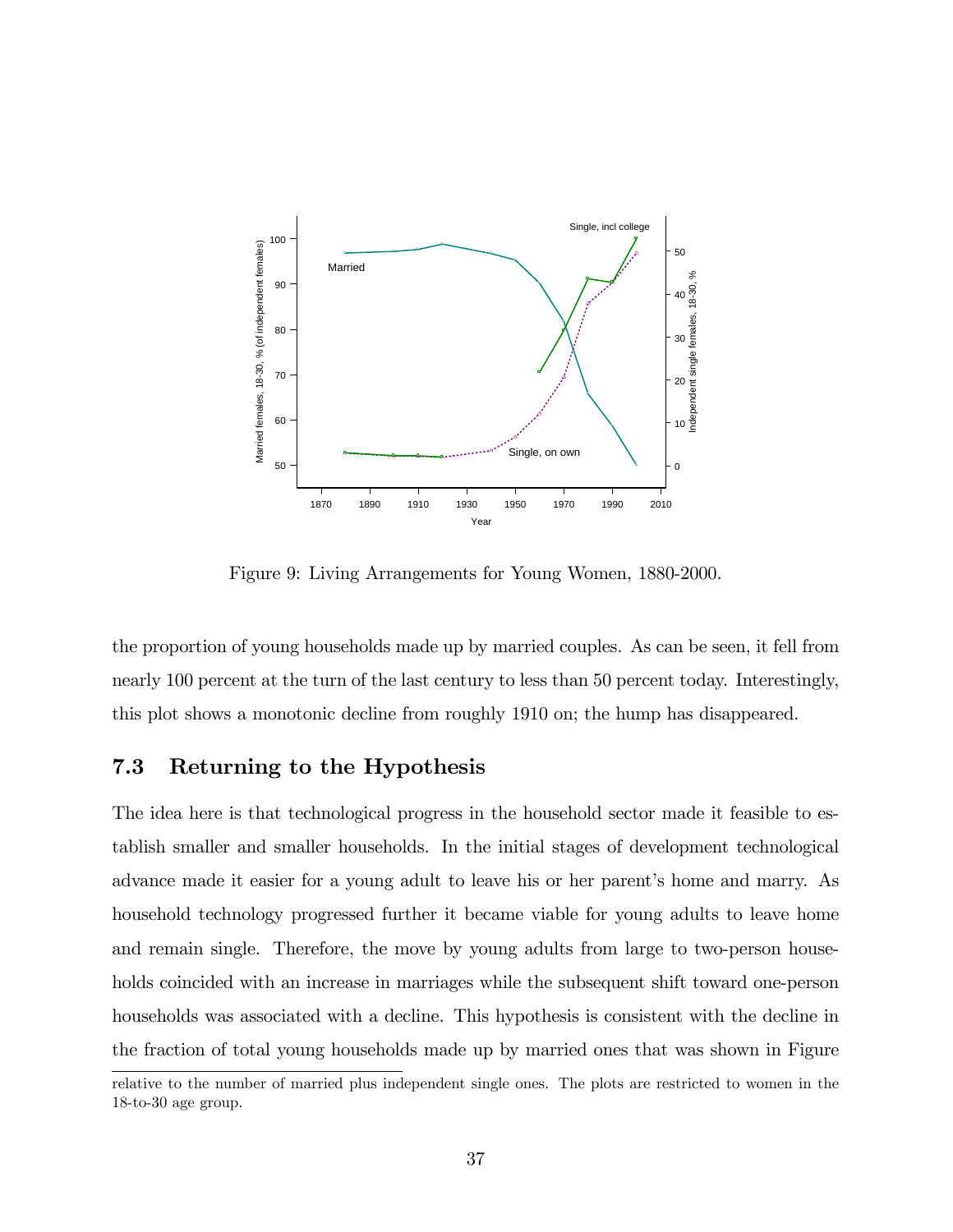Figure 9: Living Arrangements for Young Women, 1880-2000.

the proportion of young households made up by married couples. As can be seen, it fell from nearly 100 percent at the turn of the last century to less than 50 percent today. Interestingly, this plot shows a monotonic decline from roughly 1910 on; the hump has disappeared.

### 7.3 Returning to the Hypothesis

The idea here is that technological progress in the household sector made it feasible to establish smaller and smaller households. In the initial stages of development technological advance made it easier for a young adult to leave his or her parent's home and marry. As household technology progressed further it became viable for young adults to leave home and remain single. Therefore, the move by young adults from large to two-person households coincided with an increase in marriages while the subsequent shift toward one-person households was associated with a decline. This hypothesis is consistent with the decline in the fraction of total young households made up by married ones that was shown in Figure

relative to the number of married plus independent single ones. The plots are restricted to women in the 18-to-30 age group.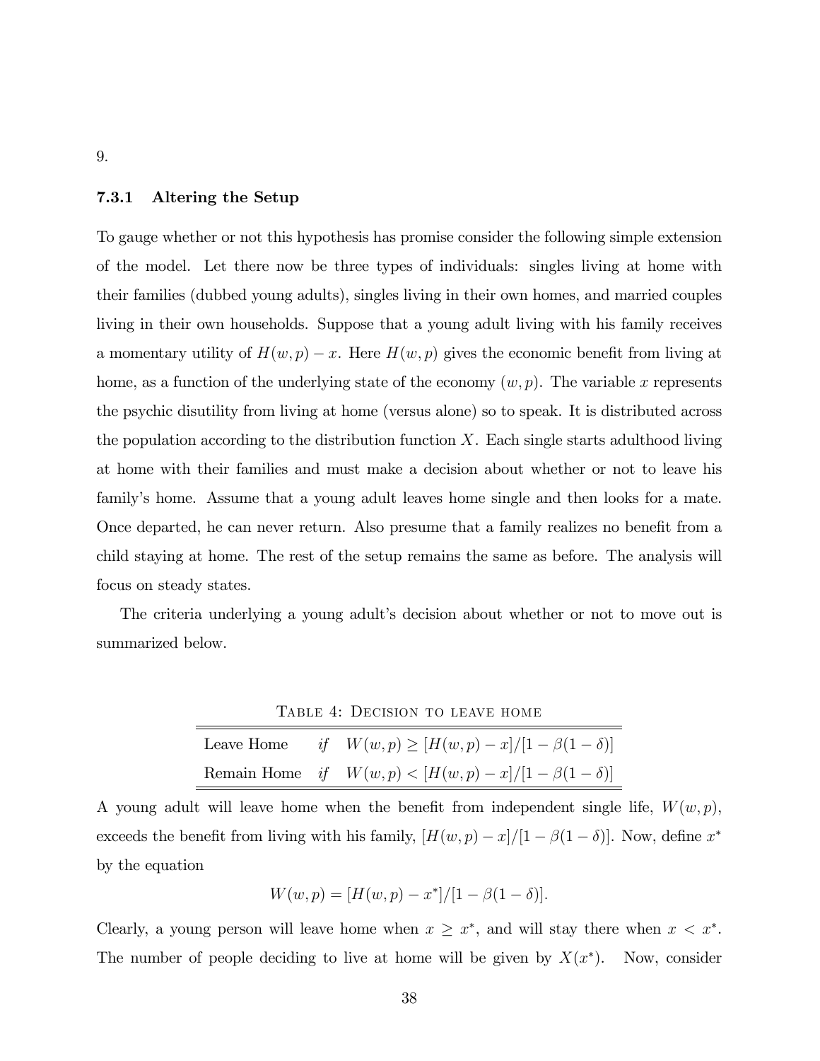9.

### 7.3.1 Altering the Setup

To gauge whether or not this hypothesis has promise consider the following simple extension of the model. Let there now be three types of individuals: singles living at home with their families (dubbed young adults), singles living in their own homes, and married couples living in their own households. Suppose that a young adult living with his family receives a momentary utility of $H(w,p) - x$. Here $H(w,p)$ gives the economic benefit from living at home, as a function of the underlying state of the economy $(w,p)$. The variable $x$ represents the psychic disutility from living at home (versus alone) so to speak. It is distributed across the population according to the distribution function $X$. Each single starts adulthood living at home with their families and must make a decision about whether or not to leave his family's home. Assume that a young adult leaves home single and then looks for a mate. Once departed, he can never return. Also presume that a family realizes no benefit from a child staying at home. The rest of the setup remains the same as before. The analysis will focus on steady states.

The criteria underlying a young adult's decision about whether or not to move out is summarized below.

Table 4: Decision to leave home

| | | |
|---|---|---|
| Leave Home | *if* | $W(w,p) \geq [H(w,p) - x]/[1 - \beta(1-\delta)]$ |
| Remain Home | *if* | $W(w,p) < [H(w,p) - x]/[1 - \beta(1-\delta)]$ |

A young adult will leave home when the benefit from independent single life, $W(w,p)$, exceeds the benefit from living with his family, $[H(w,p) - x]/[1 - \beta(1-\delta)]$. Now, define $x^*$ by the equation

$$W(w,p) = [H(w,p) - x^*]/[1 - \beta(1-\delta)].$$

Clearly, a young person will leave home when $x \geq x^*$, and will stay there when $x < x^*$. The number of people deciding to live at home will be given by $X(x^*)$. Now, consider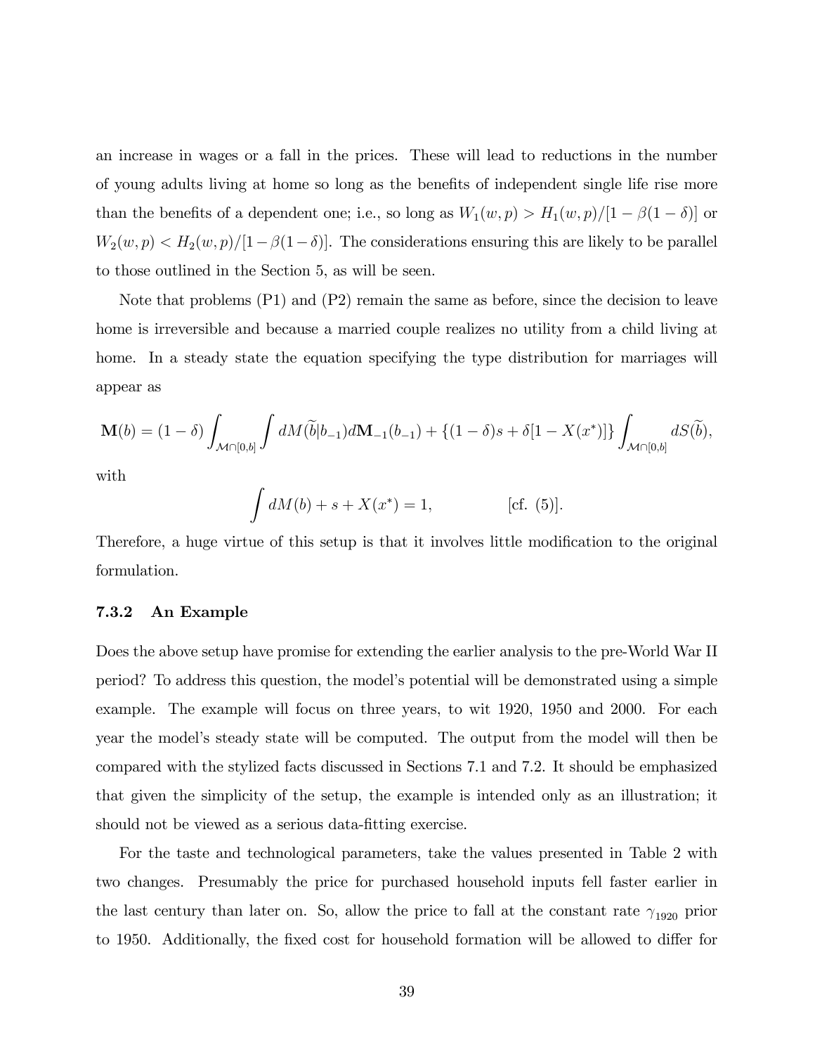an increase in wages or a fall in the prices. These will lead to reductions in the number of young adults living at home so long as the benefits of independent single life rise more than the benefits of a dependent one; i.e., so long as $W_1(w, p) > H_1(w, p)/[1 - \beta(1-\delta)]$ or $W_2(w, p) < H_2(w, p)/[1 - \beta(1-\delta)]$. The considerations ensuring this are likely to be parallel to those outlined in the Section 5, as will be seen.

Note that problems (P1) and (P2) remain the same as before, since the decision to leave home is irreversible and because a married couple realizes no utility from a child living at home. In a steady state the equation specifying the type distribution for marriages will appear as

$$\mathbf{M}(b) = (1-\delta) \int_{\mathcal{M} \cap [0,b]} \int dM(\widetilde{b}|b_{-1}) d\mathbf{M}_{-1}(b_{-1}) + \{(1-\delta)s + \delta[1 - X(x^*)]\} \int_{\mathcal{M} \cap [0,b]} dS(\widetilde{b}),$$

with

$$\int dM(b) + s + X(x^*) = 1, \qquad \text{[cf. (5)]}.$$

Therefore, a huge virtue of this setup is that it involves little modification to the original formulation.

### 7.3.2 An Example

Does the above setup have promise for extending the earlier analysis to the pre-World War II period? To address this question, the model's potential will be demonstrated using a simple example. The example will focus on three years, to wit 1920, 1950 and 2000. For each year the model's steady state will be computed. The output from the model will then be compared with the stylized facts discussed in Sections 7.1 and 7.2. It should be emphasized that given the simplicity of the setup, the example is intended only as an illustration; it should not be viewed as a serious data-fitting exercise.

For the taste and technological parameters, take the values presented in Table 2 with two changes. Presumably the price for purchased household inputs fell faster earlier in the last century than later on. So, allow the price to fall at the constant rate $\gamma_{1920}$ prior to 1950. Additionally, the fixed cost for household formation will be allowed to differ for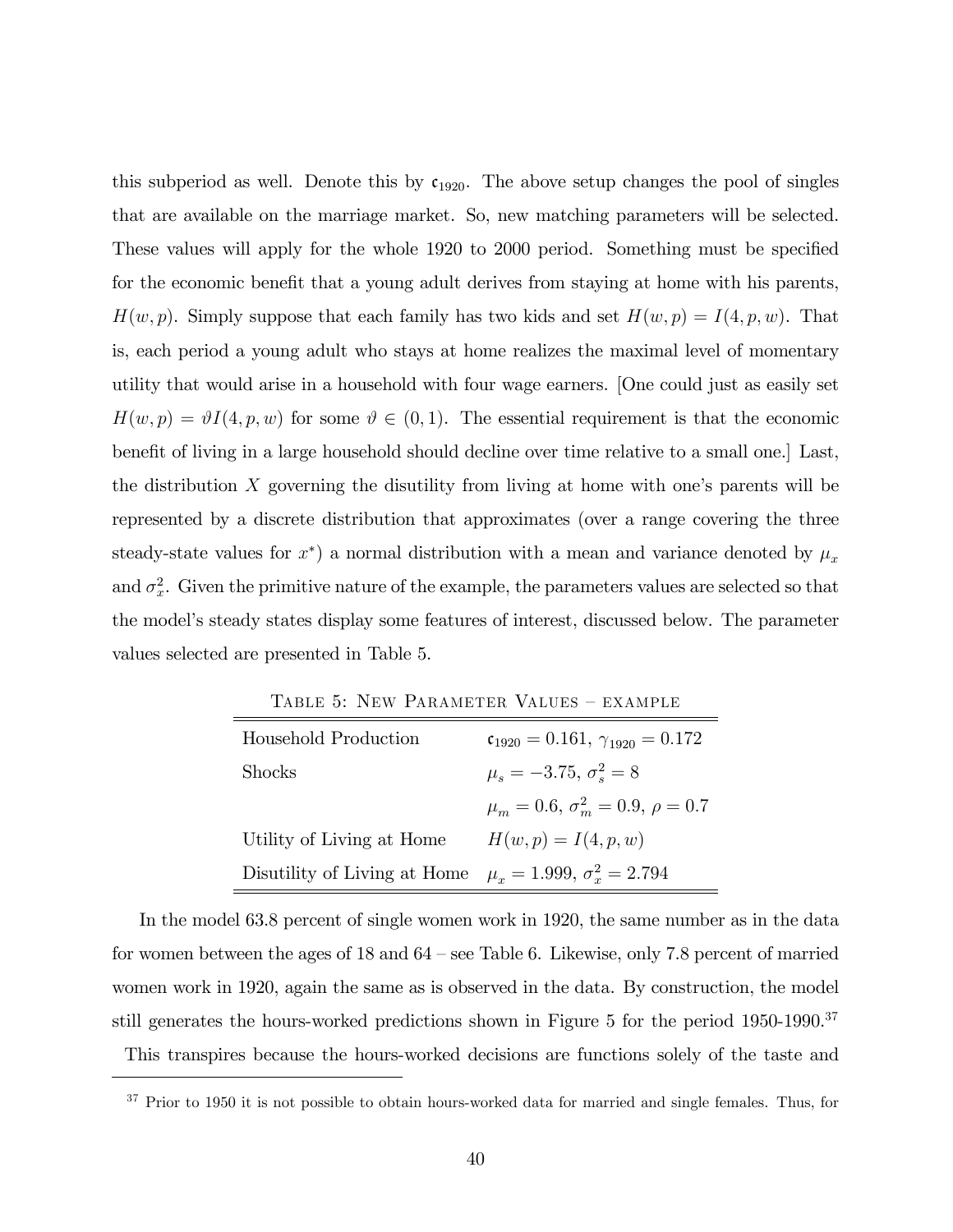this subperiod as well. Denote this by $\mathfrak{c}_{1920}$. The above setup changes the pool of singles that are available on the marriage market. So, new matching parameters will be selected. These values will apply for the whole 1920 to 2000 period. Something must be specified for the economic benefit that a young adult derives from staying at home with his parents, $H(w,p)$. Simply suppose that each family has two kids and set $H(w,p) = I(4,p,w)$. That is, each period a young adult who stays at home realizes the maximal level of momentary utility that would arise in a household with four wage earners. [One could just as easily set $H(w,p) = \vartheta I(4,p,w)$ for some $\vartheta \in (0,1)$. The essential requirement is that the economic benefit of living in a large household should decline over time relative to a small one.] Last, the distribution $X$ governing the disutility from living at home with one's parents will be represented by a discrete distribution that approximates (over a range covering the three steady-state values for $x^*$) a normal distribution with a mean and variance denoted by $\mu_x$ and $\sigma_x^2$. Given the primitive nature of the example, the parameters values are selected so that the model's steady states display some features of interest, discussed below. The parameter values selected are presented in Table 5.

Table 5: New Parameter Values – example

| | |
|---|---|
| Household Production | $\mathfrak{c}_{1920} = 0.161$, $\gamma_{1920} = 0.172$ |
| Shocks | $\mu_s = -3.75$, $\sigma_s^2 = 8$ |
| | $\mu_m = 0.6$, $\sigma_m^2 = 0.9$, $\rho = 0.7$ |
| Utility of Living at Home | $H(w,p) = I(4,p,w)$ |
| Disutility of Living at Home | $\mu_x = 1.999$, $\sigma_x^2 = 2.794$ |

In the model 63.8 percent of single women work in 1920, the same number as in the data for women between the ages of 18 and 64 – see Table 6. Likewise, only 7.8 percent of married women work in 1920, again the same as is observed in the data. By construction, the model still generates the hours-worked predictions shown in Figure 5 for the period 1950-1990.[37] This transpires because the hours-worked decisions are functions solely of the taste and

[37] Prior to 1950 it is not possible to obtain hours-worked data for married and single females. Thus, for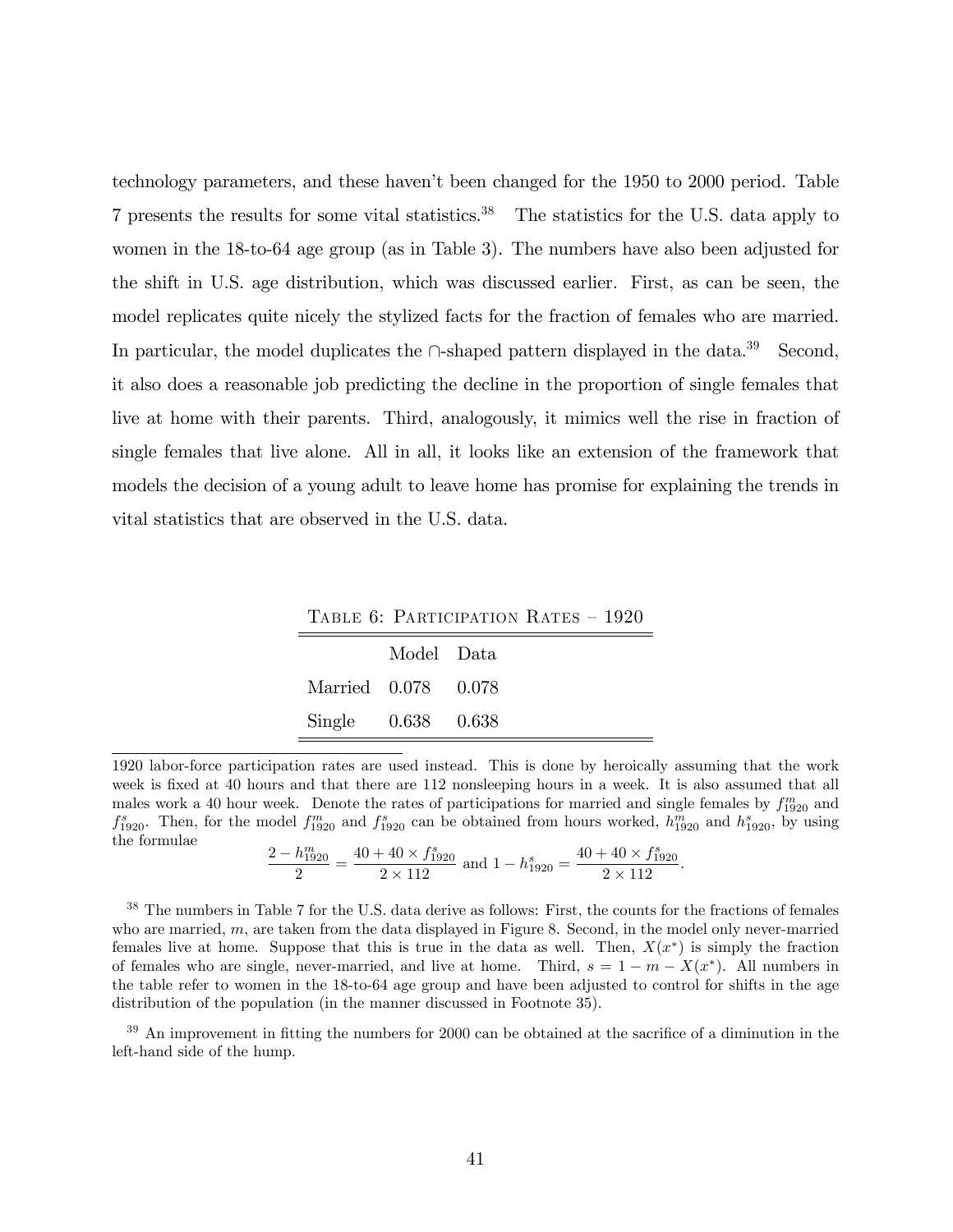technology parameters, and these haven't been changed for the 1950 to 2000 period. Table 7 presents the results for some vital statistics.[38] The statistics for the U.S. data apply to women in the 18-to-64 age group (as in Table 3). The numbers have also been adjusted for the shift in U.S. age distribution, which was discussed earlier. First, as can be seen, the model replicates quite nicely the stylized facts for the fraction of females who are married. In particular, the model duplicates the $\cap$-shaped pattern displayed in the data.[39] Second, it also does a reasonable job predicting the decline in the proportion of single females that live at home with their parents. Third, analogously, it mimics well the rise in fraction of single females that live alone. All in all, it looks like an extension of the framework that models the decision of a young adult to leave home has promise for explaining the trends in vital statistics that are observed in the U.S. data.

Table 6: Participation Rates – 1920

| | Model | Data |
|---|---|---|
| Married | 0.078 | 0.078 |
| Single | 0.638 | 0.638 |

1920 labor-force participation rates are used instead. This is done by heroically assuming that the work week is fixed at 40 hours and that there are 112 nonsleeping hours in a week. It is also assumed that all males work a 40 hour week. Denote the rates of participations for married and single females by $f^m_{1920}$ and $f^s_{1920}$. Then, for the model $f^m_{1920}$ and $f^s_{1920}$ can be obtained from hours worked, $h^m_{1920}$ and $h^s_{1920}$, by using the formulae

$$\frac{2 - h^m_{1920}}{2} = \frac{40 + 40 \times f^s_{1920}}{2 \times 112} \text{ and } 1 - h^s_{1920} = \frac{40 + 40 \times f^s_{1920}}{2 \times 112}.$$

[38] The numbers in Table 7 for the U.S. data derive as follows: First, the counts for the fractions of females who are married, $m$, are taken from the data displayed in Figure 8. Second, in the model only never-married females live at home. Suppose that this is true in the data as well. Then, $X(x^*)$ is simply the fraction of females who are single, never-married, and live at home. Third, $s = 1 - m - X(x^*)$. All numbers in the table refer to women in the 18-to-64 age group and have been adjusted to control for shifts in the age distribution of the population (in the manner discussed in Footnote 35).

[39] An improvement in fitting the numbers for 2000 can be obtained at the sacrifice of a diminution in the left-hand side of the hump.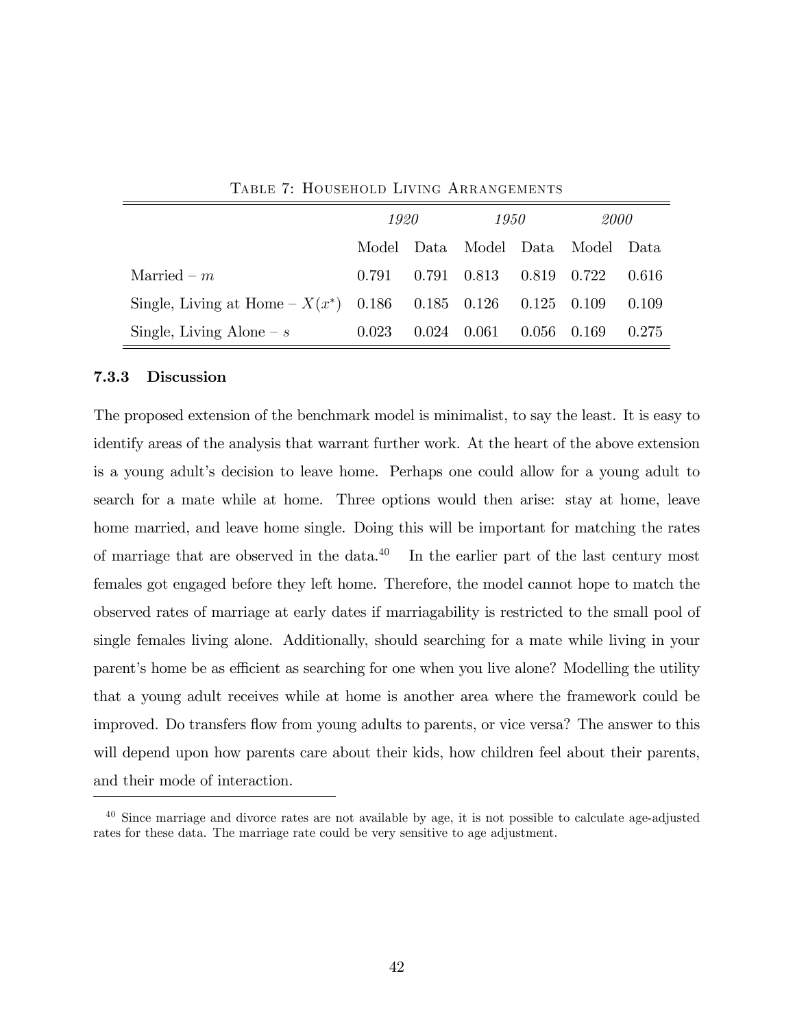Table 7: Household Living Arrangements

| | *1920* | | *1950* | | *2000* | |
|---|---|---|---|---|---|---|
| | Model | Data | Model | Data | Model | Data |
| Married – $m$ | 0.791 | 0.791 | 0.813 | 0.819 | 0.722 | 0.616 |
| Single, Living at Home – $X(x^{*})$ | 0.186 | 0.185 | 0.126 | 0.125 | 0.109 | 0.109 |
| Single, Living Alone – $s$ | 0.023 | 0.024 | 0.061 | 0.056 | 0.169 | 0.275 |

### 7.3.3 Discussion

The proposed extension of the benchmark model is minimalist, to say the least. It is easy to identify areas of the analysis that warrant further work. At the heart of the above extension is a young adult's decision to leave home. Perhaps one could allow for a young adult to search for a mate while at home. Three options would then arise: stay at home, leave home married, and leave home single. Doing this will be important for matching the rates of marriage that are observed in the data.[40] In the earlier part of the last century most females got engaged before they left home. Therefore, the model cannot hope to match the observed rates of marriage at early dates if marriagability is restricted to the small pool of single females living alone. Additionally, should searching for a mate while living in your parent's home be as efficient as searching for one when you live alone? Modelling the utility that a young adult receives while at home is another area where the framework could be improved. Do transfers flow from young adults to parents, or vice versa? The answer to this will depend upon how parents care about their kids, how children feel about their parents, and their mode of interaction.

[40] Since marriage and divorce rates are not available by age, it is not possible to calculate age-adjusted rates for these data. The marriage rate could be very sensitive to age adjustment.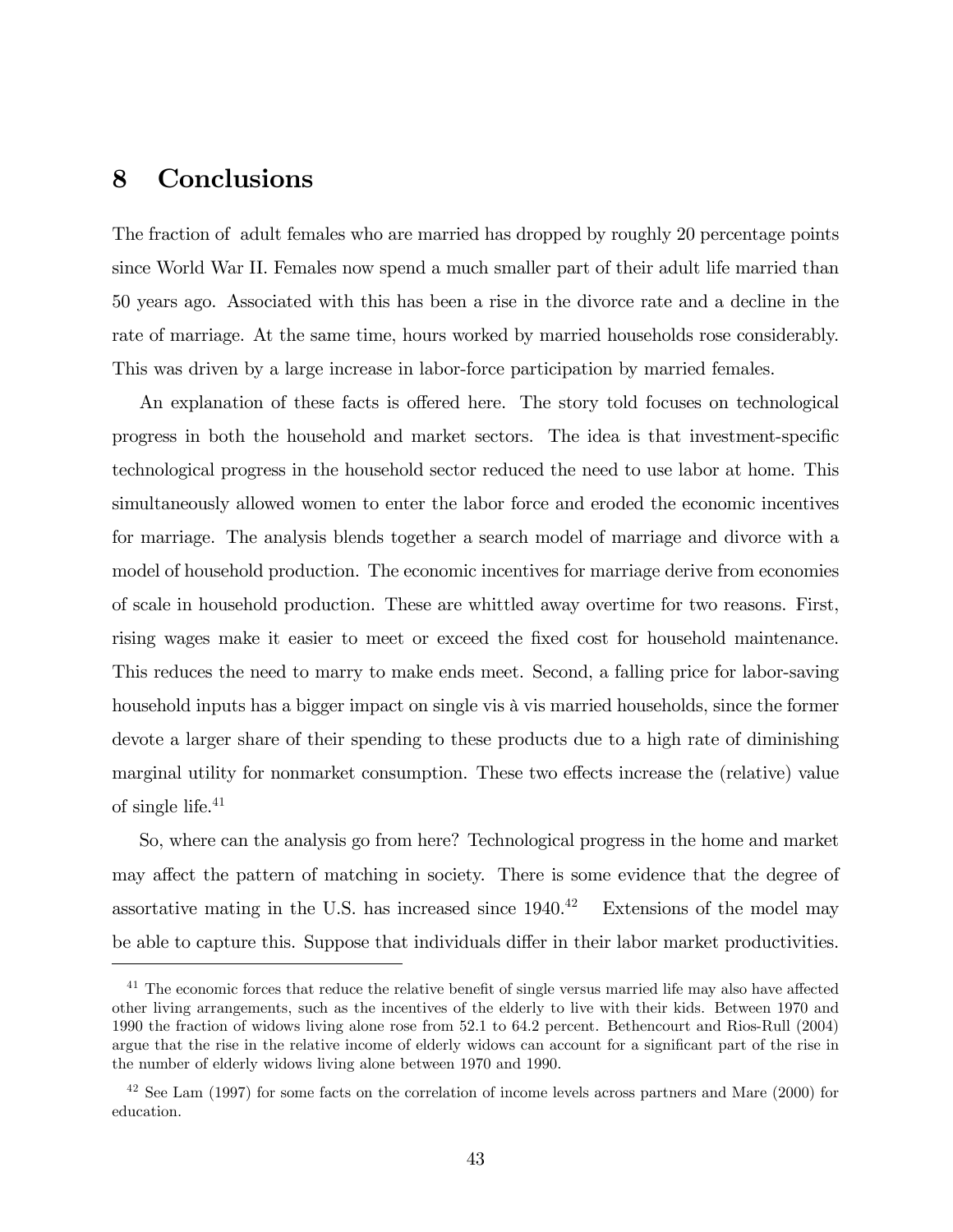# 8 Conclusions

The fraction of adult females who are married has dropped by roughly 20 percentage points since World War II. Females now spend a much smaller part of their adult life married than 50 years ago. Associated with this has been a rise in the divorce rate and a decline in the rate of marriage. At the same time, hours worked by married households rose considerably. This was driven by a large increase in labor-force participation by married females.

An explanation of these facts is offered here. The story told focuses on technological progress in both the household and market sectors. The idea is that investment-specific technological progress in the household sector reduced the need to use labor at home. This simultaneously allowed women to enter the labor force and eroded the economic incentives for marriage. The analysis blends together a search model of marriage and divorce with a model of household production. The economic incentives for marriage derive from economies of scale in household production. These are whittled away overtime for two reasons. First, rising wages make it easier to meet or exceed the fixed cost for household maintenance. This reduces the need to marry to make ends meet. Second, a falling price for labor-saving household inputs has a bigger impact on single vis à vis married households, since the former devote a larger share of their spending to these products due to a high rate of diminishing marginal utility for nonmarket consumption. These two effects increase the (relative) value of single life.[41]

So, where can the analysis go from here? Technological progress in the home and market may affect the pattern of matching in society. There is some evidence that the degree of assortative mating in the U.S. has increased since 1940.[42] Extensions of the model may be able to capture this. Suppose that individuals differ in their labor market productivities.

---

[41] The economic forces that reduce the relative benefit of single versus married life may also have affected other living arrangements, such as the incentives of the elderly to live with their kids. Between 1970 and 1990 the fraction of widows living alone rose from 52.1 to 64.2 percent. Bethencourt and Rios-Rull (2004) argue that the rise in the relative income of elderly widows can account for a significant part of the rise in the number of elderly widows living alone between 1970 and 1990.

[42] See Lam (1997) for some facts on the correlation of income levels across partners and Mare (2000) for education.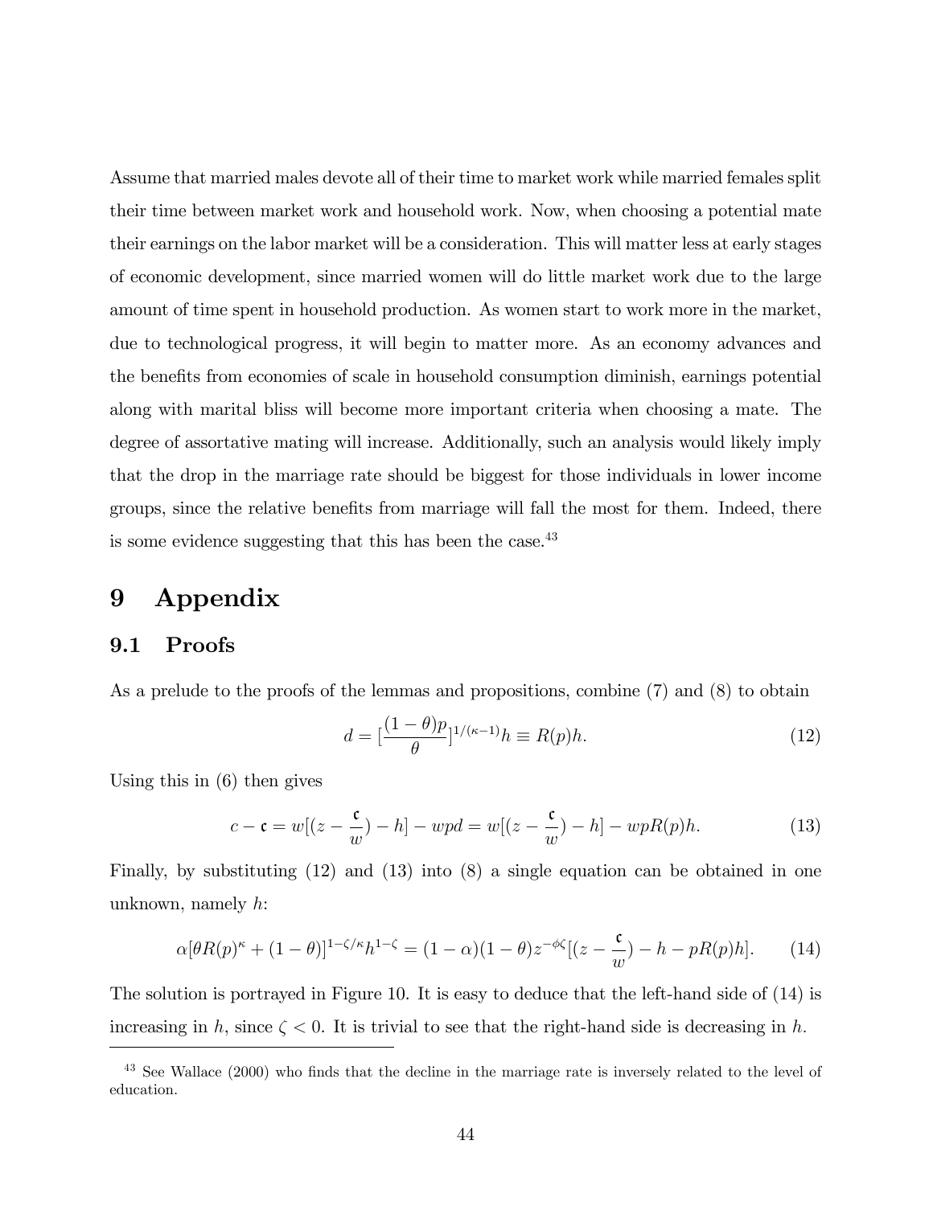Assume that married males devote all of their time to market work while married females split their time between market work and household work. Now, when choosing a potential mate their earnings on the labor market will be a consideration. This will matter less at early stages of economic development, since married women will do little market work due to the large amount of time spent in household production. As women start to work more in the market, due to technological progress, it will begin to matter more. As an economy advances and the benefits from economies of scale in household consumption diminish, earnings potential along with marital bliss will become more important criteria when choosing a mate. The degree of assortative mating will increase. Additionally, such an analysis would likely imply that the drop in the marriage rate should be biggest for those individuals in lower income groups, since the relative benefits from marriage will fall the most for them. Indeed, there is some evidence suggesting that this has been the case.[43]

# 9 Appendix

## 9.1 Proofs

As a prelude to the proofs of the lemmas and propositions, combine (7) and (8) to obtain

$$d = [\frac{(1-\theta)p}{\theta}]^{1/(\kappa-1)} h \equiv R(p)h. \tag{12}$$

Using this in (6) then gives

$$c - \mathfrak{c} = w[(z - \frac{\mathfrak{c}}{w}) - h] - wpd = w[(z - \frac{\mathfrak{c}}{w}) - h] - wpR(p)h. \tag{13}$$

Finally, by substituting (12) and (13) into (8) a single equation can be obtained in one unknown, namely $h$:

$$\alpha[\theta R(p)^{\kappa} + (1-\theta)]^{1-\zeta/\kappa} h^{1-\zeta} = (1-\alpha)(1-\theta)z^{-\phi\zeta}[(z - \frac{\mathfrak{c}}{w}) - h - pR(p)h]. \tag{14}$$

The solution is portrayed in Figure 10. It is easy to deduce that the left-hand side of (14) is increasing in $h$, since $\zeta < 0$. It is trivial to see that the right-hand side is decreasing in $h$.

---

[43] See Wallace (2000) who finds that the decline in the marriage rate is inversely related to the level of education.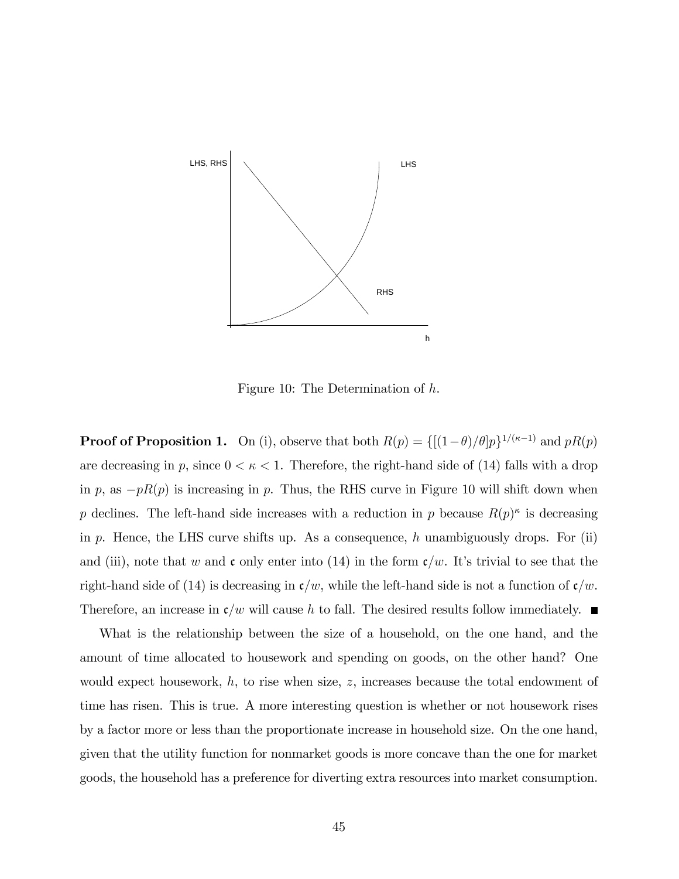Figure 10: The Determination of $h$.

**Proof of Proposition 1.** On (i), observe that both $R(p) = \{[(1-\theta)/\theta]p\}^{1/(\kappa-1)}$ and $pR(p)$ are decreasing in $p$, since $0 < \kappa < 1$. Therefore, the right-hand side of (14) falls with a drop in $p$, as $-pR(p)$ is increasing in $p$. Thus, the RHS curve in Figure 10 will shift down when $p$ declines. The left-hand side increases with a reduction in $p$ because $R(p)^{\kappa}$ is decreasing in $p$. Hence, the LHS curve shifts up. As a consequence, $h$ unambiguously drops. For (ii) and (iii), note that $w$ and $\mathfrak{c}$ only enter into (14) in the form $\mathfrak{c}/w$. It's trivial to see that the right-hand side of (14) is decreasing in $\mathfrak{c}/w$, while the left-hand side is not a function of $\mathfrak{c}/w$. Therefore, an increase in $\mathfrak{c}/w$ will cause $h$ to fall. The desired results follow immediately. ■

What is the relationship between the size of a household, on the one hand, and the amount of time allocated to housework and spending on goods, on the other hand? One would expect housework, $h$, to rise when size, $z$, increases because the total endowment of time has risen. This is true. A more interesting question is whether or not housework rises by a factor more or less than the proportionate increase in household size. On the one hand, given that the utility function for nonmarket goods is more concave than the one for market goods, the household has a preference for diverting extra resources into market consumption.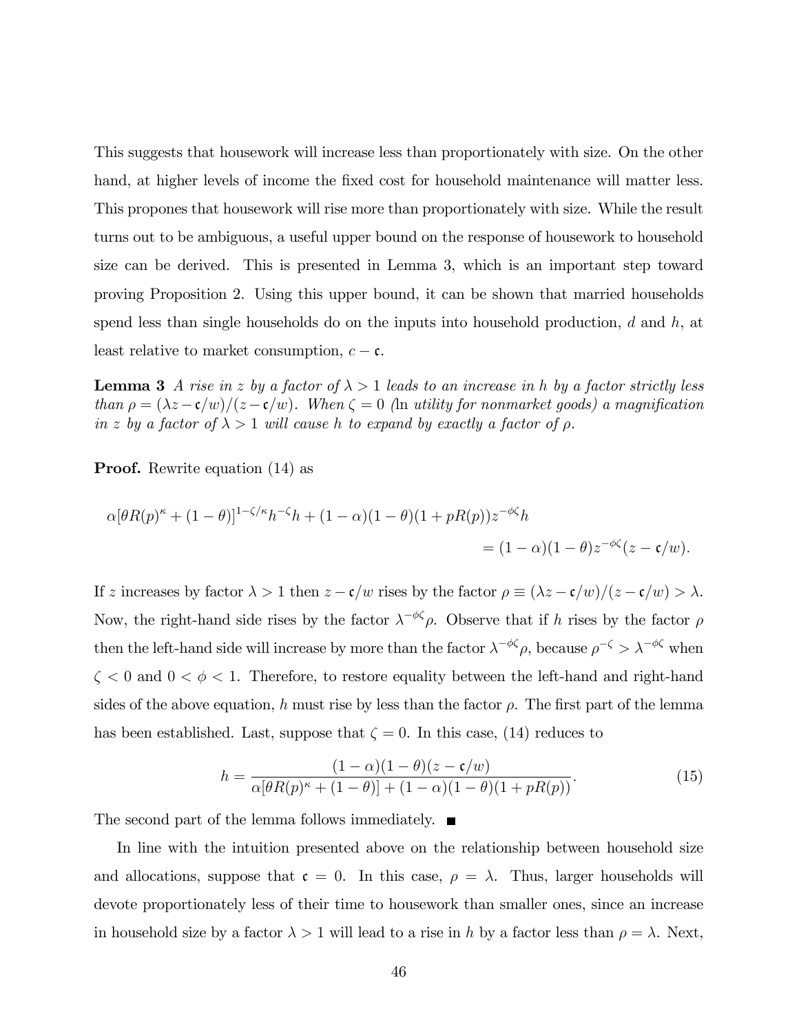This suggests that housework will increase less than proportionately with size. On the other hand, at higher levels of income the fixed cost for household maintenance will matter less. This propones that housework will rise more than proportionately with size. While the result turns out to be ambiguous, a useful upper bound on the response of housework to household size can be derived. This is presented in Lemma 3, which is an important step toward proving Proposition 2. Using this upper bound, it can be shown that married households spend less than single households do on the inputs into household production, $d$ and $h$, at least relative to market consumption, $c - \mathfrak{c}$.

**Lemma 3** *A rise in $z$ by a factor of $\lambda > 1$ leads to an increase in $h$ by a factor strictly less than $\rho = (\lambda z - \mathfrak{c}/w)/(z - \mathfrak{c}/w)$. When $\zeta = 0$ (*ln *utility for nonmarket goods) a magnification in $z$ by a factor of $\lambda > 1$ will cause $h$ to expand by exactly a factor of $\rho$.*

**Proof.** Rewrite equation (14) as

$$\alpha[\theta R(p)^{\kappa} + (1-\theta)]^{1-\zeta/\kappa} h^{-\zeta} h + (1-\alpha)(1-\theta)(1+pR(p))z^{-\phi\zeta} h$$
$$= (1-\alpha)(1-\theta)z^{-\phi\zeta}(z - \mathfrak{c}/w).$$

If $z$ increases by factor $\lambda > 1$ then $z - \mathfrak{c}/w$ rises by the factor $\rho \equiv (\lambda z - \mathfrak{c}/w)/(z - \mathfrak{c}/w) > \lambda$. Now, the right-hand side rises by the factor $\lambda^{-\phi\zeta}\rho$. Observe that if $h$ rises by the factor $\rho$ then the left-hand side will increase by more than the factor $\lambda^{-\phi\zeta}\rho$, because $\rho^{-\zeta} > \lambda^{-\phi\zeta}$ when $\zeta < 0$ and $0 < \phi < 1$. Therefore, to restore equality between the left-hand and right-hand sides of the above equation, $h$ must rise by less than the factor $\rho$. The first part of the lemma has been established. Last, suppose that $\zeta = 0$. In this case, (14) reduces to

$$h = \frac{(1-\alpha)(1-\theta)(z - \mathfrak{c}/w)}{\alpha[\theta R(p)^{\kappa} + (1-\theta)] + (1-\alpha)(1-\theta)(1+pR(p))}. \tag{15}$$

The second part of the lemma follows immediately. ■

In line with the intuition presented above on the relationship between household size and allocations, suppose that $\mathfrak{c} = 0$. In this case, $\rho = \lambda$. Thus, larger households will devote proportionately less of their time to housework than smaller ones, since an increase in household size by a factor $\lambda > 1$ will lead to a rise in $h$ by a factor less than $\rho = \lambda$. Next,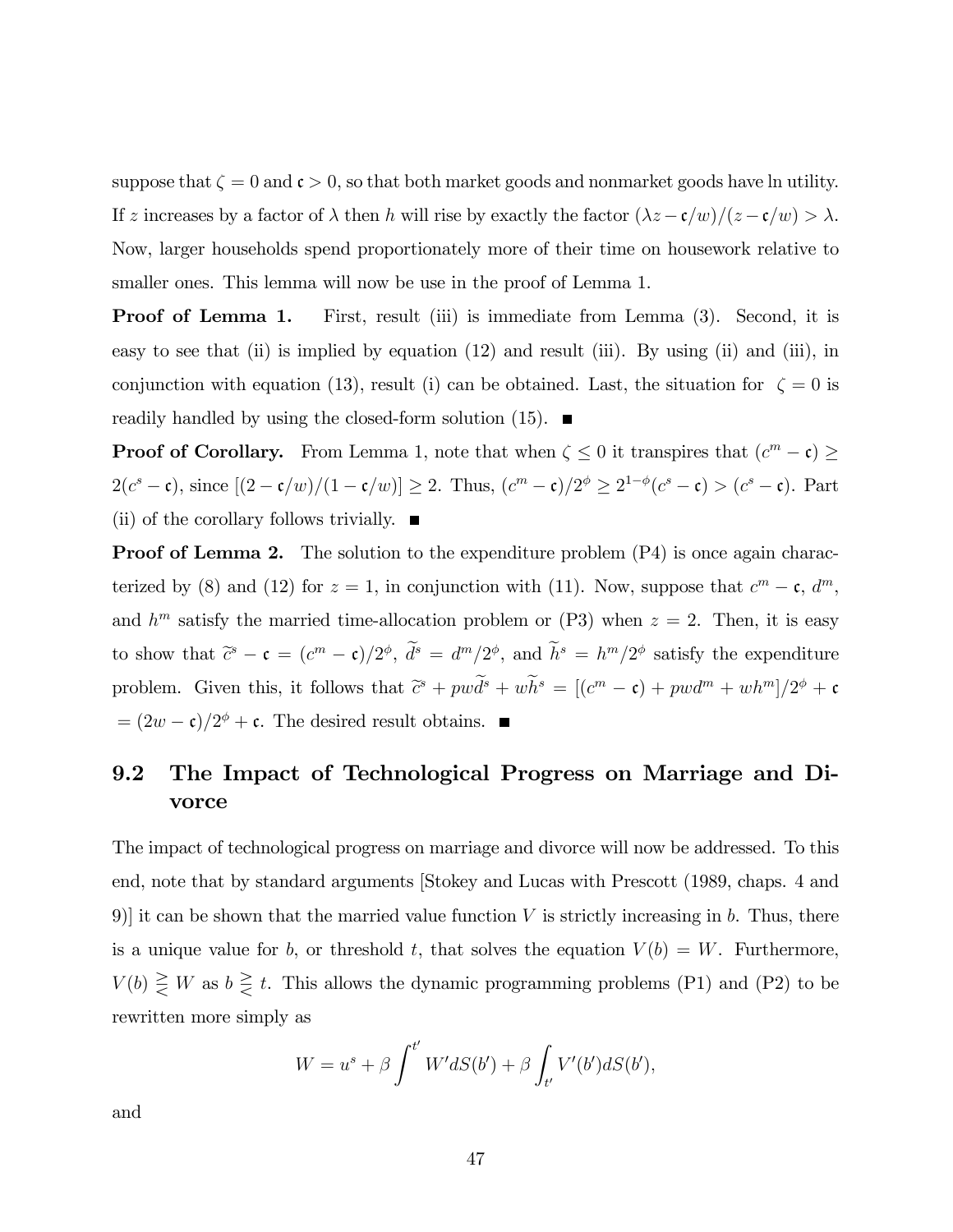suppose that $\zeta = 0$ and $\mathfrak{c} > 0$, so that both market goods and nonmarket goods have ln utility. If $z$ increases by a factor of $\lambda$ then $h$ will rise by exactly the factor $(\lambda z - \mathfrak{c}/w)/(z - \mathfrak{c}/w) > \lambda$. Now, larger households spend proportionately more of their time on housework relative to smaller ones. This lemma will now be use in the proof of Lemma 1.

**Proof of Lemma 1.** First, result (iii) is immediate from Lemma (3). Second, it is easy to see that (ii) is implied by equation (12) and result (iii). By using (ii) and (iii), in conjunction with equation (13), result (i) can be obtained. Last, the situation for $\zeta = 0$ is readily handled by using the closed-form solution (15). ■

**Proof of Corollary.** From Lemma 1, note that when $\zeta \leq 0$ it transpires that $(c^m - \mathfrak{c}) \geq 2(c^s - \mathfrak{c})$, since $[(2 - \mathfrak{c}/w)/(1 - \mathfrak{c}/w)] \geq 2$. Thus, $(c^m - \mathfrak{c})/2^\phi \geq 2^{1-\phi}(c^s - \mathfrak{c}) > (c^s - \mathfrak{c})$. Part (ii) of the corollary follows trivially. ■

**Proof of Lemma 2.** The solution to the expenditure problem (P4) is once again characterized by (8) and (12) for $z = 1$, in conjunction with (11). Now, suppose that $c^m - \mathfrak{c}$, $d^m$, and $h^m$ satisfy the married time-allocation problem or (P3) when $z = 2$. Then, it is easy to show that $\widetilde{c}^s - \mathfrak{c} = (c^m - \mathfrak{c})/2^\phi$, $\widetilde{d}^s = d^m/2^\phi$, and $\widetilde{h}^s = h^m/2^\phi$ satisfy the expenditure problem. Given this, it follows that $\widetilde{c}^s + pw\widetilde{d}^s + w\widetilde{h}^s = [(c^m - \mathfrak{c}) + pwd^m + wh^m]/2^\phi + \mathfrak{c} = (2w - \mathfrak{c})/2^\phi + \mathfrak{c}$. The desired result obtains. ■

## 9.2 The Impact of Technological Progress on Marriage and Divorce

The impact of technological progress on marriage and divorce will now be addressed. To this end, note that by standard arguments [Stokey and Lucas with Prescott (1989, chaps. 4 and 9)] it can be shown that the married value function $V$ is strictly increasing in $b$. Thus, there is a unique value for $b$, or threshold $t$, that solves the equation $V(b) = W$. Furthermore, $V(b) \gtreqless W$ as $b \gtreqless t$. This allows the dynamic programming problems (P1) and (P2) to be rewritten more simply as

$$W = u^s + \beta \int^{t'} W' dS(b') + \beta \int_{t'} V'(b') dS(b'),$$

and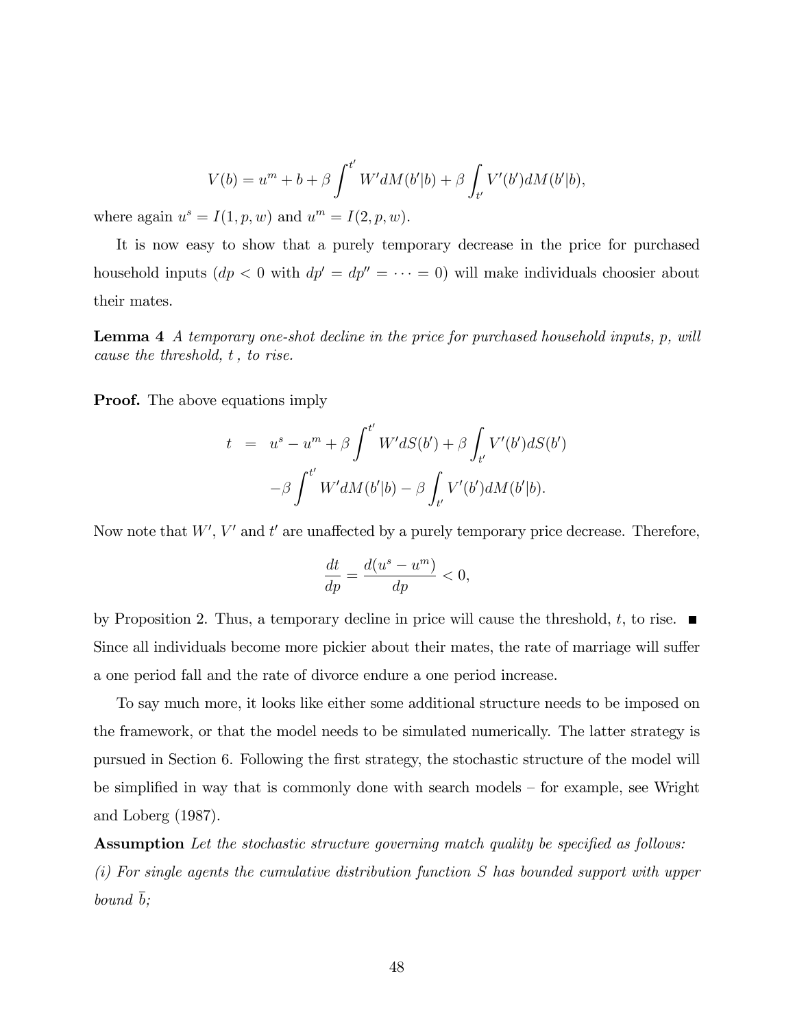$$V(b) = u^m + b + \beta \int^{t'} W' dM(b'|b) + \beta \int_{t'} V'(b') dM(b'|b),$$

where again $u^s = I(1, p, w)$ and $u^m = I(2, p, w)$.

It is now easy to show that a purely temporary decrease in the price for purchased household inputs ($dp < 0$ with $dp' = dp'' = \cdots = 0$) will make individuals choosier about their mates.

**Lemma 4** *A temporary one-shot decline in the price for purchased household inputs, $p$, will cause the threshold, $t$ , to rise.*

**Proof.** The above equations imply

$$\begin{aligned} t &= u^s - u^m + \beta \int^{t'} W' dS(b') + \beta \int_{t'} V'(b') dS(b') \\ &\quad -\beta \int^{t'} W' dM(b'|b) - \beta \int_{t'} V'(b') dM(b'|b). \end{aligned}$$

Now note that $W'$, $V'$ and $t'$ are unaffected by a purely temporary price decrease. Therefore,

$$\frac{dt}{dp} = \frac{d(u^s - u^m)}{dp} < 0,$$

by Proposition 2. Thus, a temporary decline in price will cause the threshold, $t$, to rise. ■

Since all individuals become more pickier about their mates, the rate of marriage will suffer a one period fall and the rate of divorce endure a one period increase.

To say much more, it looks like either some additional structure needs to be imposed on the framework, or that the model needs to be simulated numerically. The latter strategy is pursued in Section 6. Following the first strategy, the stochastic structure of the model will be simplified in way that is commonly done with search models – for example, see Wright and Loberg (1987).

**Assumption** *Let the stochastic structure governing match quality be specified as follows:*

*(i) For single agents the cumulative distribution function $S$ has bounded support with upper bound $\overline{b}$;*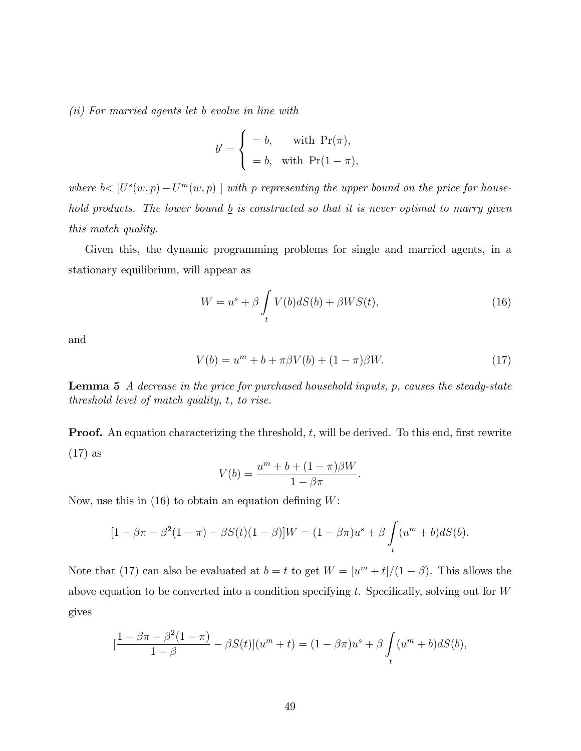*(ii) For married agents let $b$ evolve in line with*

$$
b' = \begin{cases} = b, & \text{with } \Pr(\pi), \\ = \underline{b}, & \text{with } \Pr(1-\pi), \end{cases}
$$

*where $\underline{b} < [U^s(w,\overline{p}) - U^m(w,\overline{p})\ ]$ with $\overline{p}$ representing the upper bound on the price for household products. The lower bound $\underline{b}$ is constructed so that it is never optimal to marry given this match quality.*

Given this, the dynamic programming problems for single and married agents, in a stationary equilibrium, will appear as

$$
W = u^s + \beta \int_t V(b) dS(b) + \beta W S(t), \tag{16}
$$

and

$$
V(b) = u^m + b + \pi \beta V(b) + (1-\pi)\beta W. \tag{17}
$$

**Lemma 5** *A decrease in the price for purchased household inputs, $p$, causes the steady-state threshold level of match quality, $t$, to rise.*

**Proof.** An equation characterizing the threshold, $t$, will be derived. To this end, first rewrite (17) as

$$
V(b) = \frac{u^m + b + (1-\pi)\beta W}{1 - \beta\pi}.
$$

Now, use this in (16) to obtain an equation defining $W$:

$$
[1 - \beta\pi - \beta^2(1-\pi) - \beta S(t)(1-\beta)]W = (1-\beta\pi)u^s + \beta \int_t (u^m + b) dS(b).
$$

Note that (17) can also be evaluated at $b = t$ to get $W = [u^m + t]/(1-\beta)$. This allows the above equation to be converted into a condition specifying $t$. Specifically, solving out for $W$ gives

$$
[\frac{1 - \beta\pi - \beta^2(1-\pi)}{1-\beta} - \beta S(t)](u^m + t) = (1-\beta\pi)u^s + \beta \int_t (u^m + b) dS(b),
$$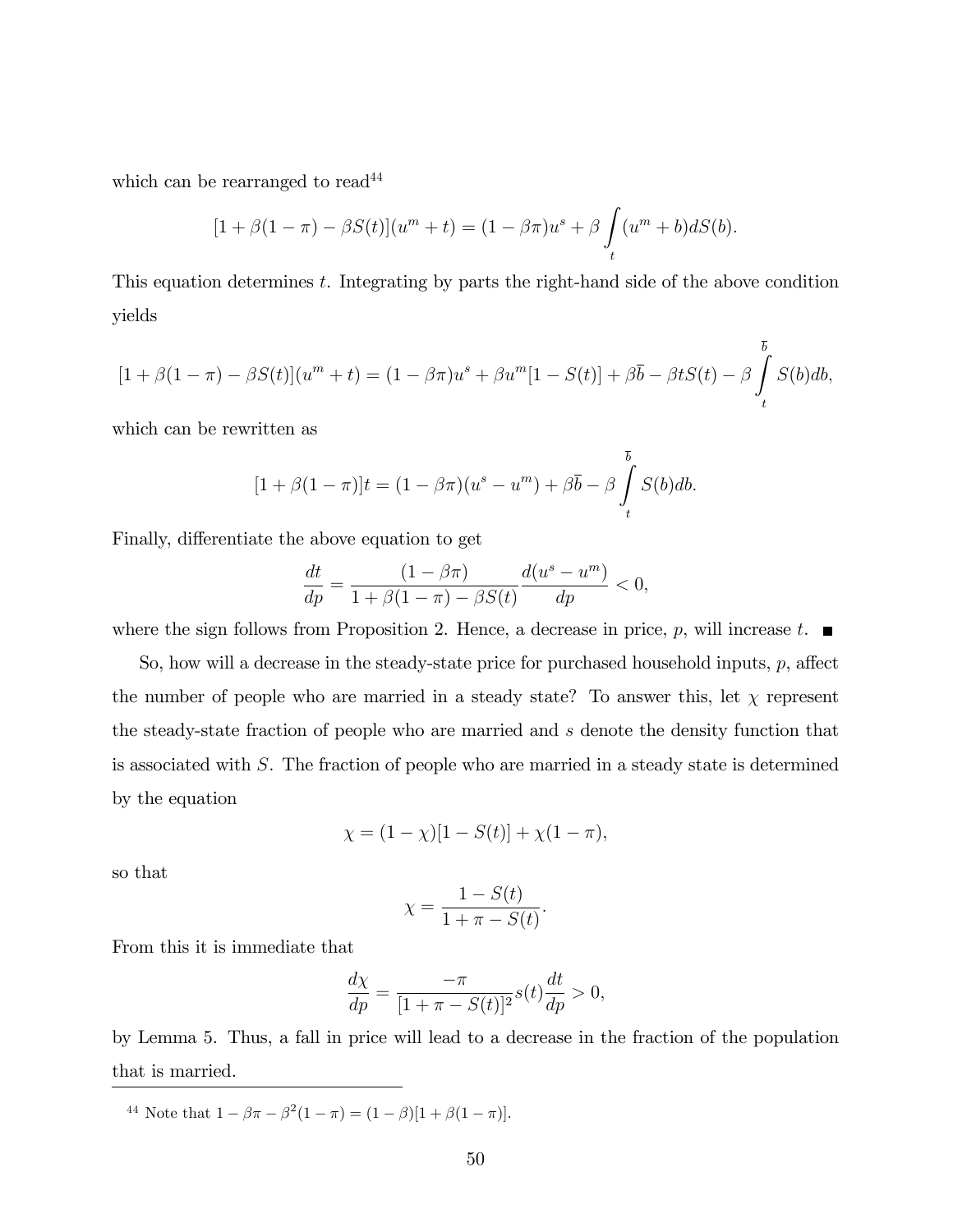which can be rearranged to read[44]

$$[1+\beta(1-\pi)-\beta S(t)](u^m+t)=(1-\beta\pi)u^s+\beta\int\limits_t (u^m+b)dS(b).$$

This equation determines $t$. Integrating by parts the right-hand side of the above condition yields

$$[1+\beta(1-\pi)-\beta S(t)](u^m+t)=(1-\beta\pi)u^s+\beta u^m[1-S(t)]+\beta\bar{b}-\beta tS(t)-\beta\int\limits_t^{\bar{b}} S(b)db,$$

which can be rewritten as

$$[1+\beta(1-\pi)]t=(1-\beta\pi)(u^s-u^m)+\beta\bar{b}-\beta\int\limits_t^{\bar{b}} S(b)db.$$

Finally, differentiate the above equation to get

$$\frac{dt}{dp}=\frac{(1-\beta\pi)}{1+\beta(1-\pi)-\beta S(t)}\frac{d(u^s-u^m)}{dp}<0,$$

where the sign follows from Proposition 2. Hence, a decrease in price, $p$, will increase $t$. ■

So, how will a decrease in the steady-state price for purchased household inputs, $p$, affect the number of people who are married in a steady state? To answer this, let $\chi$ represent the steady-state fraction of people who are married and $s$ denote the density function that is associated with $S$. The fraction of people who are married in a steady state is determined by the equation

$$\chi=(1-\chi)[1-S(t)]+\chi(1-\pi),$$

so that

$$\chi=\frac{1-S(t)}{1+\pi-S(t)}.$$

From this it is immediate that

$$\frac{d\chi}{dp}=\frac{-\pi}{[1+\pi-S(t)]^2}s(t)\frac{dt}{dp}>0,$$

by Lemma 5. Thus, a fall in price will lead to a decrease in the fraction of the population that is married.

[44] Note that $1-\beta\pi-\beta^2(1-\pi)=(1-\beta)[1+\beta(1-\pi)]$.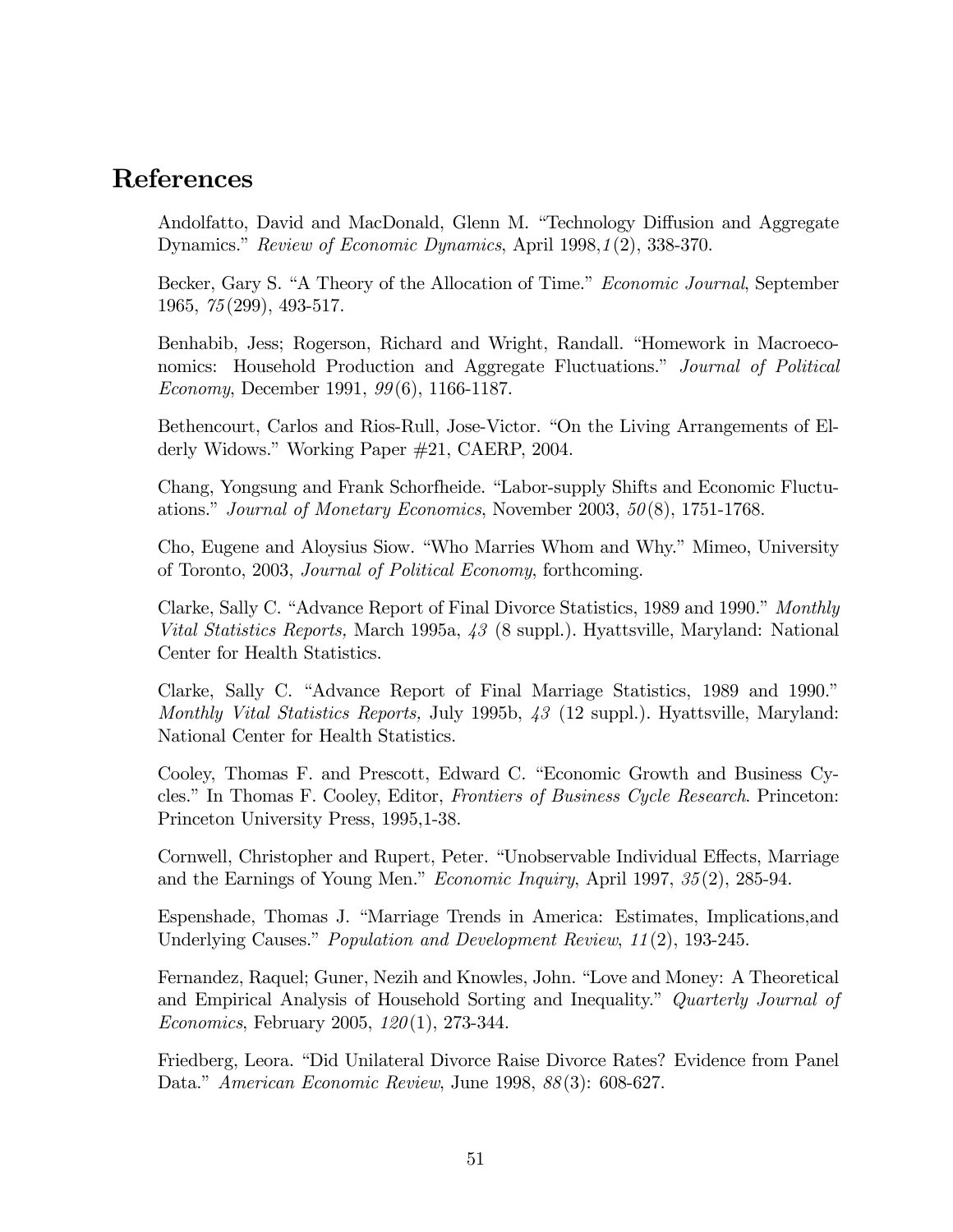# References

Andolfatto, David and MacDonald, Glenn M. "Technology Diffusion and Aggregate Dynamics." *Review of Economic Dynamics*, April 1998,*1*(2), 338-370.

Becker, Gary S. "A Theory of the Allocation of Time." *Economic Journal*, September 1965, *75*(299), 493-517.

Benhabib, Jess; Rogerson, Richard and Wright, Randall. "Homework in Macroeconomics: Household Production and Aggregate Fluctuations." *Journal of Political Economy*, December 1991, *99*(6), 1166-1187.

Bethencourt, Carlos and Rios-Rull, Jose-Victor. "On the Living Arrangements of Elderly Widows." Working Paper #21, CAERP, 2004.

Chang, Yongsung and Frank Schorfheide. "Labor-supply Shifts and Economic Fluctuations." *Journal of Monetary Economics*, November 2003, *50*(8), 1751-1768.

Cho, Eugene and Aloysius Siow. "Who Marries Whom and Why." Mimeo, University of Toronto, 2003, *Journal of Political Economy*, forthcoming.

Clarke, Sally C. "Advance Report of Final Divorce Statistics, 1989 and 1990." *Monthly Vital Statistics Reports,* March 1995a, *43* (8 suppl.). Hyattsville, Maryland: National Center for Health Statistics.

Clarke, Sally C. "Advance Report of Final Marriage Statistics, 1989 and 1990." *Monthly Vital Statistics Reports,* July 1995b, *43* (12 suppl.). Hyattsville, Maryland: National Center for Health Statistics.

Cooley, Thomas F. and Prescott, Edward C. "Economic Growth and Business Cycles." In Thomas F. Cooley, Editor, *Frontiers of Business Cycle Research*. Princeton: Princeton University Press, 1995,1-38.

Cornwell, Christopher and Rupert, Peter. "Unobservable Individual Effects, Marriage and the Earnings of Young Men." *Economic Inquiry*, April 1997, *35*(2), 285-94.

Espenshade, Thomas J. "Marriage Trends in America: Estimates, Implications,and Underlying Causes." *Population and Development Review*, *11*(2), 193-245.

Fernandez, Raquel; Guner, Nezih and Knowles, John. "Love and Money: A Theoretical and Empirical Analysis of Household Sorting and Inequality." *Quarterly Journal of Economics*, February 2005, *120*(1), 273-344.

Friedberg, Leora. "Did Unilateral Divorce Raise Divorce Rates? Evidence from Panel Data." *American Economic Review*, June 1998, *88*(3): 608-627.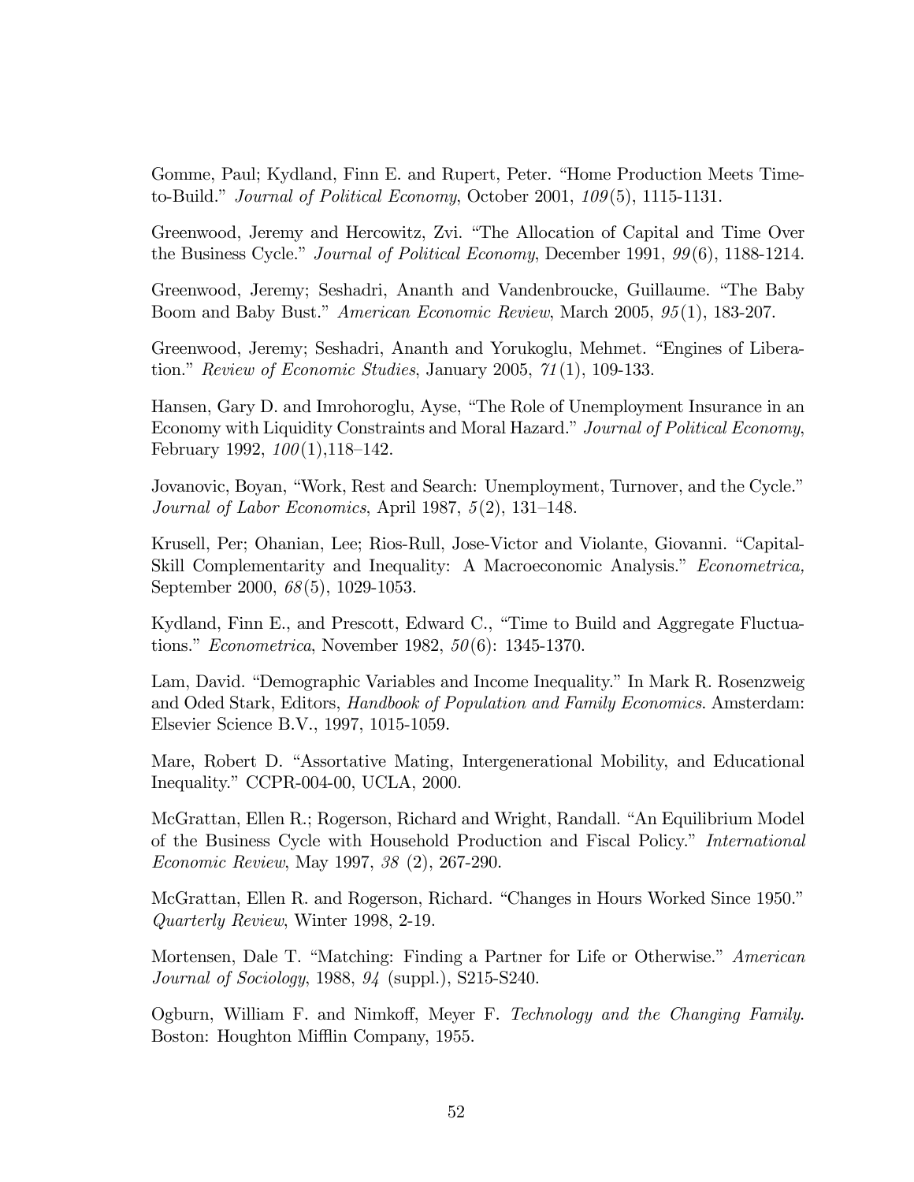Gomme, Paul; Kydland, Finn E. and Rupert, Peter. "Home Production Meets Time-to-Build." *Journal of Political Economy*, October 2001, *109*(5), 1115-1131.

Greenwood, Jeremy and Hercowitz, Zvi. "The Allocation of Capital and Time Over the Business Cycle." *Journal of Political Economy*, December 1991, *99*(6), 1188-1214.

Greenwood, Jeremy; Seshadri, Ananth and Vandenbroucke, Guillaume. "The Baby Boom and Baby Bust." *American Economic Review*, March 2005, *95*(1), 183-207.

Greenwood, Jeremy; Seshadri, Ananth and Yorukoglu, Mehmet. "Engines of Liberation." *Review of Economic Studies*, January 2005, *71*(1), 109-133.

Hansen, Gary D. and Imrohoroglu, Ayse, "The Role of Unemployment Insurance in an Economy with Liquidity Constraints and Moral Hazard." *Journal of Political Economy*, February 1992, *100*(1),118–142.

Jovanovic, Boyan, "Work, Rest and Search: Unemployment, Turnover, and the Cycle." *Journal of Labor Economics*, April 1987, *5*(2), 131–148.

Krusell, Per; Ohanian, Lee; Rios-Rull, Jose-Victor and Violante, Giovanni. "Capital-Skill Complementarity and Inequality: A Macroeconomic Analysis." *Econometrica,* September 2000, *68*(5), 1029-1053.

Kydland, Finn E., and Prescott, Edward C., "Time to Build and Aggregate Fluctuations." *Econometrica*, November 1982, *50*(6): 1345-1370.

Lam, David. "Demographic Variables and Income Inequality." In Mark R. Rosenzweig and Oded Stark, Editors, *Handbook of Population and Family Economics*. Amsterdam: Elsevier Science B.V., 1997, 1015-1059.

Mare, Robert D. "Assortative Mating, Intergenerational Mobility, and Educational Inequality." CCPR-004-00, UCLA, 2000.

McGrattan, Ellen R.; Rogerson, Richard and Wright, Randall. "An Equilibrium Model of the Business Cycle with Household Production and Fiscal Policy." *International Economic Review*, May 1997, *38* (2), 267-290.

McGrattan, Ellen R. and Rogerson, Richard. "Changes in Hours Worked Since 1950." *Quarterly Review*, Winter 1998, 2-19.

Mortensen, Dale T. "Matching: Finding a Partner for Life or Otherwise." *American Journal of Sociology*, 1988, *94* (suppl.), S215-S240.

Ogburn, William F. and Nimkoff, Meyer F. *Technology and the Changing Family*. Boston: Houghton Mifflin Company, 1955.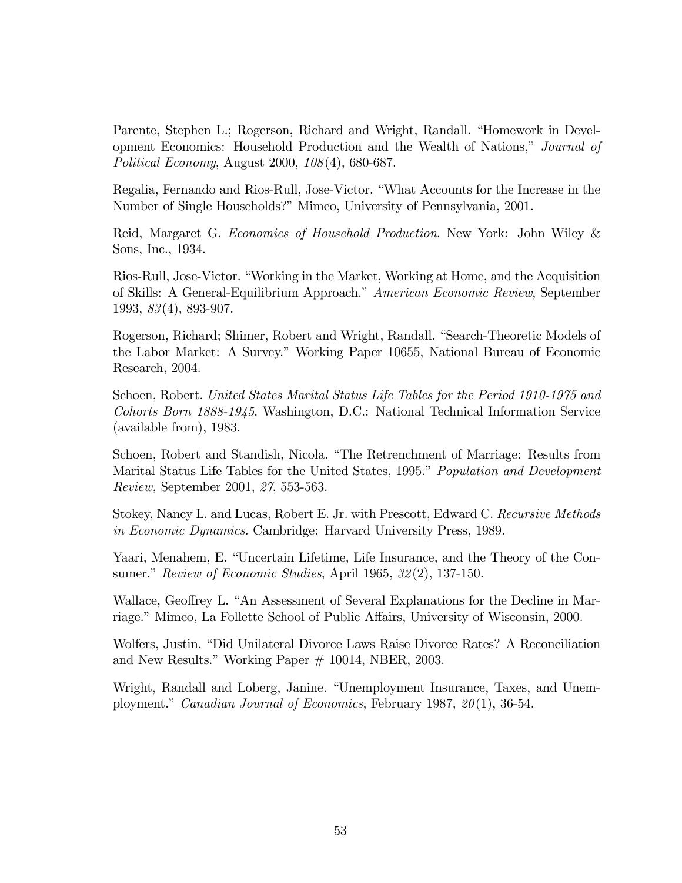Parente, Stephen L.; Rogerson, Richard and Wright, Randall. "Homework in Development Economics: Household Production and the Wealth of Nations," *Journal of Political Economy*, August 2000, *108*(4), 680-687.

Regalia, Fernando and Rios-Rull, Jose-Victor. "What Accounts for the Increase in the Number of Single Households?" Mimeo, University of Pennsylvania, 2001.

Reid, Margaret G. *Economics of Household Production*. New York: John Wiley & Sons, Inc., 1934.

Rios-Rull, Jose-Victor. "Working in the Market, Working at Home, and the Acquisition of Skills: A General-Equilibrium Approach." *American Economic Review*, September 1993, *83*(4), 893-907.

Rogerson, Richard; Shimer, Robert and Wright, Randall. "Search-Theoretic Models of the Labor Market: A Survey." Working Paper 10655, National Bureau of Economic Research, 2004.

Schoen, Robert. *United States Marital Status Life Tables for the Period 1910-1975 and Cohorts Born 1888-1945*. Washington, D.C.: National Technical Information Service (available from), 1983.

Schoen, Robert and Standish, Nicola. "The Retrenchment of Marriage: Results from Marital Status Life Tables for the United States, 1995." *Population and Development Review,* September 2001, *27*, 553-563.

Stokey, Nancy L. and Lucas, Robert E. Jr. with Prescott, Edward C. *Recursive Methods in Economic Dynamics*. Cambridge: Harvard University Press, 1989.

Yaari, Menahem, E. "Uncertain Lifetime, Life Insurance, and the Theory of the Consumer." *Review of Economic Studies*, April 1965, *32*(2), 137-150.

Wallace, Geoffrey L. "An Assessment of Several Explanations for the Decline in Marriage." Mimeo, La Follette School of Public Affairs, University of Wisconsin, 2000.

Wolfers, Justin. "Did Unilateral Divorce Laws Raise Divorce Rates? A Reconciliation and New Results." Working Paper # 10014, NBER, 2003.

Wright, Randall and Loberg, Janine. "Unemployment Insurance, Taxes, and Unemployment." *Canadian Journal of Economics*, February 1987, *20*(1), 36-54.